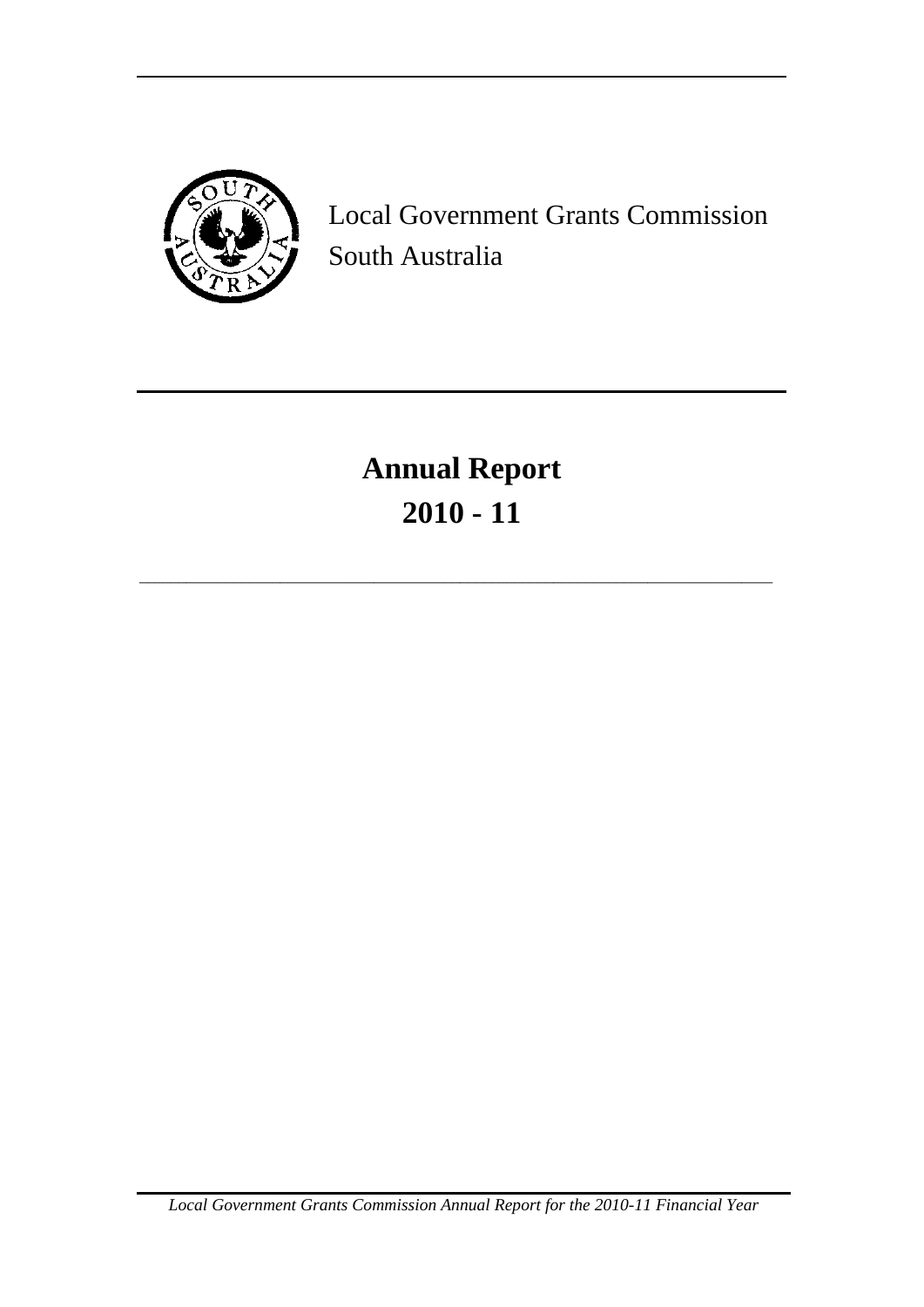Local Government Grants Commission
South Australia

# Annual Report
# 2010 - 11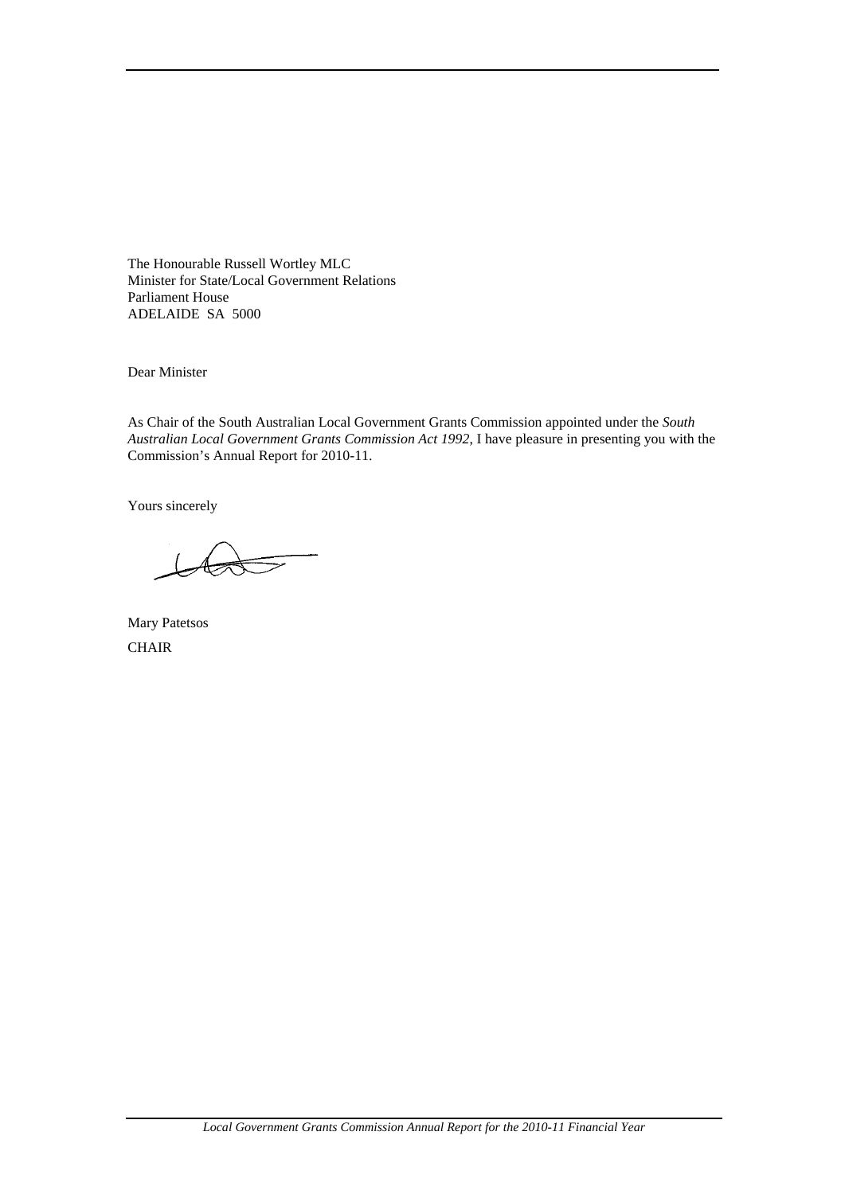The Honourable Russell Wortley MLC
Minister for State/Local Government Relations
Parliament House
ADELAIDE SA 5000

Dear Minister

As Chair of the South Australian Local Government Grants Commission appointed under the *South Australian Local Government Grants Commission Act 1992*, I have pleasure in presenting you with the Commission's Annual Report for 2010-11.

Yours sincerely

Mary Patetsos
CHAIR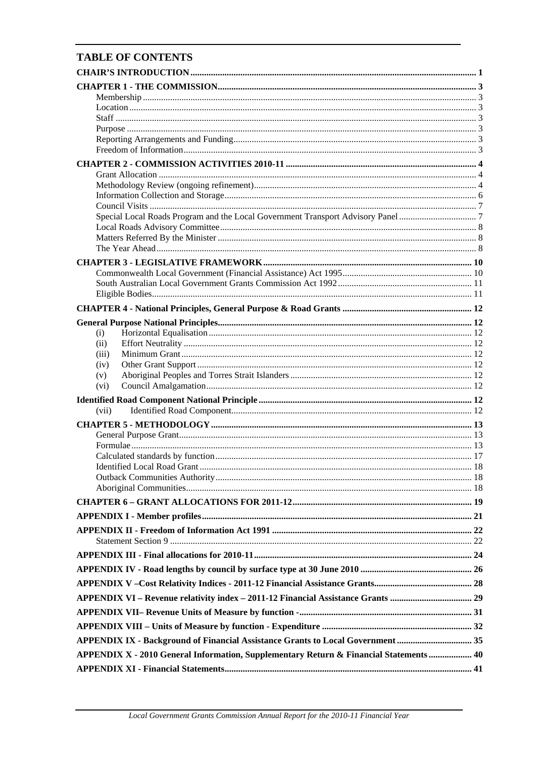## TABLE OF CONTENTS

| | |
|---|---|
| **CHAIR'S INTRODUCTION** | **1** |
| **CHAPTER 1 - THE COMMISSION** | **3** |
| Membership | 3 |
| Location | 3 |
| Staff | 3 |
| Purpose | 3 |
| Reporting Arrangements and Funding | 3 |
| Freedom of Information | 3 |
| **CHAPTER 2 - COMMISSION ACTIVITIES 2010-11** | **4** |
| Grant Allocation | 4 |
| Methodology Review (ongoing refinement) | 4 |
| Information Collection and Storage | 6 |
| Council Visits | 7 |
| Special Local Roads Program and the Local Government Transport Advisory Panel | 7 |
| Local Roads Advisory Committee | 8 |
| Matters Referred By the Minister | 8 |
| The Year Ahead | 8 |
| **CHAPTER 3 - LEGISLATIVE FRAMEWORK** | **10** |
| Commonwealth Local Government (Financial Assistance) Act 1995 | 10 |
| South Australian Local Government Grants Commission Act 1992 | 11 |
| Eligible Bodies | 11 |
| **CHAPTER 4 - National Principles, General Purpose & Road Grants** | **12** |
| **General Purpose National Principles** | **12** |
| (i) Horizontal Equalisation | 12 |
| (ii) Effort Neutrality | 12 |
| (iii) Minimum Grant | 12 |
| (iv) Other Grant Support | 12 |
| (v) Aboriginal Peoples and Torres Strait Islanders | 12 |
| (vi) Council Amalgamation | 12 |
| **Identified Road Component National Principle** | **12** |
| (vii) Identified Road Component | 12 |
| **CHAPTER 5 - METHODOLOGY** | **13** |
| General Purpose Grant | 13 |
| Formulae | 13 |
| Calculated standards by function | 17 |
| Identified Local Road Grant | 18 |
| Outback Communities Authority | 18 |
| Aboriginal Communities | 18 |
| **CHAPTER 6 – GRANT ALLOCATIONS FOR 2011-12** | **19** |
| **APPENDIX I - Member profiles** | **21** |
| **APPENDIX II - Freedom of Information Act 1991** | **22** |
| Statement Section 9 | 22 |
| **APPENDIX III - Final allocations for 2010-11** | **24** |
| **APPENDIX IV - Road lengths by council by surface type at 30 June 2010** | **26** |
| **APPENDIX V –Cost Relativity Indices - 2011-12 Financial Assistance Grants** | **28** |
| **APPENDIX VI – Revenue relativity index – 2011-12 Financial Assistance Grants** | **29** |
| **APPENDIX VII– Revenue Units of Measure by function -** | **31** |
| **APPENDIX VIII – Units of Measure by function - Expenditure** | **32** |
| **APPENDIX IX - Background of Financial Assistance Grants to Local Government** | **35** |
| **APPENDIX X - 2010 General Information, Supplementary Return & Financial Statements** | **40** |
| **APPENDIX XI - Financial Statements** | **41** |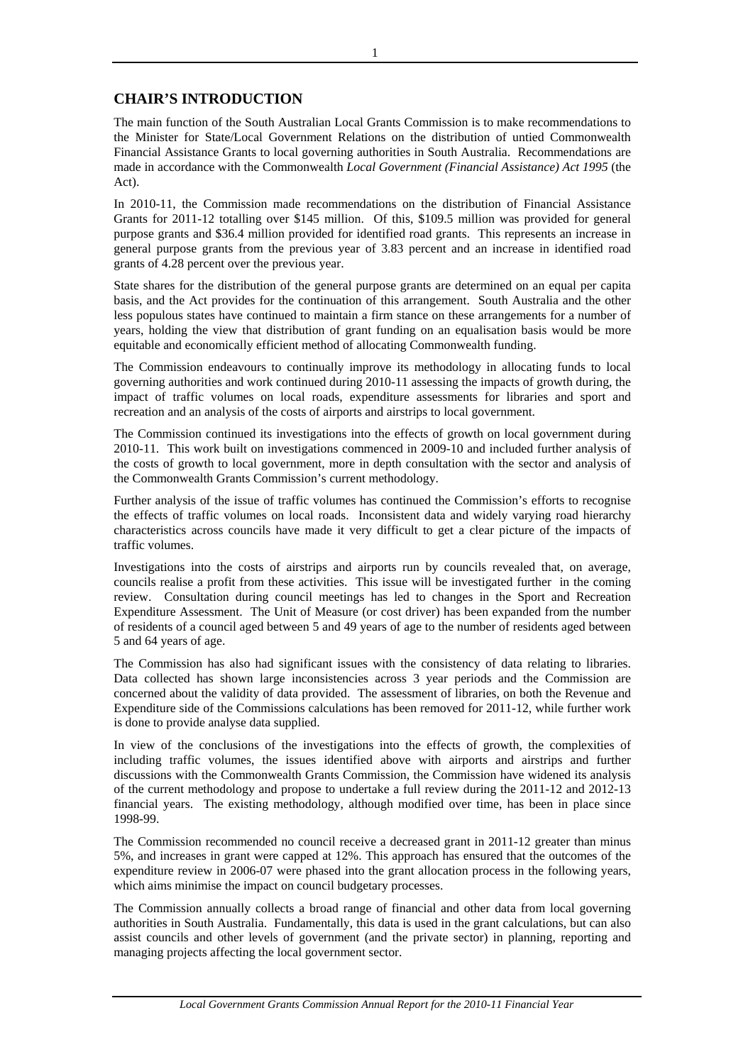## CHAIR'S INTRODUCTION

The main function of the South Australian Local Grants Commission is to make recommendations to the Minister for State/Local Government Relations on the distribution of untied Commonwealth Financial Assistance Grants to local governing authorities in South Australia. Recommendations are made in accordance with the Commonwealth *Local Government (Financial Assistance) Act 1995* (the Act).

In 2010-11, the Commission made recommendations on the distribution of Financial Assistance Grants for 2011-12 totalling over $145 million. Of this, $109.5 million was provided for general purpose grants and $36.4 million provided for identified road grants. This represents an increase in general purpose grants from the previous year of 3.83 percent and an increase in identified road grants of 4.28 percent over the previous year.

State shares for the distribution of the general purpose grants are determined on an equal per capita basis, and the Act provides for the continuation of this arrangement. South Australia and the other less populous states have continued to maintain a firm stance on these arrangements for a number of years, holding the view that distribution of grant funding on an equalisation basis would be more equitable and economically efficient method of allocating Commonwealth funding.

The Commission endeavours to continually improve its methodology in allocating funds to local governing authorities and work continued during 2010-11 assessing the impacts of growth during, the impact of traffic volumes on local roads, expenditure assessments for libraries and sport and recreation and an analysis of the costs of airports and airstrips to local government.

The Commission continued its investigations into the effects of growth on local government during 2010-11. This work built on investigations commenced in 2009-10 and included further analysis of the costs of growth to local government, more in depth consultation with the sector and analysis of the Commonwealth Grants Commission's current methodology.

Further analysis of the issue of traffic volumes has continued the Commission's efforts to recognise the effects of traffic volumes on local roads. Inconsistent data and widely varying road hierarchy characteristics across councils have made it very difficult to get a clear picture of the impacts of traffic volumes.

Investigations into the costs of airstrips and airports run by councils revealed that, on average, councils realise a profit from these activities. This issue will be investigated further in the coming review. Consultation during council meetings has led to changes in the Sport and Recreation Expenditure Assessment. The Unit of Measure (or cost driver) has been expanded from the number of residents of a council aged between 5 and 49 years of age to the number of residents aged between 5 and 64 years of age.

The Commission has also had significant issues with the consistency of data relating to libraries. Data collected has shown large inconsistencies across 3 year periods and the Commission are concerned about the validity of data provided. The assessment of libraries, on both the Revenue and Expenditure side of the Commissions calculations has been removed for 2011-12, while further work is done to provide analyse data supplied.

In view of the conclusions of the investigations into the effects of growth, the complexities of including traffic volumes, the issues identified above with airports and airstrips and further discussions with the Commonwealth Grants Commission, the Commission have widened its analysis of the current methodology and propose to undertake a full review during the 2011-12 and 2012-13 financial years. The existing methodology, although modified over time, has been in place since 1998-99.

The Commission recommended no council receive a decreased grant in 2011-12 greater than minus 5%, and increases in grant were capped at 12%. This approach has ensured that the outcomes of the expenditure review in 2006-07 were phased into the grant allocation process in the following years, which aims minimise the impact on council budgetary processes.

The Commission annually collects a broad range of financial and other data from local governing authorities in South Australia. Fundamentally, this data is used in the grant calculations, but can also assist councils and other levels of government (and the private sector) in planning, reporting and managing projects affecting the local government sector.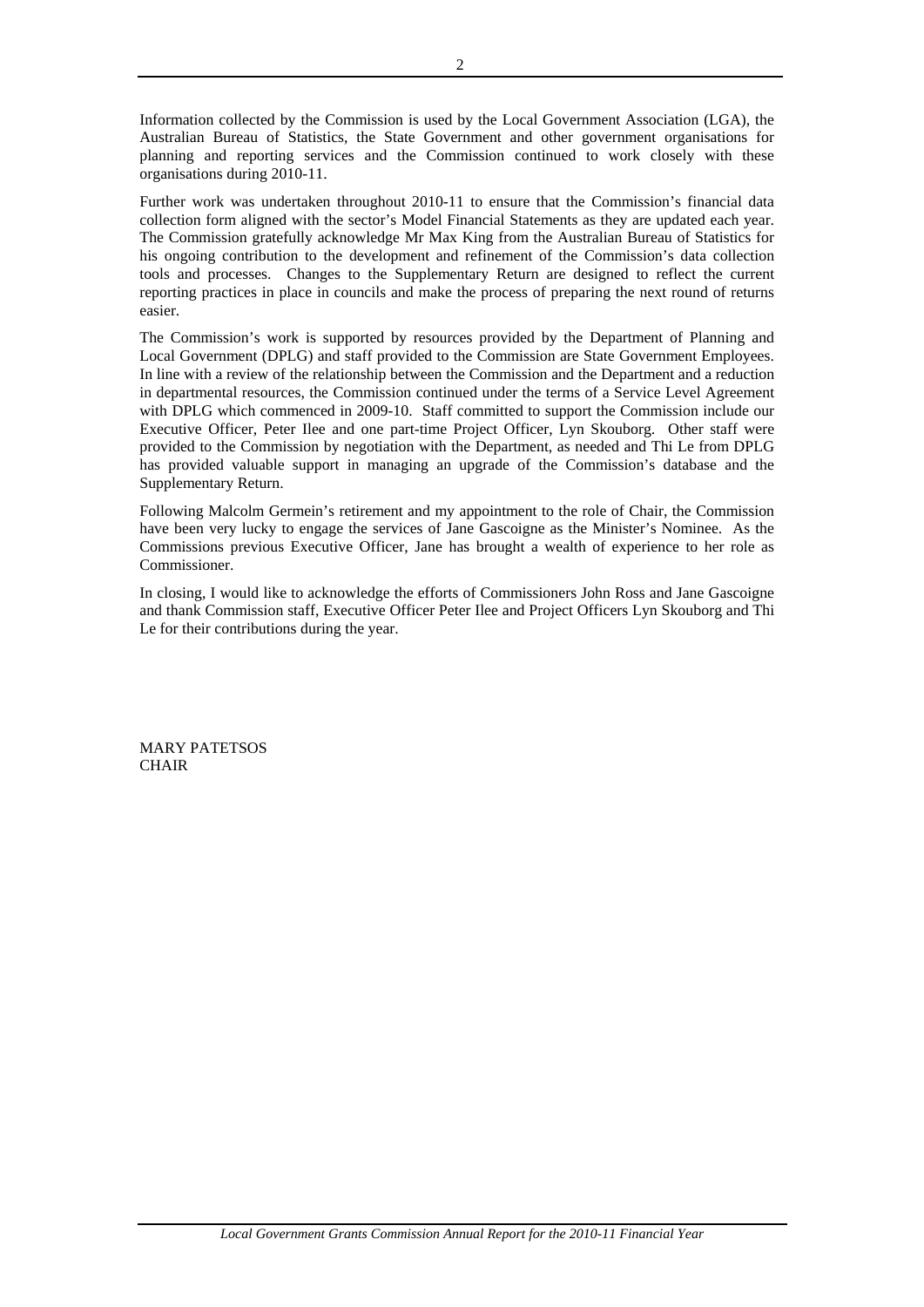Information collected by the Commission is used by the Local Government Association (LGA), the Australian Bureau of Statistics, the State Government and other government organisations for planning and reporting services and the Commission continued to work closely with these organisations during 2010-11.

Further work was undertaken throughout 2010-11 to ensure that the Commission's financial data collection form aligned with the sector's Model Financial Statements as they are updated each year. The Commission gratefully acknowledge Mr Max King from the Australian Bureau of Statistics for his ongoing contribution to the development and refinement of the Commission's data collection tools and processes. Changes to the Supplementary Return are designed to reflect the current reporting practices in place in councils and make the process of preparing the next round of returns easier.

The Commission's work is supported by resources provided by the Department of Planning and Local Government (DPLG) and staff provided to the Commission are State Government Employees. In line with a review of the relationship between the Commission and the Department and a reduction in departmental resources, the Commission continued under the terms of a Service Level Agreement with DPLG which commenced in 2009-10. Staff committed to support the Commission include our Executive Officer, Peter Ilee and one part-time Project Officer, Lyn Skouborg. Other staff were provided to the Commission by negotiation with the Department, as needed and Thi Le from DPLG has provided valuable support in managing an upgrade of the Commission's database and the Supplementary Return.

Following Malcolm Germein's retirement and my appointment to the role of Chair, the Commission have been very lucky to engage the services of Jane Gascoigne as the Minister's Nominee. As the Commissions previous Executive Officer, Jane has brought a wealth of experience to her role as Commissioner.

In closing, I would like to acknowledge the efforts of Commissioners John Ross and Jane Gascoigne and thank Commission staff, Executive Officer Peter Ilee and Project Officers Lyn Skouborg and Thi Le for their contributions during the year.

MARY PATETSOS
CHAIR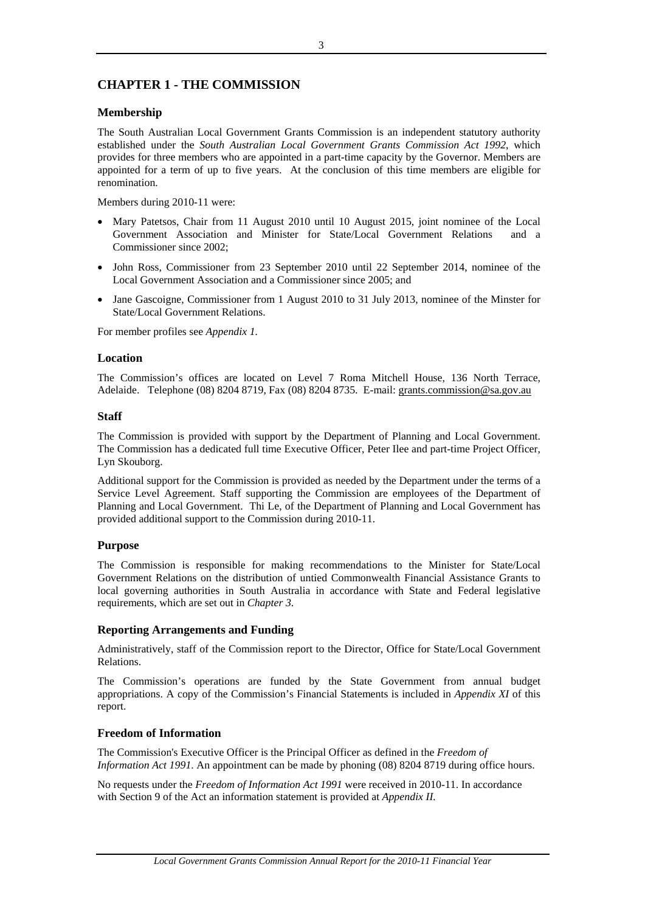# CHAPTER 1 - THE COMMISSION

## Membership

The South Australian Local Government Grants Commission is an independent statutory authority established under the *South Australian Local Government Grants Commission Act 1992*, which provides for three members who are appointed in a part-time capacity by the Governor. Members are appointed for a term of up to five years. At the conclusion of this time members are eligible for renomination.

Members during 2010-11 were:

- Mary Patetsos, Chair from 11 August 2010 until 10 August 2015, joint nominee of the Local Government Association and Minister for State/Local Government Relations and a Commissioner since 2002;
- John Ross, Commissioner from 23 September 2010 until 22 September 2014, nominee of the Local Government Association and a Commissioner since 2005; and
- Jane Gascoigne, Commissioner from 1 August 2010 to 31 July 2013, nominee of the Minster for State/Local Government Relations.

For member profiles see *Appendix 1.*

## Location

The Commission's offices are located on Level 7 Roma Mitchell House, 136 North Terrace, Adelaide. Telephone (08) 8204 8719, Fax (08) 8204 8735. E-mail: grants.commission@sa.gov.au

## Staff

The Commission is provided with support by the Department of Planning and Local Government. The Commission has a dedicated full time Executive Officer, Peter Ilee and part-time Project Officer, Lyn Skouborg.

Additional support for the Commission is provided as needed by the Department under the terms of a Service Level Agreement. Staff supporting the Commission are employees of the Department of Planning and Local Government. Thi Le, of the Department of Planning and Local Government has provided additional support to the Commission during 2010-11.

## Purpose

The Commission is responsible for making recommendations to the Minister for State/Local Government Relations on the distribution of untied Commonwealth Financial Assistance Grants to local governing authorities in South Australia in accordance with State and Federal legislative requirements, which are set out in *Chapter 3.*

## Reporting Arrangements and Funding

Administratively, staff of the Commission report to the Director, Office for State/Local Government Relations.

The Commission's operations are funded by the State Government from annual budget appropriations. A copy of the Commission's Financial Statements is included in *Appendix XI* of this report.

## Freedom of Information

The Commission's Executive Officer is the Principal Officer as defined in the *Freedom of Information Act 1991.* An appointment can be made by phoning (08) 8204 8719 during office hours.

No requests under the *Freedom of Information Act 1991* were received in 2010-11. In accordance with Section 9 of the Act an information statement is provided at *Appendix II.*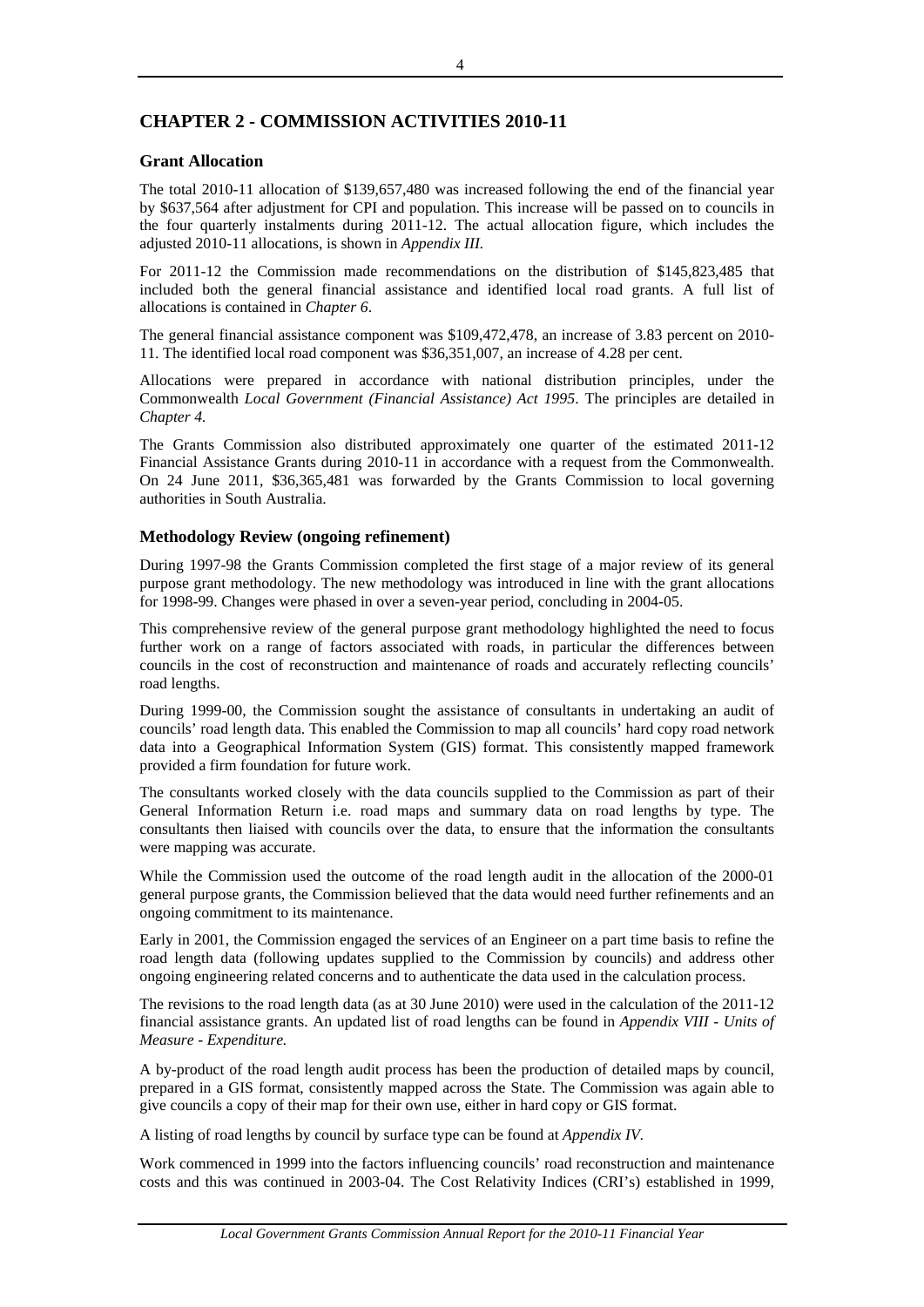## CHAPTER 2 - COMMISSION ACTIVITIES 2010-11

### Grant Allocation

The total 2010-11 allocation of $139,657,480 was increased following the end of the financial year by $637,564 after adjustment for CPI and population. This increase will be passed on to councils in the four quarterly instalments during 2011-12. The actual allocation figure, which includes the adjusted 2010-11 allocations, is shown in *Appendix III.*

For 2011-12 the Commission made recommendations on the distribution of $145,823,485 that included both the general financial assistance and identified local road grants. A full list of allocations is contained in *Chapter 6*.

The general financial assistance component was $109,472,478, an increase of 3.83 percent on 2010-11. The identified local road component was $36,351,007, an increase of 4.28 per cent.

Allocations were prepared in accordance with national distribution principles, under the Commonwealth *Local Government (Financial Assistance) Act 1995*. The principles are detailed in *Chapter 4.*

The Grants Commission also distributed approximately one quarter of the estimated 2011-12 Financial Assistance Grants during 2010-11 in accordance with a request from the Commonwealth. On 24 June 2011, $36,365,481 was forwarded by the Grants Commission to local governing authorities in South Australia.

### Methodology Review (ongoing refinement)

During 1997-98 the Grants Commission completed the first stage of a major review of its general purpose grant methodology. The new methodology was introduced in line with the grant allocations for 1998-99. Changes were phased in over a seven-year period, concluding in 2004-05.

This comprehensive review of the general purpose grant methodology highlighted the need to focus further work on a range of factors associated with roads, in particular the differences between councils in the cost of reconstruction and maintenance of roads and accurately reflecting councils' road lengths.

During 1999-00, the Commission sought the assistance of consultants in undertaking an audit of councils' road length data. This enabled the Commission to map all councils' hard copy road network data into a Geographical Information System (GIS) format. This consistently mapped framework provided a firm foundation for future work.

The consultants worked closely with the data councils supplied to the Commission as part of their General Information Return i.e. road maps and summary data on road lengths by type. The consultants then liaised with councils over the data, to ensure that the information the consultants were mapping was accurate.

While the Commission used the outcome of the road length audit in the allocation of the 2000-01 general purpose grants, the Commission believed that the data would need further refinements and an ongoing commitment to its maintenance.

Early in 2001, the Commission engaged the services of an Engineer on a part time basis to refine the road length data (following updates supplied to the Commission by councils) and address other ongoing engineering related concerns and to authenticate the data used in the calculation process.

The revisions to the road length data (as at 30 June 2010) were used in the calculation of the 2011-12 financial assistance grants. An updated list of road lengths can be found in *Appendix VIII - Units of Measure - Expenditure.*

A by-product of the road length audit process has been the production of detailed maps by council, prepared in a GIS format, consistently mapped across the State. The Commission was again able to give councils a copy of their map for their own use, either in hard copy or GIS format.

A listing of road lengths by council by surface type can be found at *Appendix IV*.

Work commenced in 1999 into the factors influencing councils' road reconstruction and maintenance costs and this was continued in 2003-04. The Cost Relativity Indices (CRI's) established in 1999,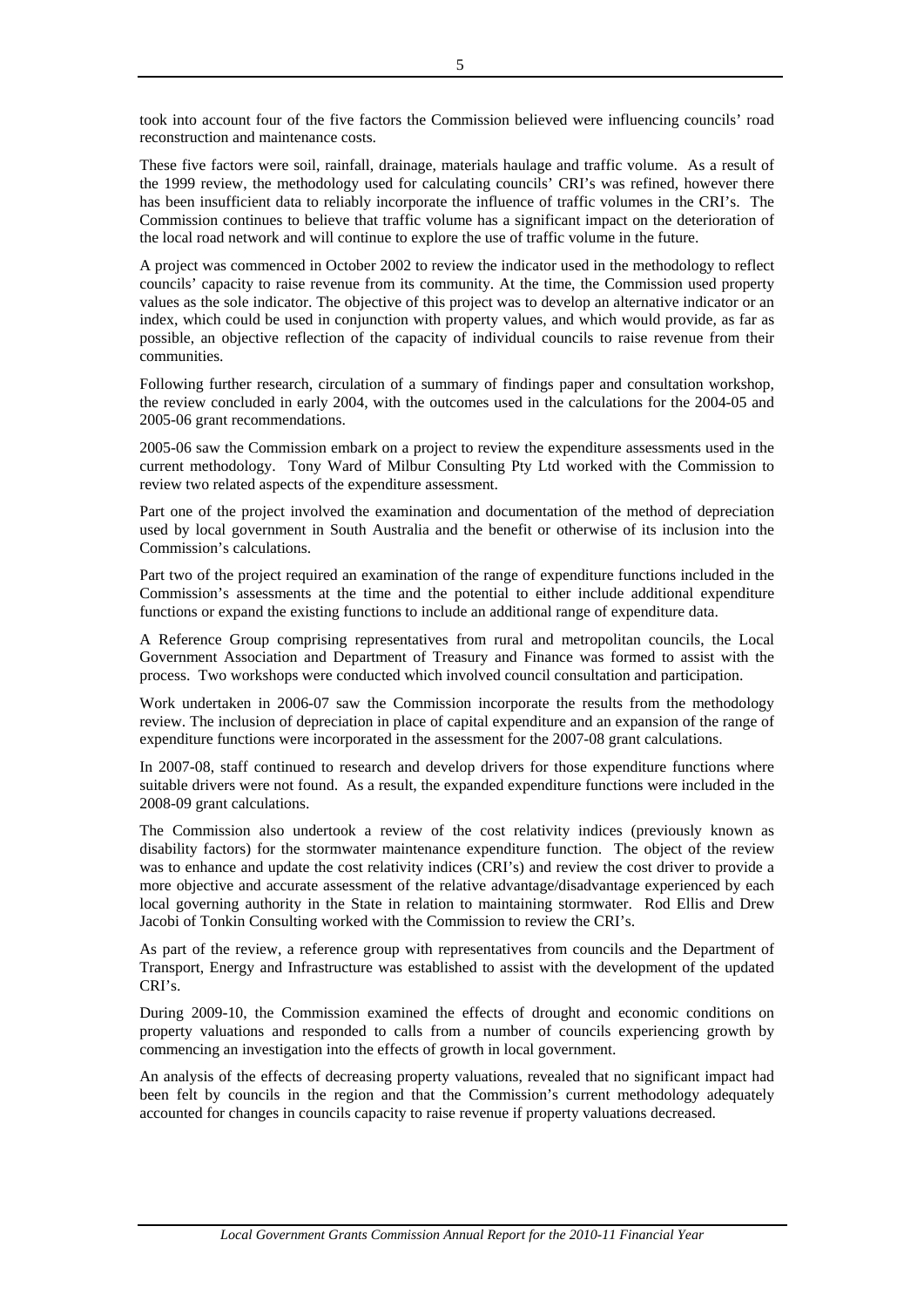took into account four of the five factors the Commission believed were influencing councils' road reconstruction and maintenance costs.

These five factors were soil, rainfall, drainage, materials haulage and traffic volume. As a result of the 1999 review, the methodology used for calculating councils' CRI's was refined, however there has been insufficient data to reliably incorporate the influence of traffic volumes in the CRI's. The Commission continues to believe that traffic volume has a significant impact on the deterioration of the local road network and will continue to explore the use of traffic volume in the future.

A project was commenced in October 2002 to review the indicator used in the methodology to reflect councils' capacity to raise revenue from its community. At the time, the Commission used property values as the sole indicator. The objective of this project was to develop an alternative indicator or an index, which could be used in conjunction with property values, and which would provide, as far as possible, an objective reflection of the capacity of individual councils to raise revenue from their communities.

Following further research, circulation of a summary of findings paper and consultation workshop, the review concluded in early 2004, with the outcomes used in the calculations for the 2004-05 and 2005-06 grant recommendations.

2005-06 saw the Commission embark on a project to review the expenditure assessments used in the current methodology. Tony Ward of Milbur Consulting Pty Ltd worked with the Commission to review two related aspects of the expenditure assessment.

Part one of the project involved the examination and documentation of the method of depreciation used by local government in South Australia and the benefit or otherwise of its inclusion into the Commission's calculations.

Part two of the project required an examination of the range of expenditure functions included in the Commission's assessments at the time and the potential to either include additional expenditure functions or expand the existing functions to include an additional range of expenditure data.

A Reference Group comprising representatives from rural and metropolitan councils, the Local Government Association and Department of Treasury and Finance was formed to assist with the process. Two workshops were conducted which involved council consultation and participation.

Work undertaken in 2006-07 saw the Commission incorporate the results from the methodology review. The inclusion of depreciation in place of capital expenditure and an expansion of the range of expenditure functions were incorporated in the assessment for the 2007-08 grant calculations.

In 2007-08, staff continued to research and develop drivers for those expenditure functions where suitable drivers were not found. As a result, the expanded expenditure functions were included in the 2008-09 grant calculations.

The Commission also undertook a review of the cost relativity indices (previously known as disability factors) for the stormwater maintenance expenditure function. The object of the review was to enhance and update the cost relativity indices (CRI's) and review the cost driver to provide a more objective and accurate assessment of the relative advantage/disadvantage experienced by each local governing authority in the State in relation to maintaining stormwater. Rod Ellis and Drew Jacobi of Tonkin Consulting worked with the Commission to review the CRI's.

As part of the review, a reference group with representatives from councils and the Department of Transport, Energy and Infrastructure was established to assist with the development of the updated CRI's.

During 2009-10, the Commission examined the effects of drought and economic conditions on property valuations and responded to calls from a number of councils experiencing growth by commencing an investigation into the effects of growth in local government.

An analysis of the effects of decreasing property valuations, revealed that no significant impact had been felt by councils in the region and that the Commission's current methodology adequately accounted for changes in councils capacity to raise revenue if property valuations decreased.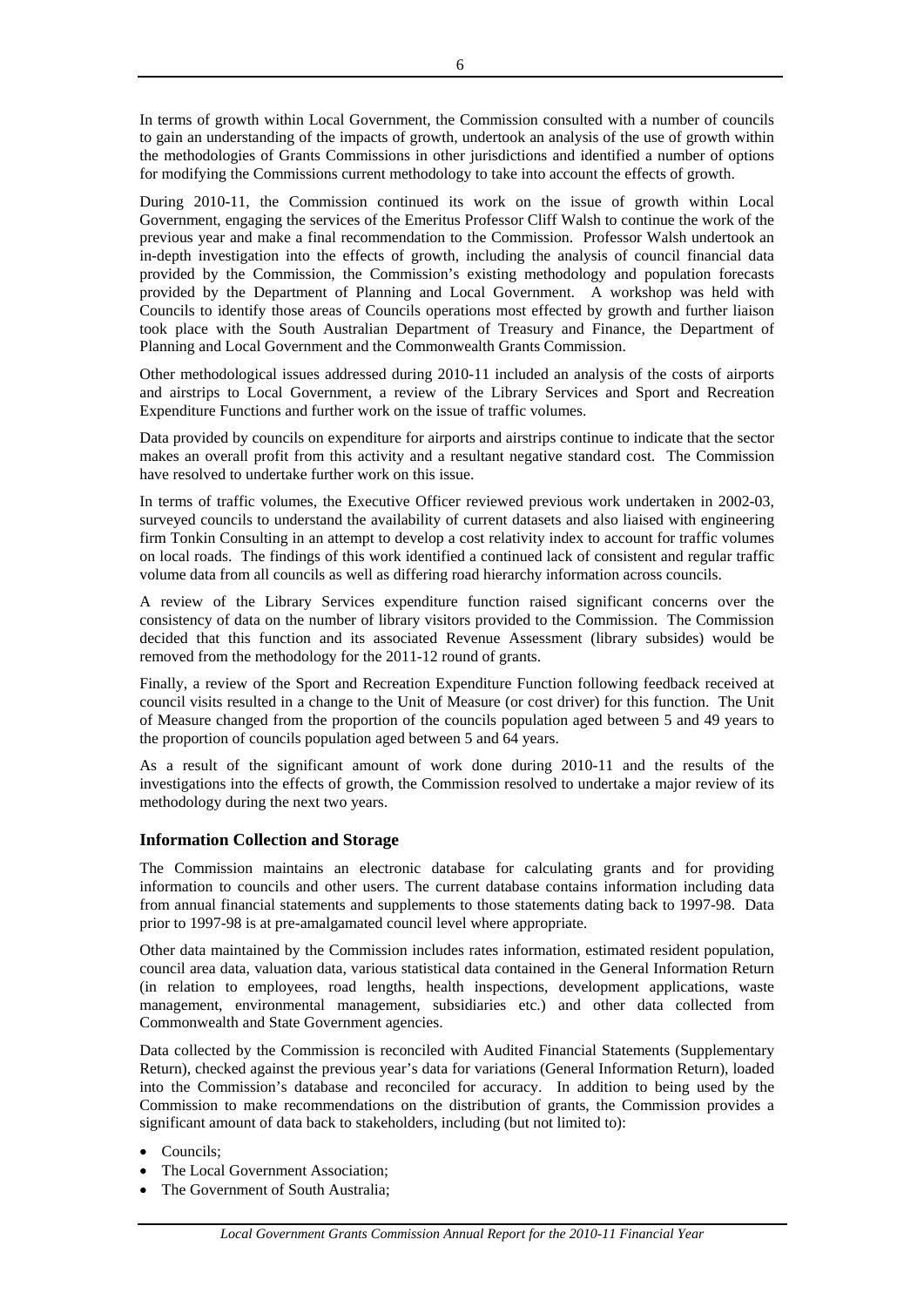In terms of growth within Local Government, the Commission consulted with a number of councils to gain an understanding of the impacts of growth, undertook an analysis of the use of growth within the methodologies of Grants Commissions in other jurisdictions and identified a number of options for modifying the Commissions current methodology to take into account the effects of growth.

During 2010-11, the Commission continued its work on the issue of growth within Local Government, engaging the services of the Emeritus Professor Cliff Walsh to continue the work of the previous year and make a final recommendation to the Commission. Professor Walsh undertook an in-depth investigation into the effects of growth, including the analysis of council financial data provided by the Commission, the Commission's existing methodology and population forecasts provided by the Department of Planning and Local Government. A workshop was held with Councils to identify those areas of Councils operations most effected by growth and further liaison took place with the South Australian Department of Treasury and Finance, the Department of Planning and Local Government and the Commonwealth Grants Commission.

Other methodological issues addressed during 2010-11 included an analysis of the costs of airports and airstrips to Local Government, a review of the Library Services and Sport and Recreation Expenditure Functions and further work on the issue of traffic volumes.

Data provided by councils on expenditure for airports and airstrips continue to indicate that the sector makes an overall profit from this activity and a resultant negative standard cost. The Commission have resolved to undertake further work on this issue.

In terms of traffic volumes, the Executive Officer reviewed previous work undertaken in 2002-03, surveyed councils to understand the availability of current datasets and also liaised with engineering firm Tonkin Consulting in an attempt to develop a cost relativity index to account for traffic volumes on local roads. The findings of this work identified a continued lack of consistent and regular traffic volume data from all councils as well as differing road hierarchy information across councils.

A review of the Library Services expenditure function raised significant concerns over the consistency of data on the number of library visitors provided to the Commission. The Commission decided that this function and its associated Revenue Assessment (library subsides) would be removed from the methodology for the 2011-12 round of grants.

Finally, a review of the Sport and Recreation Expenditure Function following feedback received at council visits resulted in a change to the Unit of Measure (or cost driver) for this function. The Unit of Measure changed from the proportion of the councils population aged between 5 and 49 years to the proportion of councils population aged between 5 and 64 years.

As a result of the significant amount of work done during 2010-11 and the results of the investigations into the effects of growth, the Commission resolved to undertake a major review of its methodology during the next two years.

### Information Collection and Storage

The Commission maintains an electronic database for calculating grants and for providing information to councils and other users. The current database contains information including data from annual financial statements and supplements to those statements dating back to 1997-98. Data prior to 1997-98 is at pre-amalgamated council level where appropriate.

Other data maintained by the Commission includes rates information, estimated resident population, council area data, valuation data, various statistical data contained in the General Information Return (in relation to employees, road lengths, health inspections, development applications, waste management, environmental management, subsidiaries etc.) and other data collected from Commonwealth and State Government agencies.

Data collected by the Commission is reconciled with Audited Financial Statements (Supplementary Return), checked against the previous year's data for variations (General Information Return), loaded into the Commission's database and reconciled for accuracy. In addition to being used by the Commission to make recommendations on the distribution of grants, the Commission provides a significant amount of data back to stakeholders, including (but not limited to):

- Councils;
- The Local Government Association;
- The Government of South Australia;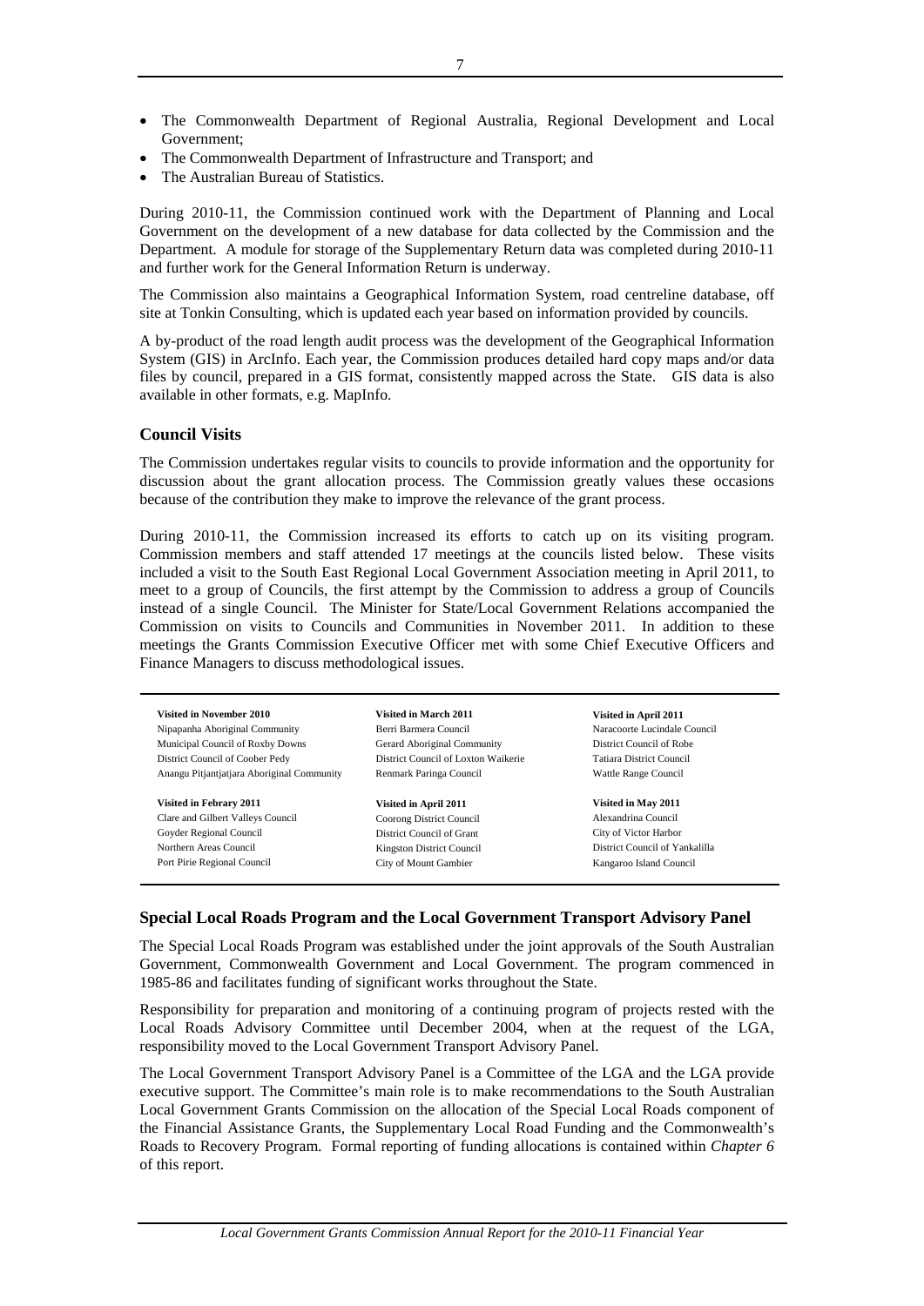- The Commonwealth Department of Regional Australia, Regional Development and Local Government;
- The Commonwealth Department of Infrastructure and Transport; and
- The Australian Bureau of Statistics.

During 2010-11, the Commission continued work with the Department of Planning and Local Government on the development of a new database for data collected by the Commission and the Department. A module for storage of the Supplementary Return data was completed during 2010-11 and further work for the General Information Return is underway.

The Commission also maintains a Geographical Information System, road centreline database, off site at Tonkin Consulting, which is updated each year based on information provided by councils.

A by-product of the road length audit process was the development of the Geographical Information System (GIS) in ArcInfo. Each year, the Commission produces detailed hard copy maps and/or data files by council, prepared in a GIS format, consistently mapped across the State. GIS data is also available in other formats, e.g. MapInfo.

### Council Visits

The Commission undertakes regular visits to councils to provide information and the opportunity for discussion about the grant allocation process. The Commission greatly values these occasions because of the contribution they make to improve the relevance of the grant process.

During 2010-11, the Commission increased its efforts to catch up on its visiting program. Commission members and staff attended 17 meetings at the councils listed below. These visits included a visit to the South East Regional Local Government Association meeting in April 2011, to meet to a group of Councils, the first attempt by the Commission to address a group of Councils instead of a single Council. The Minister for State/Local Government Relations accompanied the Commission on visits to Councils and Communities in November 2011. In addition to these meetings the Grants Commission Executive Officer met with some Chief Executive Officers and Finance Managers to discuss methodological issues.

**Visited in November 2010**
Nipapanha Aboriginal Community
Municipal Council of Roxby Downs
District Council of Coober Pedy
Anangu Pitjantjatjara Aboriginal Community

**Visited in March 2011**
Berri Barmera Council
Gerard Aboriginal Community
District Council of Loxton Waikerie
Renmark Paringa Council

**Visited in April 2011**
Naracoorte Lucindale Council
District Council of Robe
Tatiara District Council
Wattle Range Council

**Visited in Febrary 2011**
Clare and Gilbert Valleys Council
Goyder Regional Council
Northern Areas Council
Port Pirie Regional Council

**Visited in April 2011**
Coorong District Council
District Council of Grant
Kingston District Council
City of Mount Gambier

**Visited in May 2011**
Alexandrina Council
City of Victor Harbor
District Council of Yankalilla
Kangaroo Island Council

### Special Local Roads Program and the Local Government Transport Advisory Panel

The Special Local Roads Program was established under the joint approvals of the South Australian Government, Commonwealth Government and Local Government. The program commenced in 1985-86 and facilitates funding of significant works throughout the State.

Responsibility for preparation and monitoring of a continuing program of projects rested with the Local Roads Advisory Committee until December 2004, when at the request of the LGA, responsibility moved to the Local Government Transport Advisory Panel.

The Local Government Transport Advisory Panel is a Committee of the LGA and the LGA provide executive support. The Committee's main role is to make recommendations to the South Australian Local Government Grants Commission on the allocation of the Special Local Roads component of the Financial Assistance Grants, the Supplementary Local Road Funding and the Commonwealth's Roads to Recovery Program. Formal reporting of funding allocations is contained within *Chapter 6* of this report.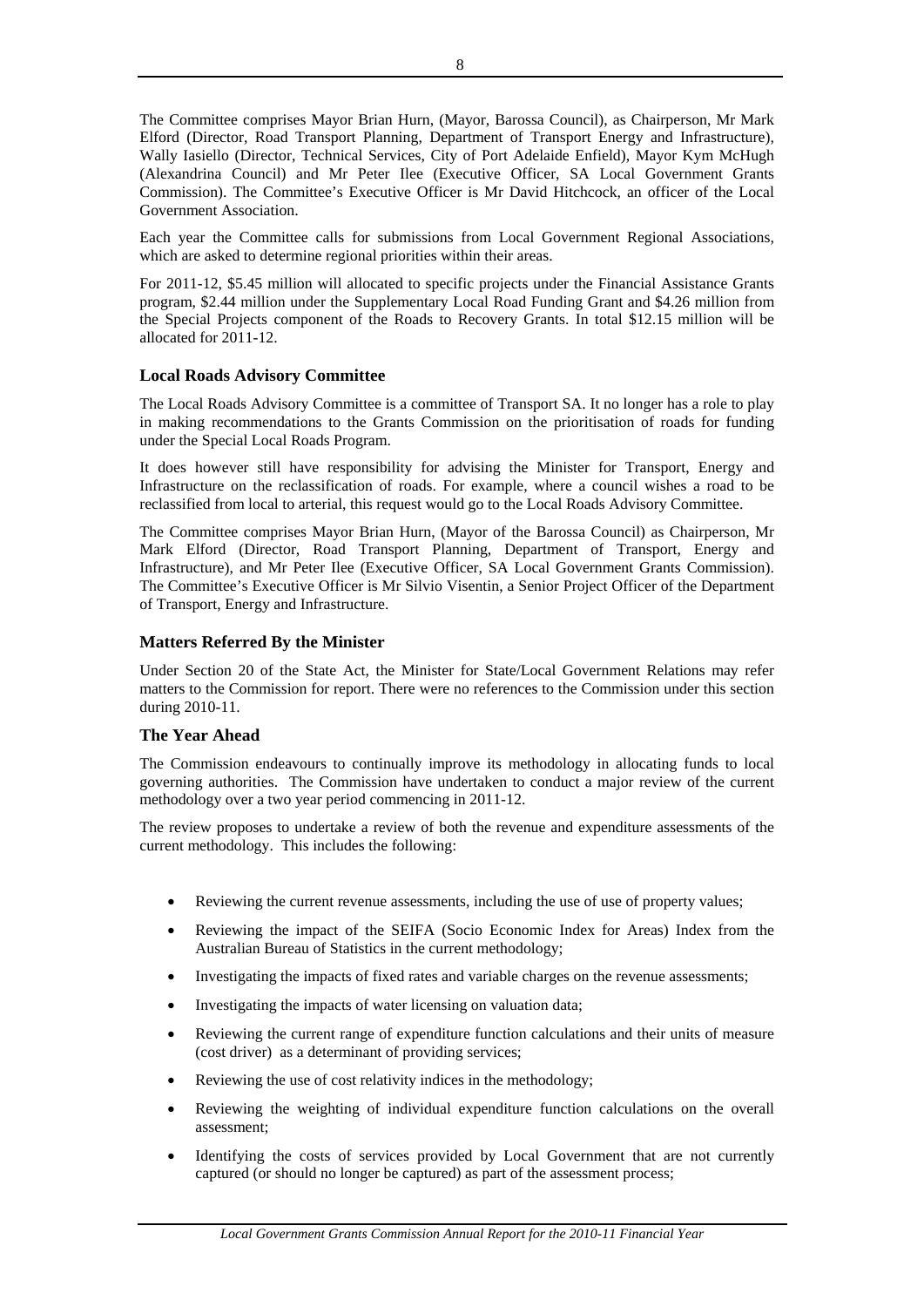The Committee comprises Mayor Brian Hurn, (Mayor, Barossa Council), as Chairperson, Mr Mark Elford (Director, Road Transport Planning, Department of Transport Energy and Infrastructure), Wally Iasiello (Director, Technical Services, City of Port Adelaide Enfield), Mayor Kym McHugh (Alexandrina Council) and Mr Peter Ilee (Executive Officer, SA Local Government Grants Commission). The Committee's Executive Officer is Mr David Hitchcock, an officer of the Local Government Association.

Each year the Committee calls for submissions from Local Government Regional Associations, which are asked to determine regional priorities within their areas.

For 2011-12, $5.45 million will allocated to specific projects under the Financial Assistance Grants program, $2.44 million under the Supplementary Local Road Funding Grant and $4.26 million from the Special Projects component of the Roads to Recovery Grants. In total $12.15 million will be allocated for 2011-12.

### Local Roads Advisory Committee

The Local Roads Advisory Committee is a committee of Transport SA. It no longer has a role to play in making recommendations to the Grants Commission on the prioritisation of roads for funding under the Special Local Roads Program.

It does however still have responsibility for advising the Minister for Transport, Energy and Infrastructure on the reclassification of roads. For example, where a council wishes a road to be reclassified from local to arterial, this request would go to the Local Roads Advisory Committee.

The Committee comprises Mayor Brian Hurn, (Mayor of the Barossa Council) as Chairperson, Mr Mark Elford (Director, Road Transport Planning, Department of Transport, Energy and Infrastructure), and Mr Peter Ilee (Executive Officer, SA Local Government Grants Commission). The Committee's Executive Officer is Mr Silvio Visentin, a Senior Project Officer of the Department of Transport, Energy and Infrastructure.

### Matters Referred By the Minister

Under Section 20 of the State Act, the Minister for State/Local Government Relations may refer matters to the Commission for report. There were no references to the Commission under this section during 2010-11.

### The Year Ahead

The Commission endeavours to continually improve its methodology in allocating funds to local governing authorities. The Commission have undertaken to conduct a major review of the current methodology over a two year period commencing in 2011-12.

The review proposes to undertake a review of both the revenue and expenditure assessments of the current methodology. This includes the following:

- Reviewing the current revenue assessments, including the use of use of property values;
- Reviewing the impact of the SEIFA (Socio Economic Index for Areas) Index from the Australian Bureau of Statistics in the current methodology;
- Investigating the impacts of fixed rates and variable charges on the revenue assessments;
- Investigating the impacts of water licensing on valuation data;
- Reviewing the current range of expenditure function calculations and their units of measure (cost driver) as a determinant of providing services;
- Reviewing the use of cost relativity indices in the methodology;
- Reviewing the weighting of individual expenditure function calculations on the overall assessment;
- Identifying the costs of services provided by Local Government that are not currently captured (or should no longer be captured) as part of the assessment process;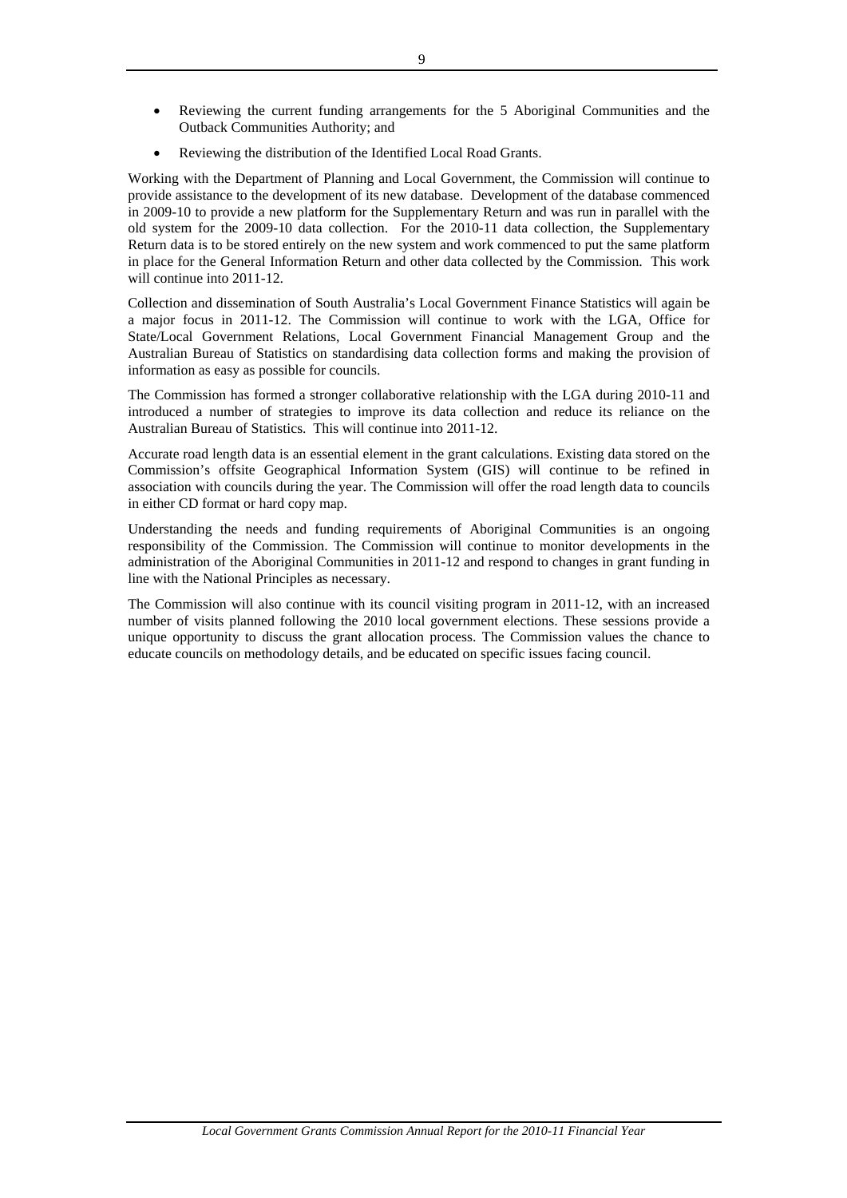- Reviewing the current funding arrangements for the 5 Aboriginal Communities and the Outback Communities Authority; and
- Reviewing the distribution of the Identified Local Road Grants.

Working with the Department of Planning and Local Government, the Commission will continue to provide assistance to the development of its new database. Development of the database commenced in 2009-10 to provide a new platform for the Supplementary Return and was run in parallel with the old system for the 2009-10 data collection. For the 2010-11 data collection, the Supplementary Return data is to be stored entirely on the new system and work commenced to put the same platform in place for the General Information Return and other data collected by the Commission. This work will continue into 2011-12.

Collection and dissemination of South Australia's Local Government Finance Statistics will again be a major focus in 2011-12. The Commission will continue to work with the LGA, Office for State/Local Government Relations, Local Government Financial Management Group and the Australian Bureau of Statistics on standardising data collection forms and making the provision of information as easy as possible for councils.

The Commission has formed a stronger collaborative relationship with the LGA during 2010-11 and introduced a number of strategies to improve its data collection and reduce its reliance on the Australian Bureau of Statistics. This will continue into 2011-12.

Accurate road length data is an essential element in the grant calculations. Existing data stored on the Commission's offsite Geographical Information System (GIS) will continue to be refined in association with councils during the year. The Commission will offer the road length data to councils in either CD format or hard copy map.

Understanding the needs and funding requirements of Aboriginal Communities is an ongoing responsibility of the Commission. The Commission will continue to monitor developments in the administration of the Aboriginal Communities in 2011-12 and respond to changes in grant funding in line with the National Principles as necessary.

The Commission will also continue with its council visiting program in 2011-12, with an increased number of visits planned following the 2010 local government elections. These sessions provide a unique opportunity to discuss the grant allocation process. The Commission values the chance to educate councils on methodology details, and be educated on specific issues facing council.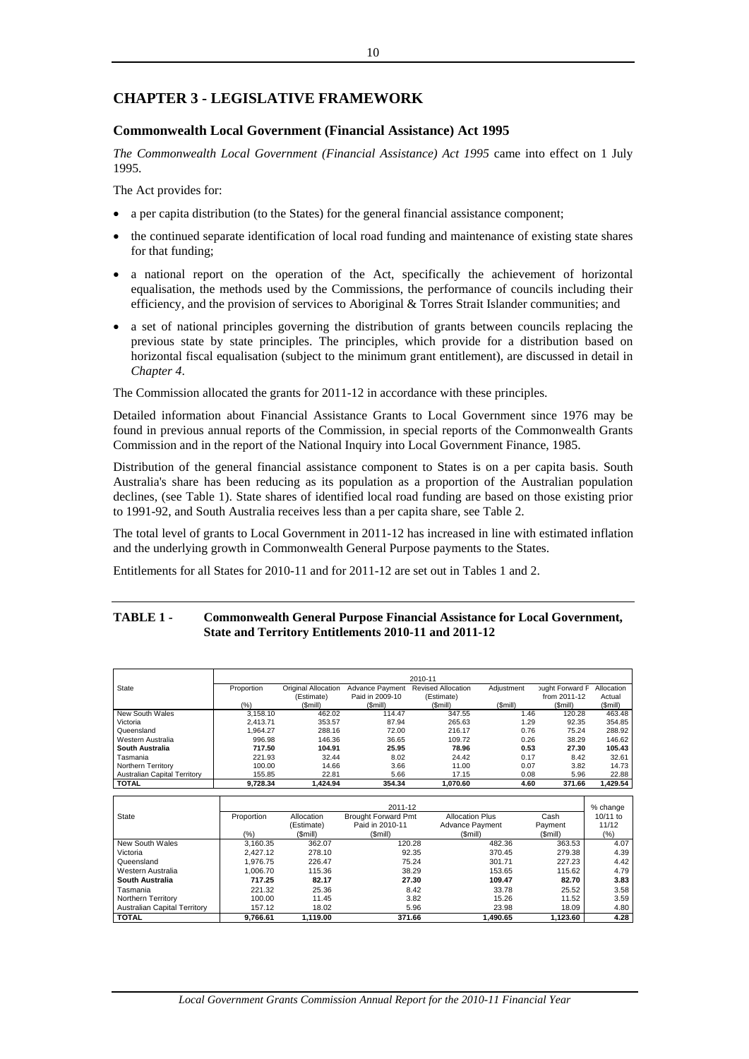# CHAPTER 3 - LEGISLATIVE FRAMEWORK

## Commonwealth Local Government (Financial Assistance) Act 1995

*The Commonwealth Local Government (Financial Assistance) Act 1995* came into effect on 1 July 1995.

The Act provides for:

- a per capita distribution (to the States) for the general financial assistance component;
- the continued separate identification of local road funding and maintenance of existing state shares for that funding;
- a national report on the operation of the Act, specifically the achievement of horizontal equalisation, the methods used by the Commissions, the performance of councils including their efficiency, and the provision of services to Aboriginal & Torres Strait Islander communities; and
- a set of national principles governing the distribution of grants between councils replacing the previous state by state principles. The principles, which provide for a distribution based on horizontal fiscal equalisation (subject to the minimum grant entitlement), are discussed in detail in *Chapter 4*.

The Commission allocated the grants for 2011-12 in accordance with these principles.

Detailed information about Financial Assistance Grants to Local Government since 1976 may be found in previous annual reports of the Commission, in special reports of the Commonwealth Grants Commission and in the report of the National Inquiry into Local Government Finance, 1985.

Distribution of the general financial assistance component to States is on a per capita basis. South Australia's share has been reducing as its population as a proportion of the Australian population declines, (see Table 1). State shares of identified local road funding are based on those existing prior to 1991-92, and South Australia receives less than a per capita share, see Table 2.

The total level of grants to Local Government in 2011-12 has increased in line with estimated inflation and the underlying growth in Commonwealth General Purpose payments to the States.

Entitlements for all States for 2010-11 and for 2011-12 are set out in Tables 1 and 2.

**TABLE 1 - Commonwealth General Purpose Financial Assistance for Local Government, State and Territory Entitlements 2010-11 and 2011-12**

| State | 2010-11 | | | | | | |
|---|---|---|---|---|---|---|---|
| | Proportion (%) | Original Allocation (Estimate) ($mill) | Advance Payment Paid in 2009-10 ($mill) | Revised Allocation (Estimate) ($mill) | Adjustment ($mill) | Brought Forward Pmt from 2011-12 ($mill) | Allocation Actual ($mill) |
| New South Wales | 3,158.10 | 462.02 | 114.47 | 347.55 | 1.46 | 120.28 | 463.48 |
| Victoria | 2,413.71 | 353.57 | 87.94 | 265.63 | 1.29 | 92.35 | 354.85 |
| Queensland | 1,964.27 | 288.16 | 72.00 | 216.17 | 0.76 | 75.24 | 288.92 |
| Western Australia | 996.98 | 146.36 | 36.65 | 109.72 | 0.26 | 38.29 | 146.62 |
| **South Australia** | **717.50** | **104.91** | **25.95** | **78.96** | **0.53** | **27.30** | **105.43** |
| Tasmania | 221.93 | 32.44 | 8.02 | 24.42 | 0.17 | 8.42 | 32.61 |
| Northern Territory | 100.00 | 14.66 | 3.66 | 11.00 | 0.07 | 3.82 | 14.73 |
| Australian Capital Territory | 155.85 | 22.81 | 5.66 | 17.15 | 0.08 | 5.96 | 22.88 |
| **TOTAL** | **9,728.34** | **1,424.94** | **354.34** | **1,070.60** | **4.60** | **371.66** | **1,429.54** |

| State | 2011-12 | | | | | % change |
|---|---|---|---|---|---|---|
| | Proportion (%) | Allocation (Estimate) ($mill) | Brought Forward Pmt Paid in 2010-11 ($mill) | Allocation Plus Advance Payment ($mill) | Cash Payment ($mill) | 10/11 to 11/12 (%) |
| New South Wales | 3,160.35 | 362.07 | 120.28 | 482.36 | 363.53 | 4.07 |
| Victoria | 2,427.12 | 278.10 | 92.35 | 370.45 | 279.38 | 4.39 |
| Queensland | 1,976.75 | 226.47 | 75.24 | 301.71 | 227.23 | 4.42 |
| Western Australia | 1,006.70 | 115.36 | 38.29 | 153.65 | 115.62 | 4.79 |
| **South Australia** | **717.25** | **82.17** | **27.30** | **109.47** | **82.70** | **3.83** |
| Tasmania | 221.32 | 25.36 | 8.42 | 33.78 | 25.52 | 3.58 |
| Northern Territory | 100.00 | 11.45 | 3.82 | 15.26 | 11.52 | 3.59 |
| Australian Capital Territory | 157.12 | 18.02 | 5.96 | 23.98 | 18.09 | 4.80 |
| **TOTAL** | **9,766.61** | **1,119.00** | **371.66** | **1,490.65** | **1,123.60** | **4.28** |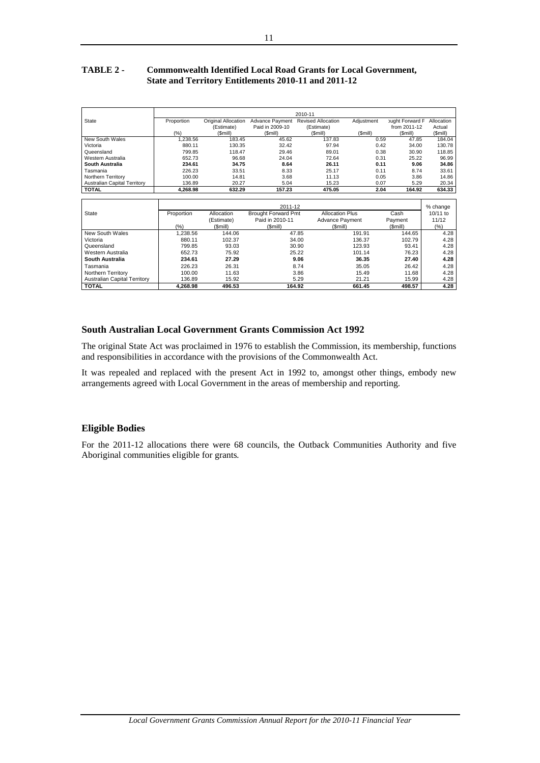**TABLE 2 - Commonwealth Identified Local Road Grants for Local Government, State and Territory Entitlements 2010-11 and 2011-12**

| State | 2010-11 | | | | | | |
|---|---|---|---|---|---|---|---|
| | Proportion (%) | Original Allocation (Estimate) ($mill) | Advance Payment Paid in 2009-10 ($mill) | Revised Allocation (Estimate) ($mill) | Adjustment ($mill) | ought Forward P from 2011-12 ($mill) | Allocation Actual ($mill) |
| New South Wales | 1,238.56 | 183.45 | 45.62 | 137.83 | 0.59 | 47.85 | 184.04 |
| Victoria | 880.11 | 130.35 | 32.42 | 97.94 | 0.42 | 34.00 | 130.78 |
| Queensland | 799.85 | 118.47 | 29.46 | 89.01 | 0.38 | 30.90 | 118.85 |
| Western Australia | 652.73 | 96.68 | 24.04 | 72.64 | 0.31 | 25.22 | 96.99 |
| **South Australia** | **234.61** | **34.75** | **8.64** | **26.11** | **0.11** | **9.06** | **34.86** |
| Tasmania | 226.23 | 33.51 | 8.33 | 25.17 | 0.11 | 8.74 | 33.61 |
| Northern Territory | 100.00 | 14.81 | 3.68 | 11.13 | 0.05 | 3.86 | 14.86 |
| Australian Capital Territory | 136.89 | 20.27 | 5.04 | 15.23 | 0.07 | 5.29 | 20.34 |
| **TOTAL** | **4,268.98** | **632.29** | **157.23** | **475.05** | **2.04** | **164.92** | **634.33** |

| State | 2011-12 | | | | | % change |
|---|---|---|---|---|---|---|
| | Proportion (%) | Allocation (Estimate) ($mill) | Brought Forward Pmt Paid in 2010-11 ($mill) | Allocation Plus Advance Payment ($mill) | Cash Payment ($mill) | 10/11 to 11/12 (%) |
| New South Wales | 1,238.56 | 144.06 | 47.85 | 191.91 | 144.65 | 4.28 |
| Victoria | 880.11 | 102.37 | 34.00 | 136.37 | 102.79 | 4.28 |
| Queensland | 799.85 | 93.03 | 30.90 | 123.93 | 93.41 | 4.28 |
| Western Australia | 652.73 | 75.92 | 25.22 | 101.14 | 76.23 | 4.28 |
| **South Australia** | **234.61** | **27.29** | **9.06** | **36.35** | **27.40** | **4.28** |
| Tasmania | 226.23 | 26.31 | 8.74 | 35.05 | 26.42 | 4.28 |
| Northern Territory | 100.00 | 11.63 | 3.86 | 15.49 | 11.68 | 4.28 |
| Australian Capital Territory | 136.89 | 15.92 | 5.29 | 21.21 | 15.99 | 4.28 |
| **TOTAL** | **4,268.98** | **496.53** | **164.92** | **661.45** | **498.57** | **4.28** |

## South Australian Local Government Grants Commission Act 1992

The original State Act was proclaimed in 1976 to establish the Commission, its membership, functions and responsibilities in accordance with the provisions of the Commonwealth Act.

It was repealed and replaced with the present Act in 1992 to, amongst other things, embody new arrangements agreed with Local Government in the areas of membership and reporting.

## Eligible Bodies

For the 2011-12 allocations there were 68 councils, the Outback Communities Authority and five Aboriginal communities eligible for grants.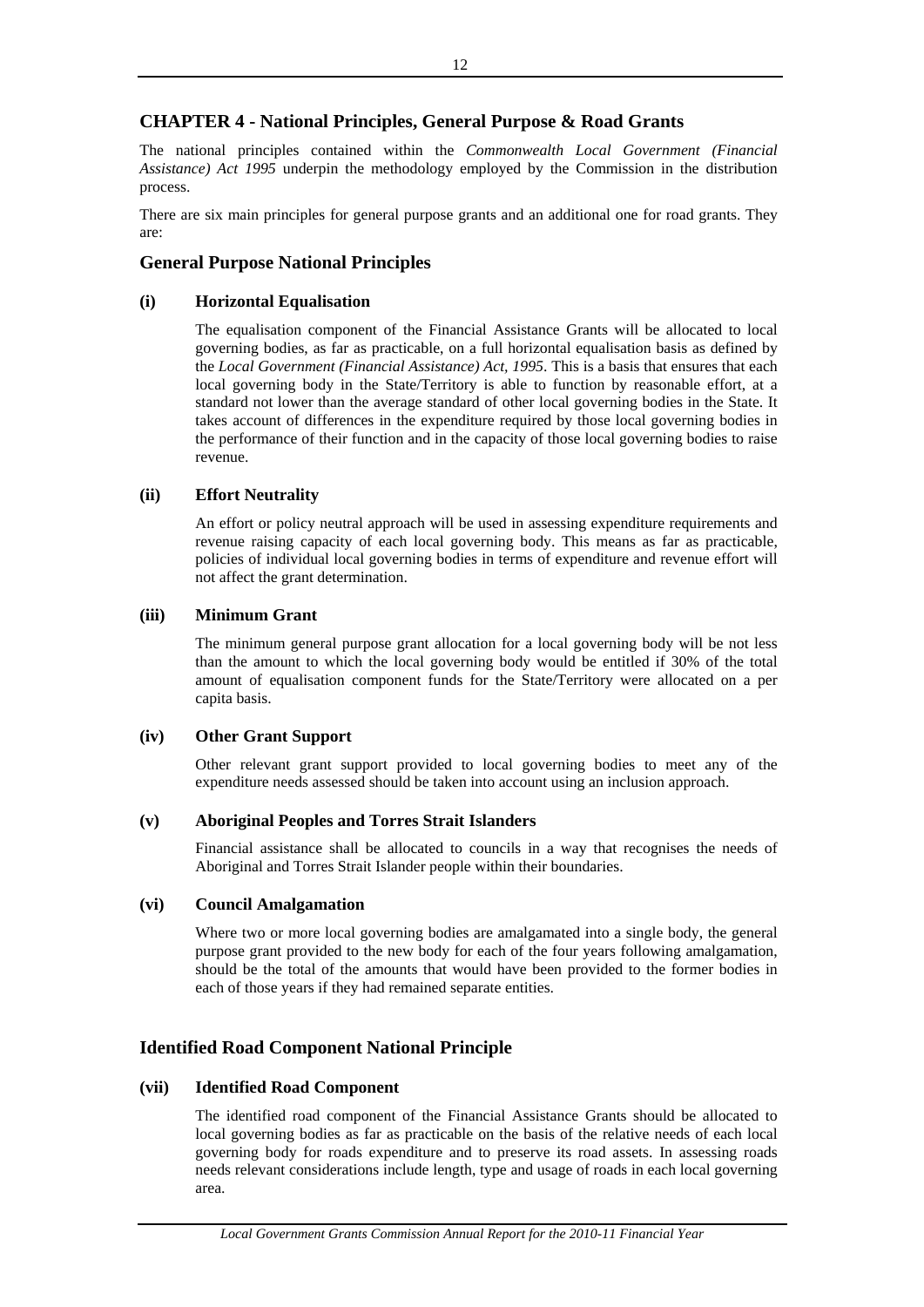# CHAPTER 4 - National Principles, General Purpose & Road Grants

The national principles contained within the *Commonwealth Local Government (Financial Assistance) Act 1995* underpin the methodology employed by the Commission in the distribution process.

There are six main principles for general purpose grants and an additional one for road grants. They are:

## General Purpose National Principles

### (i) Horizontal Equalisation

The equalisation component of the Financial Assistance Grants will be allocated to local governing bodies, as far as practicable, on a full horizontal equalisation basis as defined by the *Local Government (Financial Assistance) Act, 1995*. This is a basis that ensures that each local governing body in the State/Territory is able to function by reasonable effort, at a standard not lower than the average standard of other local governing bodies in the State. It takes account of differences in the expenditure required by those local governing bodies in the performance of their function and in the capacity of those local governing bodies to raise revenue.

### (ii) Effort Neutrality

An effort or policy neutral approach will be used in assessing expenditure requirements and revenue raising capacity of each local governing body. This means as far as practicable, policies of individual local governing bodies in terms of expenditure and revenue effort will not affect the grant determination.

### (iii) Minimum Grant

The minimum general purpose grant allocation for a local governing body will be not less than the amount to which the local governing body would be entitled if 30% of the total amount of equalisation component funds for the State/Territory were allocated on a per capita basis.

### (iv) Other Grant Support

Other relevant grant support provided to local governing bodies to meet any of the expenditure needs assessed should be taken into account using an inclusion approach.

### (v) Aboriginal Peoples and Torres Strait Islanders

Financial assistance shall be allocated to councils in a way that recognises the needs of Aboriginal and Torres Strait Islander people within their boundaries.

### (vi) Council Amalgamation

Where two or more local governing bodies are amalgamated into a single body, the general purpose grant provided to the new body for each of the four years following amalgamation, should be the total of the amounts that would have been provided to the former bodies in each of those years if they had remained separate entities.

## Identified Road Component National Principle

### (vii) Identified Road Component

The identified road component of the Financial Assistance Grants should be allocated to local governing bodies as far as practicable on the basis of the relative needs of each local governing body for roads expenditure and to preserve its road assets. In assessing roads needs relevant considerations include length, type and usage of roads in each local governing area.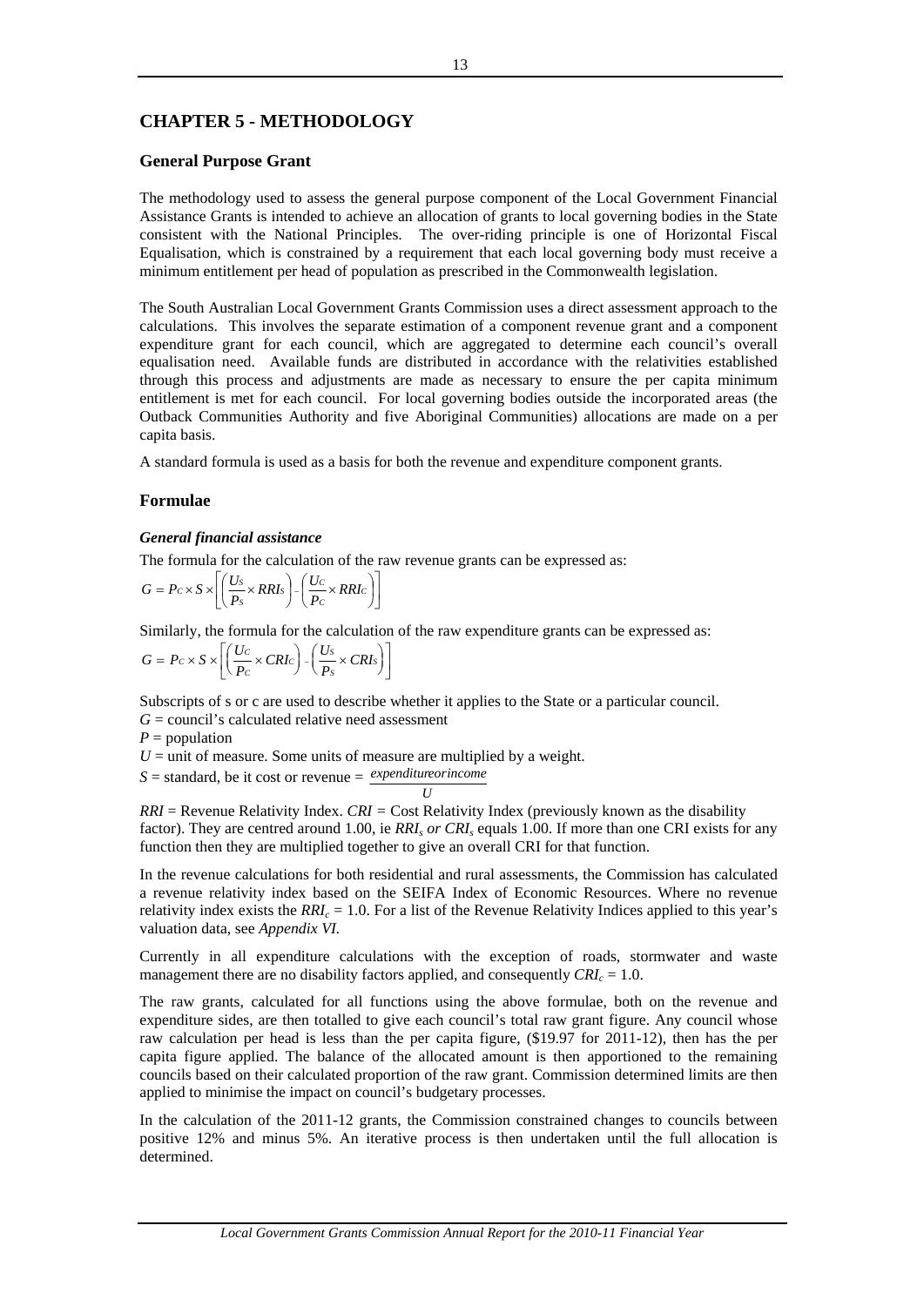# CHAPTER 5 - METHODOLOGY

## General Purpose Grant

The methodology used to assess the general purpose component of the Local Government Financial Assistance Grants is intended to achieve an allocation of grants to local governing bodies in the State consistent with the National Principles. The over-riding principle is one of Horizontal Fiscal Equalisation, which is constrained by a requirement that each local governing body must receive a minimum entitlement per head of population as prescribed in the Commonwealth legislation.

The South Australian Local Government Grants Commission uses a direct assessment approach to the calculations. This involves the separate estimation of a component revenue grant and a component expenditure grant for each council, which are aggregated to determine each council's overall equalisation need. Available funds are distributed in accordance with the relativities established through this process and adjustments are made as necessary to ensure the per capita minimum entitlement is met for each council. For local governing bodies outside the incorporated areas (the Outback Communities Authority and five Aboriginal Communities) allocations are made on a per capita basis.

A standard formula is used as a basis for both the revenue and expenditure component grants.

## Formulae

### *General financial assistance*

The formula for the calculation of the raw revenue grants can be expressed as:

$$G = P_C \times S \times \left[ \left( \frac{U_S}{P_S} \times RRI_S \right) - \left( \frac{U_C}{P_C} \times RRI_C \right) \right]$$

Similarly, the formula for the calculation of the raw expenditure grants can be expressed as:

$$G = P_C \times S \times \left[ \left( \frac{U_C}{P_C} \times CRI_C \right) - \left( \frac{U_S}{P_S} \times CRI_S \right) \right]$$

Subscripts of s or c are used to describe whether it applies to the State or a particular council.

$G$ = council's calculated relative need assessment

$P$ = population

$U$ = unit of measure. Some units of measure are multiplied by a weight.

$S$ = standard, be it cost or revenue = $\frac{expenditure or income}{U}$

*RRI* = Revenue Relativity Index. *CRI* = Cost Relativity Index (previously known as the disability factor). They are centred around 1.00, ie $RRI_s$ *or* $CRI_s$ equals 1.00. If more than one CRI exists for any function then they are multiplied together to give an overall CRI for that function.

In the revenue calculations for both residential and rural assessments, the Commission has calculated a revenue relativity index based on the SEIFA Index of Economic Resources. Where no revenue relativity index exists the $RRI_c = 1.0$. For a list of the Revenue Relativity Indices applied to this year's valuation data, see *Appendix VI.*

Currently in all expenditure calculations with the exception of roads, stormwater and waste management there are no disability factors applied, and consequently $CRI_c = 1.0$.

The raw grants, calculated for all functions using the above formulae, both on the revenue and expenditure sides, are then totalled to give each council's total raw grant figure. Any council whose raw calculation per head is less than the per capita figure, ($19.97 for 2011-12), then has the per capita figure applied. The balance of the allocated amount is then apportioned to the remaining councils based on their calculated proportion of the raw grant. Commission determined limits are then applied to minimise the impact on council's budgetary processes.

In the calculation of the 2011-12 grants, the Commission constrained changes to councils between positive 12% and minus 5%. An iterative process is then undertaken until the full allocation is determined.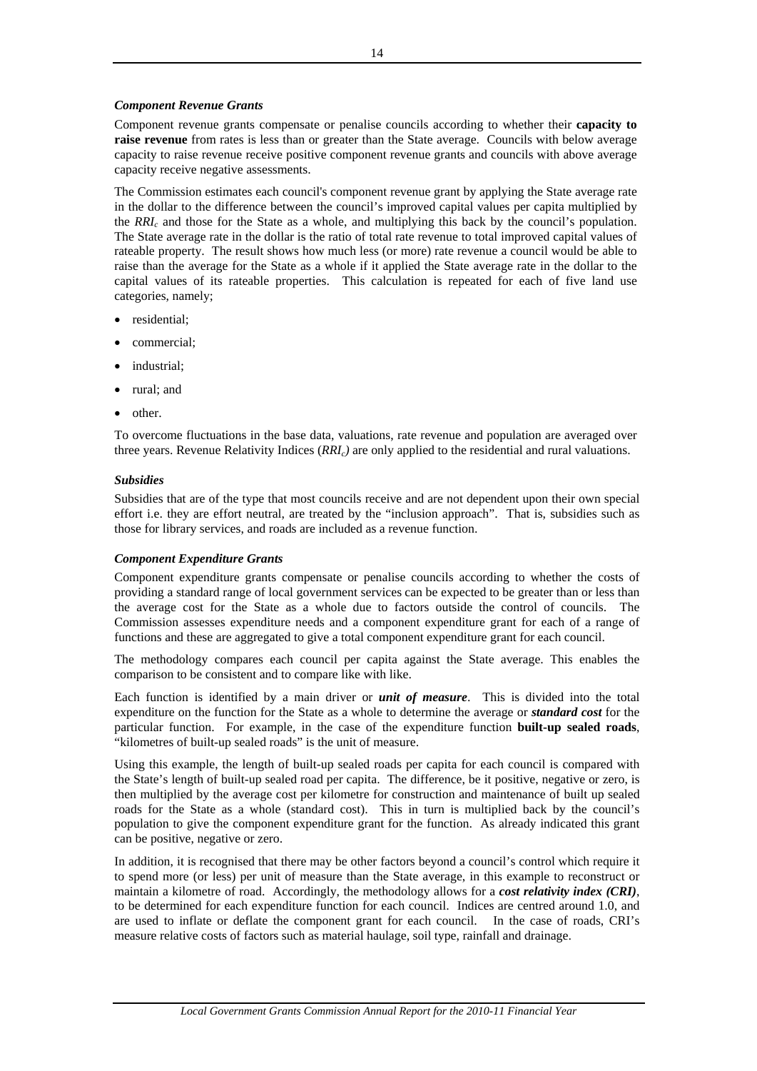### *Component Revenue Grants*

Component revenue grants compensate or penalise councils according to whether their **capacity to raise revenue** from rates is less than or greater than the State average. Councils with below average capacity to raise revenue receive positive component revenue grants and councils with above average capacity receive negative assessments.

The Commission estimates each council's component revenue grant by applying the State average rate in the dollar to the difference between the council's improved capital values per capita multiplied by the $RRI_c$ and those for the State as a whole, and multiplying this back by the council's population. The State average rate in the dollar is the ratio of total rate revenue to total improved capital values of rateable property. The result shows how much less (or more) rate revenue a council would be able to raise than the average for the State as a whole if it applied the State average rate in the dollar to the capital values of its rateable properties. This calculation is repeated for each of five land use categories, namely;

- residential;
- commercial;
- industrial;
- rural; and
- other.

To overcome fluctuations in the base data, valuations, rate revenue and population are averaged over three years. Revenue Relativity Indices ($RRI_c$) are only applied to the residential and rural valuations.

### *Subsidies*

Subsidies that are of the type that most councils receive and are not dependent upon their own special effort i.e. they are effort neutral, are treated by the "inclusion approach". That is, subsidies such as those for library services, and roads are included as a revenue function.

### *Component Expenditure Grants*

Component expenditure grants compensate or penalise councils according to whether the costs of providing a standard range of local government services can be expected to be greater than or less than the average cost for the State as a whole due to factors outside the control of councils. The Commission assesses expenditure needs and a component expenditure grant for each of a range of functions and these are aggregated to give a total component expenditure grant for each council.

The methodology compares each council per capita against the State average. This enables the comparison to be consistent and to compare like with like.

Each function is identified by a main driver or ***unit of measure***. This is divided into the total expenditure on the function for the State as a whole to determine the average or ***standard cost*** for the particular function. For example, in the case of the expenditure function **built-up sealed roads**, "kilometres of built-up sealed roads" is the unit of measure.

Using this example, the length of built-up sealed roads per capita for each council is compared with the State's length of built-up sealed road per capita. The difference, be it positive, negative or zero, is then multiplied by the average cost per kilometre for construction and maintenance of built up sealed roads for the State as a whole (standard cost). This in turn is multiplied back by the council's population to give the component expenditure grant for the function. As already indicated this grant can be positive, negative or zero.

In addition, it is recognised that there may be other factors beyond a council's control which require it to spend more (or less) per unit of measure than the State average, in this example to reconstruct or maintain a kilometre of road. Accordingly, the methodology allows for a ***cost relativity index (CRI)***, to be determined for each expenditure function for each council. Indices are centred around 1.0, and are used to inflate or deflate the component grant for each council. In the case of roads, CRI's measure relative costs of factors such as material haulage, soil type, rainfall and drainage.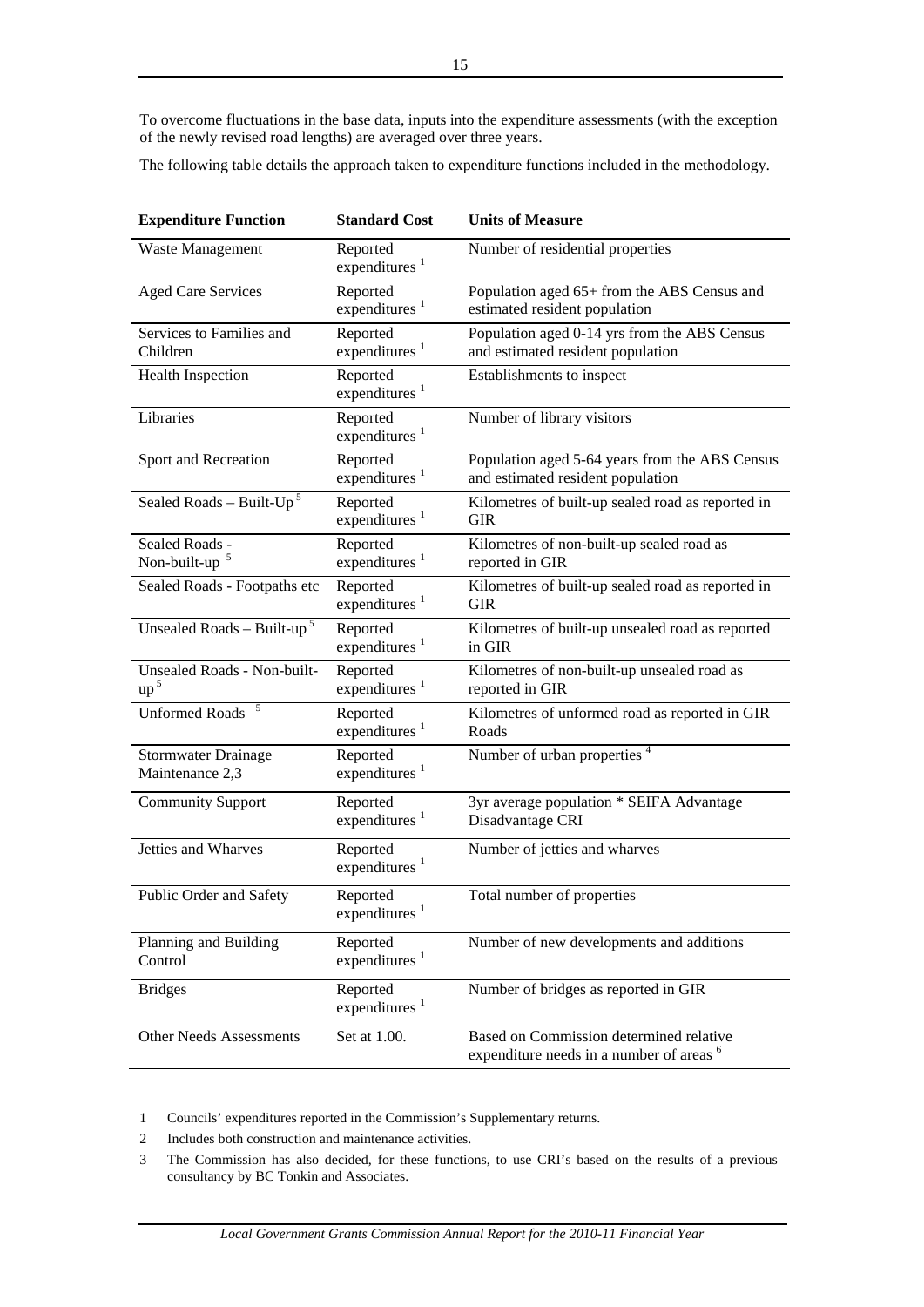To overcome fluctuations in the base data, inputs into the expenditure assessments (with the exception of the newly revised road lengths) are averaged over three years.

The following table details the approach taken to expenditure functions included in the methodology.

| Expenditure Function | Standard Cost | Units of Measure |
|---|---|---|
| Waste Management | Reported expenditures [1] | Number of residential properties |
| Aged Care Services | Reported expenditures [1] | Population aged 65+ from the ABS Census and estimated resident population |
| Services to Families and Children | Reported expenditures [1] | Population aged 0-14 yrs from the ABS Census and estimated resident population |
| Health Inspection | Reported expenditures [1] | Establishments to inspect |
| Libraries | Reported expenditures [1] | Number of library visitors |
| Sport and Recreation | Reported expenditures [1] | Population aged 5-64 years from the ABS Census and estimated resident population |
| Sealed Roads – Built-Up [5] | Reported expenditures [1] | Kilometres of built-up sealed road as reported in GIR |
| Sealed Roads - Non-built-up [5] | Reported expenditures [1] | Kilometres of non-built-up sealed road as reported in GIR |
| Sealed Roads - Footpaths etc | Reported expenditures [1] | Kilometres of built-up sealed road as reported in GIR |
| Unsealed Roads – Built-up [5] | Reported expenditures [1] | Kilometres of built-up unsealed road as reported in GIR |
| Unsealed Roads - Non-built-up [5] | Reported expenditures [1] | Kilometres of non-built-up unsealed road as reported in GIR |
| Unformed Roads [5] | Reported expenditures [1] | Kilometres of unformed road as reported in GIR Roads |
| Stormwater Drainage Maintenance 2,3 | Reported expenditures [1] | Number of urban properties [4] |
| Community Support | Reported expenditures [1] | 3yr average population * SEIFA Advantage Disadvantage CRI |
| Jetties and Wharves | Reported expenditures [1] | Number of jetties and wharves |
| Public Order and Safety | Reported expenditures [1] | Total number of properties |
| Planning and Building Control | Reported expenditures [1] | Number of new developments and additions |
| Bridges | Reported expenditures [1] | Number of bridges as reported in GIR |
| Other Needs Assessments | Set at 1.00. | Based on Commission determined relative expenditure needs in a number of areas [6] |

1 Councils' expenditures reported in the Commission's Supplementary returns.

2 Includes both construction and maintenance activities.

3 The Commission has also decided, for these functions, to use CRI's based on the results of a previous consultancy by BC Tonkin and Associates.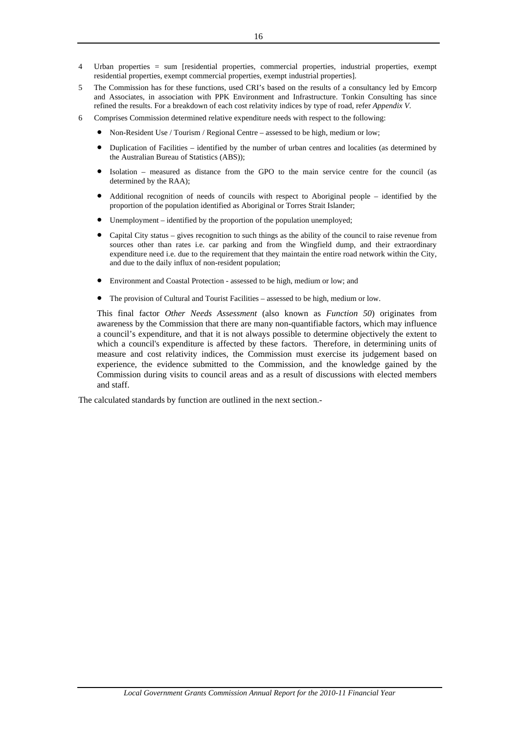4 Urban properties = sum [residential properties, commercial properties, industrial properties, exempt residential properties, exempt commercial properties, exempt industrial properties].

5 The Commission has for these functions, used CRI's based on the results of a consultancy led by Emcorp and Associates, in association with PPK Environment and Infrastructure. Tonkin Consulting has since refined the results. For a breakdown of each cost relativity indices by type of road, refer *Appendix V*.

6 Comprises Commission determined relative expenditure needs with respect to the following:

- Non-Resident Use / Tourism / Regional Centre – assessed to be high, medium or low;
- Duplication of Facilities – identified by the number of urban centres and localities (as determined by the Australian Bureau of Statistics (ABS));
- Isolation – measured as distance from the GPO to the main service centre for the council (as determined by the RAA);
- Additional recognition of needs of councils with respect to Aboriginal people – identified by the proportion of the population identified as Aboriginal or Torres Strait Islander;
- Unemployment – identified by the proportion of the population unemployed;
- Capital City status – gives recognition to such things as the ability of the council to raise revenue from sources other than rates i.e. car parking and from the Wingfield dump, and their extraordinary expenditure need i.e. due to the requirement that they maintain the entire road network within the City, and due to the daily influx of non-resident population;
- Environment and Coastal Protection - assessed to be high, medium or low; and
- The provision of Cultural and Tourist Facilities – assessed to be high, medium or low.

This final factor *Other Needs Assessment* (also known as *Function 50*) originates from awareness by the Commission that there are many non-quantifiable factors, which may influence a council's expenditure, and that it is not always possible to determine objectively the extent to which a council's expenditure is affected by these factors. Therefore, in determining units of measure and cost relativity indices, the Commission must exercise its judgement based on experience, the evidence submitted to the Commission, and the knowledge gained by the Commission during visits to council areas and as a result of discussions with elected members and staff.

The calculated standards by function are outlined in the next section.-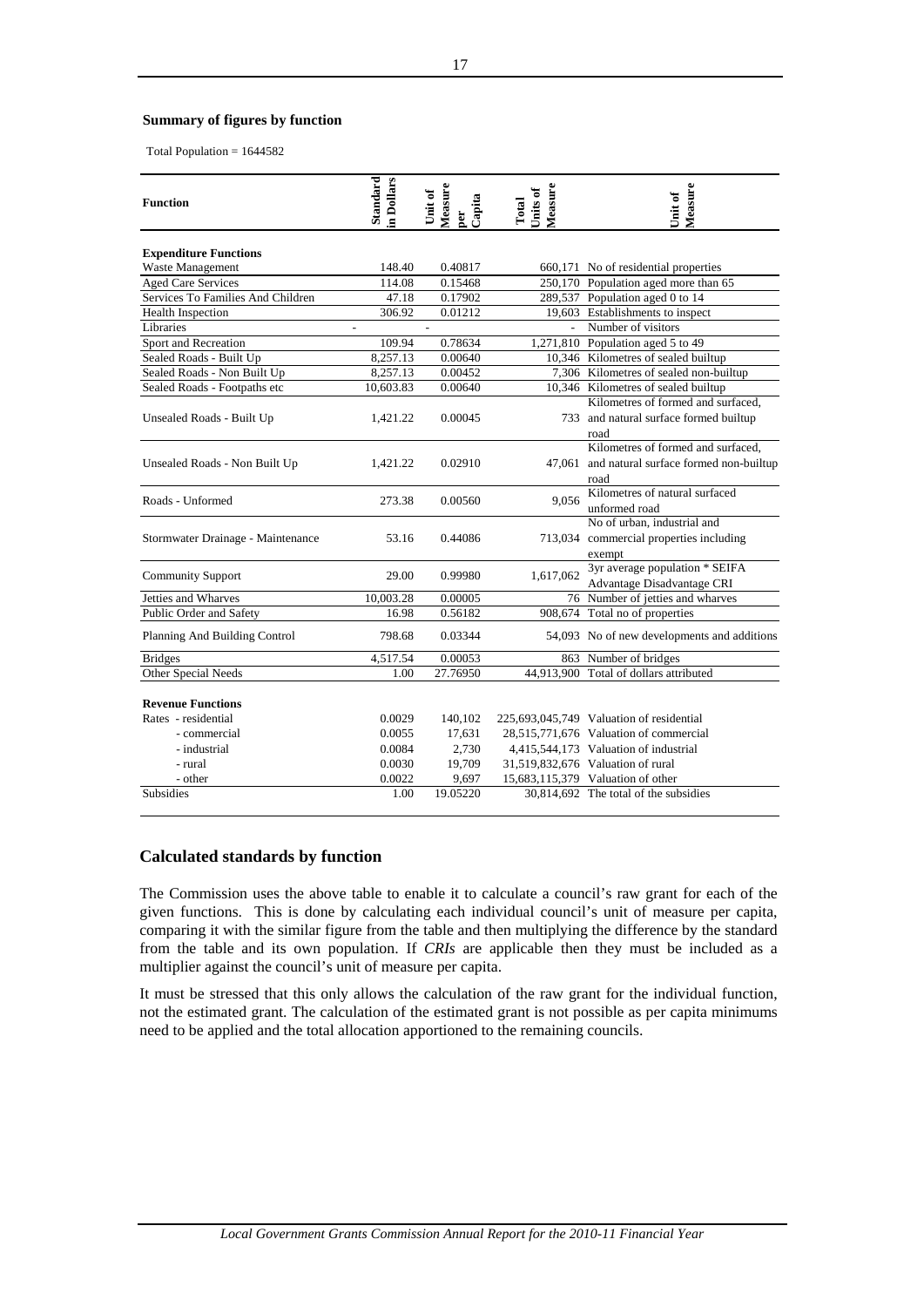**Summary of figures by function**

Total Population = 1644582

| Function | Standard in Dollars | Unit of Measure per Capita | Total Units of Measure | Unit of Measure |
|---|---|---|---|---|
| **Expenditure Functions** | | | | |
| Waste Management | 148.40 | 0.40817 | 660,171 | No of residential properties |
| Aged Care Services | 114.08 | 0.15468 | 250,170 | Population aged more than 65 |
| Services To Families And Children | 47.18 | 0.17902 | 289,537 | Population aged 0 to 14 |
| Health Inspection | 306.92 | 0.01212 | 19,603 | Establishments to inspect |
| Libraries | - | - | - | Number of visitors |
| Sport and Recreation | 109.94 | 0.78634 | 1,271,810 | Population aged 5 to 49 |
| Sealed Roads - Built Up | 8,257.13 | 0.00640 | 10,346 | Kilometres of sealed builtup |
| Sealed Roads - Non Built Up | 8,257.13 | 0.00452 | 7,306 | Kilometres of sealed non-builtup |
| Sealed Roads - Footpaths etc | 10,603.83 | 0.00640 | 10,346 | Kilometres of sealed builtup |
| Unsealed Roads - Built Up | 1,421.22 | 0.00045 | 733 | Kilometres of formed and surfaced, and natural surface formed builtup road |
| Unsealed Roads - Non Built Up | 1,421.22 | 0.02910 | 47,061 | Kilometres of formed and surfaced, and natural surface formed non-builtup road |
| Roads - Unformed | 273.38 | 0.00560 | 9,056 | Kilometres of natural surfaced unformed road |
| Stormwater Drainage - Maintenance | 53.16 | 0.44086 | 713,034 | No of urban, industrial and commercial properties including exempt |
| Community Support | 29.00 | 0.99980 | 1,617,062 | 3yr average population * SEIFA Advantage Disadvantage CRI |
| Jetties and Wharves | 10,003.28 | 0.00005 | 76 | Number of jetties and wharves |
| Public Order and Safety | 16.98 | 0.56182 | 908,674 | Total no of properties |
| Planning And Building Control | 798.68 | 0.03344 | 54,093 | No of new developments and additions |
| Bridges | 4,517.54 | 0.00053 | 863 | Number of bridges |
| Other Special Needs | 1.00 | 27.76950 | 44,913,900 | Total of dollars attributed |
| **Revenue Functions** | | | | |
| Rates - residential | 0.0029 | 140,102 | 225,693,045,749 | Valuation of residential |
| - commercial | 0.0055 | 17,631 | 28,515,771,676 | Valuation of commercial |
| - industrial | 0.0084 | 2,730 | 4,415,544,173 | Valuation of industrial |
| - rural | 0.0030 | 19,709 | 31,519,832,676 | Valuation of rural |
| - other | 0.0022 | 9,697 | 15,683,115,379 | Valuation of other |
| Subsidies | 1.00 | 19.05220 | 30,814,692 | The total of the subsidies |

## Calculated standards by function

The Commission uses the above table to enable it to calculate a council's raw grant for each of the given functions. This is done by calculating each individual council's unit of measure per capita, comparing it with the similar figure from the table and then multiplying the difference by the standard from the table and its own population. If *CRIs* are applicable then they must be included as a multiplier against the council's unit of measure per capita.

It must be stressed that this only allows the calculation of the raw grant for the individual function, not the estimated grant. The calculation of the estimated grant is not possible as per capita minimums need to be applied and the total allocation apportioned to the remaining councils.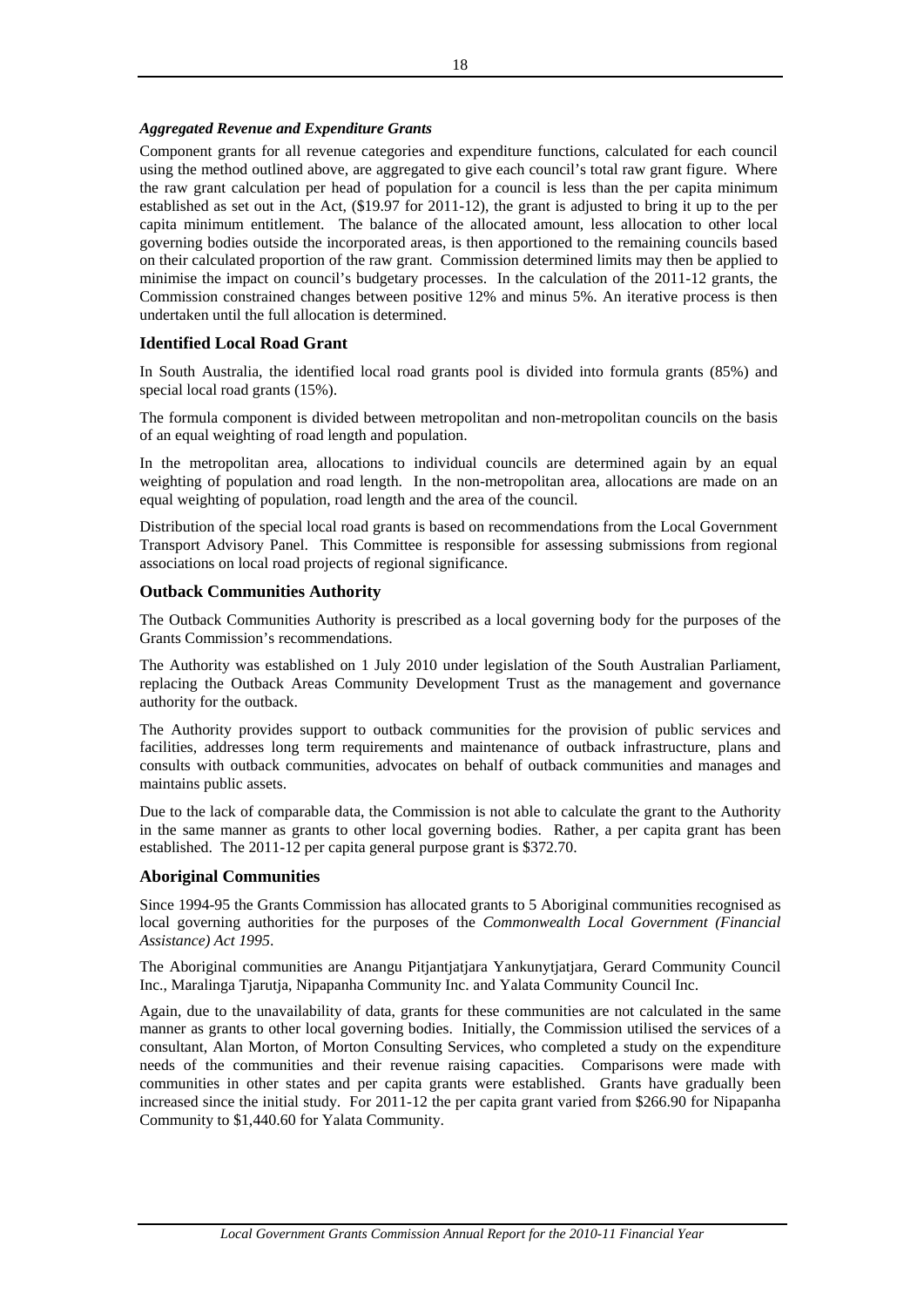### *Aggregated Revenue and Expenditure Grants*

Component grants for all revenue categories and expenditure functions, calculated for each council using the method outlined above, are aggregated to give each council's total raw grant figure. Where the raw grant calculation per head of population for a council is less than the per capita minimum established as set out in the Act, ($19.97 for 2011-12), the grant is adjusted to bring it up to the per capita minimum entitlement. The balance of the allocated amount, less allocation to other local governing bodies outside the incorporated areas, is then apportioned to the remaining councils based on their calculated proportion of the raw grant. Commission determined limits may then be applied to minimise the impact on council's budgetary processes. In the calculation of the 2011-12 grants, the Commission constrained changes between positive 12% and minus 5%. An iterative process is then undertaken until the full allocation is determined.

## Identified Local Road Grant

In South Australia, the identified local road grants pool is divided into formula grants (85%) and special local road grants (15%).

The formula component is divided between metropolitan and non-metropolitan councils on the basis of an equal weighting of road length and population.

In the metropolitan area, allocations to individual councils are determined again by an equal weighting of population and road length. In the non-metropolitan area, allocations are made on an equal weighting of population, road length and the area of the council.

Distribution of the special local road grants is based on recommendations from the Local Government Transport Advisory Panel. This Committee is responsible for assessing submissions from regional associations on local road projects of regional significance.

## Outback Communities Authority

The Outback Communities Authority is prescribed as a local governing body for the purposes of the Grants Commission's recommendations.

The Authority was established on 1 July 2010 under legislation of the South Australian Parliament, replacing the Outback Areas Community Development Trust as the management and governance authority for the outback.

The Authority provides support to outback communities for the provision of public services and facilities, addresses long term requirements and maintenance of outback infrastructure, plans and consults with outback communities, advocates on behalf of outback communities and manages and maintains public assets.

Due to the lack of comparable data, the Commission is not able to calculate the grant to the Authority in the same manner as grants to other local governing bodies. Rather, a per capita grant has been established. The 2011-12 per capita general purpose grant is $372.70.

## Aboriginal Communities

Since 1994-95 the Grants Commission has allocated grants to 5 Aboriginal communities recognised as local governing authorities for the purposes of the *Commonwealth Local Government (Financial Assistance) Act 1995*.

The Aboriginal communities are Anangu Pitjantjatjara Yankunytjatjara, Gerard Community Council Inc., Maralinga Tjarutja, Nipapanha Community Inc. and Yalata Community Council Inc.

Again, due to the unavailability of data, grants for these communities are not calculated in the same manner as grants to other local governing bodies. Initially, the Commission utilised the services of a consultant, Alan Morton, of Morton Consulting Services, who completed a study on the expenditure needs of the communities and their revenue raising capacities. Comparisons were made with communities in other states and per capita grants were established. Grants have gradually been increased since the initial study. For 2011-12 the per capita grant varied from $266.90 for Nipapanha Community to $1,440.60 for Yalata Community.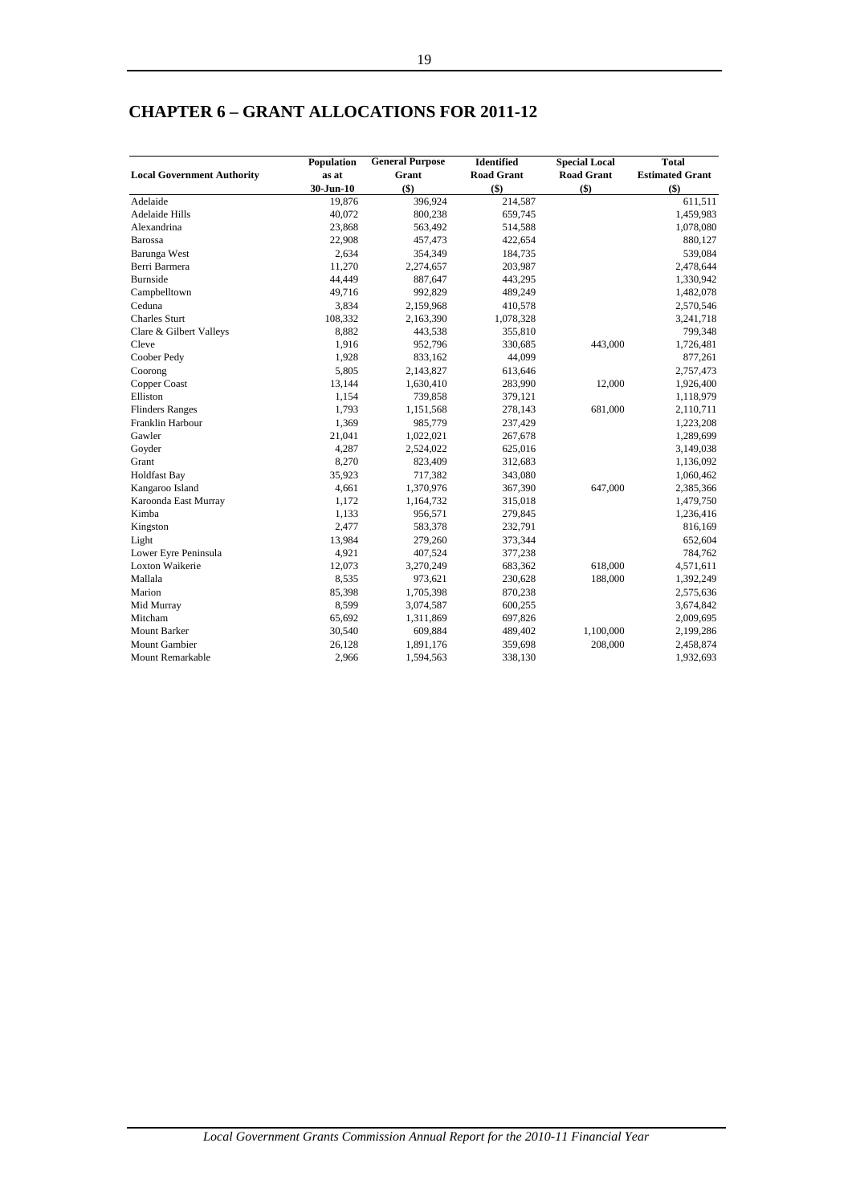# CHAPTER 6 – GRANT ALLOCATIONS FOR 2011-12

| Local Government Authority | Population as at 30-Jun-10 | General Purpose Grant ($) | Identified Road Grant ($) | Special Local Road Grant ($) | Total Estimated Grant ($) |
|---|---|---|---|---|---|
| Adelaide | 19,876 | 396,924 | 214,587 | | 611,511 |
| Adelaide Hills | 40,072 | 800,238 | 659,745 | | 1,459,983 |
| Alexandrina | 23,868 | 563,492 | 514,588 | | 1,078,080 |
| Barossa | 22,908 | 457,473 | 422,654 | | 880,127 |
| Barunga West | 2,634 | 354,349 | 184,735 | | 539,084 |
| Berri Barmera | 11,270 | 2,274,657 | 203,987 | | 2,478,644 |
| Burnside | 44,449 | 887,647 | 443,295 | | 1,330,942 |
| Campbelltown | 49,716 | 992,829 | 489,249 | | 1,482,078 |
| Ceduna | 3,834 | 2,159,968 | 410,578 | | 2,570,546 |
| Charles Sturt | 108,332 | 2,163,390 | 1,078,328 | | 3,241,718 |
| Clare & Gilbert Valleys | 8,882 | 443,538 | 355,810 | | 799,348 |
| Cleve | 1,916 | 952,796 | 330,685 | 443,000 | 1,726,481 |
| Coober Pedy | 1,928 | 833,162 | 44,099 | | 877,261 |
| Coorong | 5,805 | 2,143,827 | 613,646 | | 2,757,473 |
| Copper Coast | 13,144 | 1,630,410 | 283,990 | 12,000 | 1,926,400 |
| Elliston | 1,154 | 739,858 | 379,121 | | 1,118,979 |
| Flinders Ranges | 1,793 | 1,151,568 | 278,143 | 681,000 | 2,110,711 |
| Franklin Harbour | 1,369 | 985,779 | 237,429 | | 1,223,208 |
| Gawler | 21,041 | 1,022,021 | 267,678 | | 1,289,699 |
| Goyder | 4,287 | 2,524,022 | 625,016 | | 3,149,038 |
| Grant | 8,270 | 823,409 | 312,683 | | 1,136,092 |
| Holdfast Bay | 35,923 | 717,382 | 343,080 | | 1,060,462 |
| Kangaroo Island | 4,661 | 1,370,976 | 367,390 | 647,000 | 2,385,366 |
| Karoonda East Murray | 1,172 | 1,164,732 | 315,018 | | 1,479,750 |
| Kimba | 1,133 | 956,571 | 279,845 | | 1,236,416 |
| Kingston | 2,477 | 583,378 | 232,791 | | 816,169 |
| Light | 13,984 | 279,260 | 373,344 | | 652,604 |
| Lower Eyre Peninsula | 4,921 | 407,524 | 377,238 | | 784,762 |
| Loxton Waikerie | 12,073 | 3,270,249 | 683,362 | 618,000 | 4,571,611 |
| Mallala | 8,535 | 973,621 | 230,628 | 188,000 | 1,392,249 |
| Marion | 85,398 | 1,705,398 | 870,238 | | 2,575,636 |
| Mid Murray | 8,599 | 3,074,587 | 600,255 | | 3,674,842 |
| Mitcham | 65,692 | 1,311,869 | 697,826 | | 2,009,695 |
| Mount Barker | 30,540 | 609,884 | 489,402 | 1,100,000 | 2,199,286 |
| Mount Gambier | 26,128 | 1,891,176 | 359,698 | 208,000 | 2,458,874 |
| Mount Remarkable | 2,966 | 1,594,563 | 338,130 | | 1,932,693 |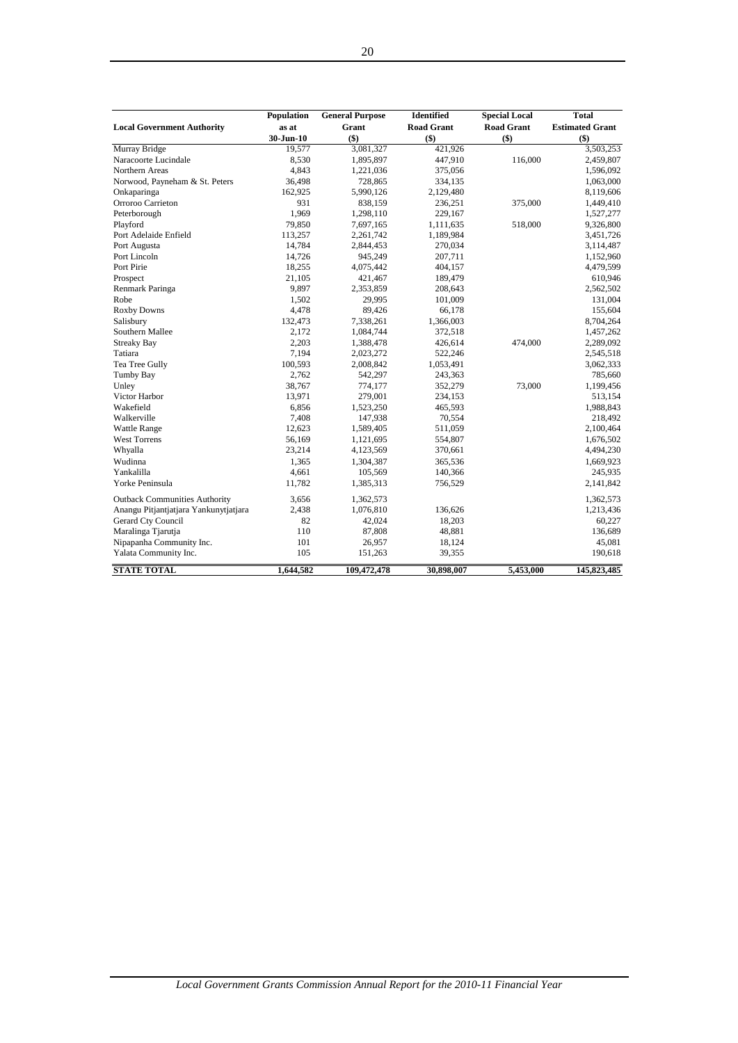| Local Government Authority | Population as at 30-Jun-10 | General Purpose Grant ($) | Identified Road Grant ($) | Special Local Road Grant ($) | Total Estimated Grant ($) |
|---|---|---|---|---|---|
| Murray Bridge | 19,577 | 3,081,327 | 421,926 | | 3,503,253 |
| Naracoorte Lucindale | 8,530 | 1,895,897 | 447,910 | 116,000 | 2,459,807 |
| Northern Areas | 4,843 | 1,221,036 | 375,056 | | 1,596,092 |
| Norwood, Payneham & St. Peters | 36,498 | 728,865 | 334,135 | | 1,063,000 |
| Onkaparinga | 162,925 | 5,990,126 | 2,129,480 | | 8,119,606 |
| Orroroo Carrieton | 931 | 838,159 | 236,251 | 375,000 | 1,449,410 |
| Peterborough | 1,969 | 1,298,110 | 229,167 | | 1,527,277 |
| Playford | 79,850 | 7,697,165 | 1,111,635 | 518,000 | 9,326,800 |
| Port Adelaide Enfield | 113,257 | 2,261,742 | 1,189,984 | | 3,451,726 |
| Port Augusta | 14,784 | 2,844,453 | 270,034 | | 3,114,487 |
| Port Lincoln | 14,726 | 945,249 | 207,711 | | 1,152,960 |
| Port Pirie | 18,255 | 4,075,442 | 404,157 | | 4,479,599 |
| Prospect | 21,105 | 421,467 | 189,479 | | 610,946 |
| Renmark Paringa | 9,897 | 2,353,859 | 208,643 | | 2,562,502 |
| Robe | 1,502 | 29,995 | 101,009 | | 131,004 |
| Roxby Downs | 4,478 | 89,426 | 66,178 | | 155,604 |
| Salisbury | 132,473 | 7,338,261 | 1,366,003 | | 8,704,264 |
| Southern Mallee | 2,172 | 1,084,744 | 372,518 | | 1,457,262 |
| Streaky Bay | 2,203 | 1,388,478 | 426,614 | 474,000 | 2,289,092 |
| Tatiara | 7,194 | 2,023,272 | 522,246 | | 2,545,518 |
| Tea Tree Gully | 100,593 | 2,008,842 | 1,053,491 | | 3,062,333 |
| Tumby Bay | 2,762 | 542,297 | 243,363 | | 785,660 |
| Unley | 38,767 | 774,177 | 352,279 | 73,000 | 1,199,456 |
| Victor Harbor | 13,971 | 279,001 | 234,153 | | 513,154 |
| Wakefield | 6,856 | 1,523,250 | 465,593 | | 1,988,843 |
| Walkerville | 7,408 | 147,938 | 70,554 | | 218,492 |
| Wattle Range | 12,623 | 1,589,405 | 511,059 | | 2,100,464 |
| West Torrens | 56,169 | 1,121,695 | 554,807 | | 1,676,502 |
| Whyalla | 23,214 | 4,123,569 | 370,661 | | 4,494,230 |
| Wudinna | 1,365 | 1,304,387 | 365,536 | | 1,669,923 |
| Yankalilla | 4,661 | 105,569 | 140,366 | | 245,935 |
| Yorke Peninsula | 11,782 | 1,385,313 | 756,529 | | 2,141,842 |
| Outback Communities Authority | 3,656 | 1,362,573 | | | 1,362,573 |
| Anangu Pitjantjatjara Yankunytjatjara | 2,438 | 1,076,810 | 136,626 | | 1,213,436 |
| Gerard Cty Council | 82 | 42,024 | 18,203 | | 60,227 |
| Maralinga Tjarutja | 110 | 87,808 | 48,881 | | 136,689 |
| Nipapanha Community Inc. | 101 | 26,957 | 18,124 | | 45,081 |
| Yalata Community Inc. | 105 | 151,263 | 39,355 | | 190,618 |
| **STATE TOTAL** | **1,644,582** | **109,472,478** | **30,898,007** | **5,453,000** | **145,823,485** |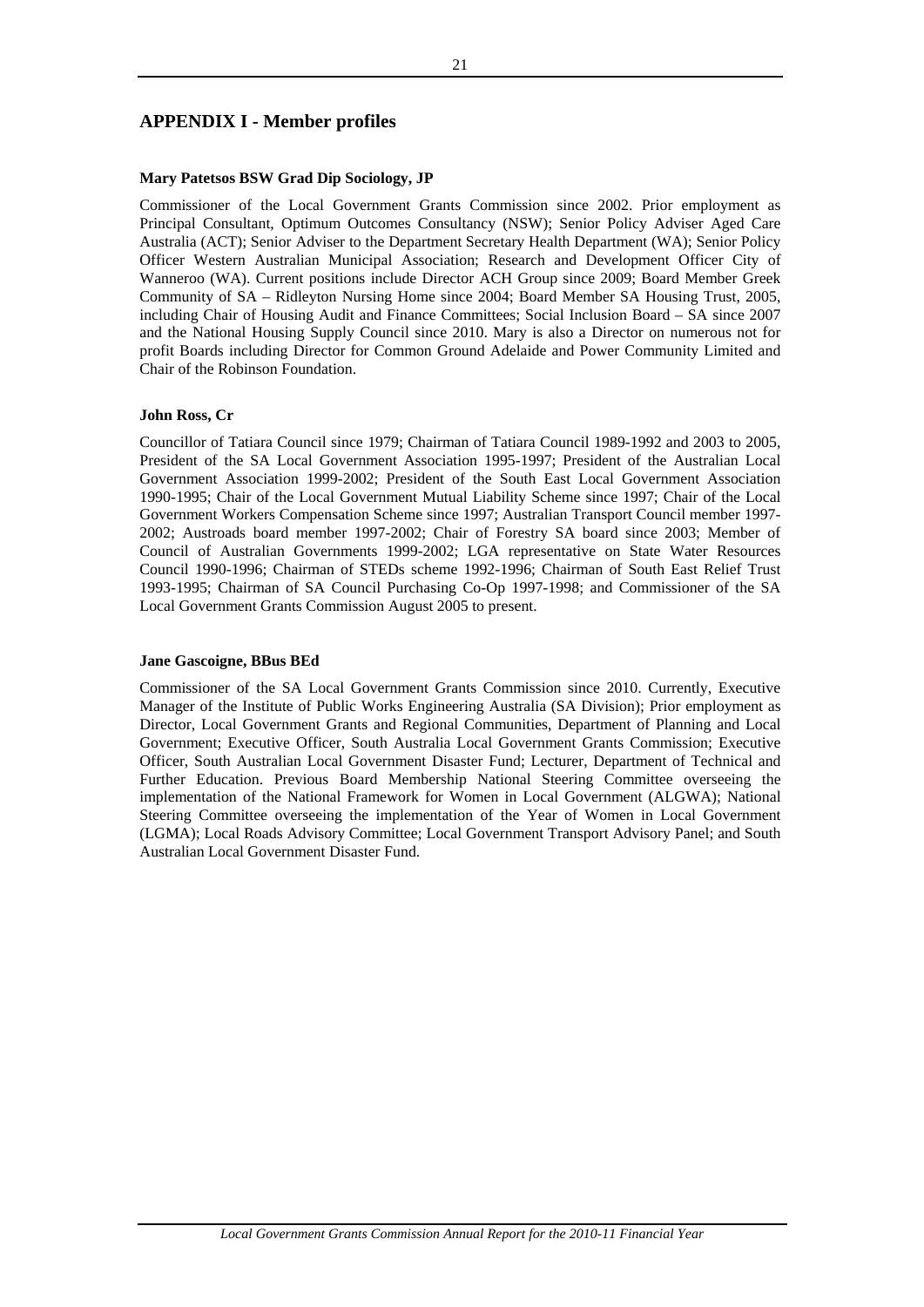## APPENDIX I - Member profiles

**Mary Patetsos BSW Grad Dip Sociology, JP**

Commissioner of the Local Government Grants Commission since 2002. Prior employment as Principal Consultant, Optimum Outcomes Consultancy (NSW); Senior Policy Adviser Aged Care Australia (ACT); Senior Adviser to the Department Secretary Health Department (WA); Senior Policy Officer Western Australian Municipal Association; Research and Development Officer City of Wanneroo (WA). Current positions include Director ACH Group since 2009; Board Member Greek Community of SA – Ridleyton Nursing Home since 2004; Board Member SA Housing Trust, 2005, including Chair of Housing Audit and Finance Committees; Social Inclusion Board – SA since 2007 and the National Housing Supply Council since 2010. Mary is also a Director on numerous not for profit Boards including Director for Common Ground Adelaide and Power Community Limited and Chair of the Robinson Foundation.

**John Ross, Cr**

Councillor of Tatiara Council since 1979; Chairman of Tatiara Council 1989-1992 and 2003 to 2005, President of the SA Local Government Association 1995-1997; President of the Australian Local Government Association 1999-2002; President of the South East Local Government Association 1990-1995; Chair of the Local Government Mutual Liability Scheme since 1997; Chair of the Local Government Workers Compensation Scheme since 1997; Australian Transport Council member 1997-2002; Austroads board member 1997-2002; Chair of Forestry SA board since 2003; Member of Council of Australian Governments 1999-2002; LGA representative on State Water Resources Council 1990-1996; Chairman of STEDs scheme 1992-1996; Chairman of South East Relief Trust 1993-1995; Chairman of SA Council Purchasing Co-Op 1997-1998; and Commissioner of the SA Local Government Grants Commission August 2005 to present.

**Jane Gascoigne, BBus BEd**

Commissioner of the SA Local Government Grants Commission since 2010. Currently, Executive Manager of the Institute of Public Works Engineering Australia (SA Division); Prior employment as Director, Local Government Grants and Regional Communities, Department of Planning and Local Government; Executive Officer, South Australia Local Government Grants Commission; Executive Officer, South Australian Local Government Disaster Fund; Lecturer, Department of Technical and Further Education. Previous Board Membership National Steering Committee overseeing the implementation of the National Framework for Women in Local Government (ALGWA); National Steering Committee overseeing the implementation of the Year of Women in Local Government (LGMA); Local Roads Advisory Committee; Local Government Transport Advisory Panel; and South Australian Local Government Disaster Fund.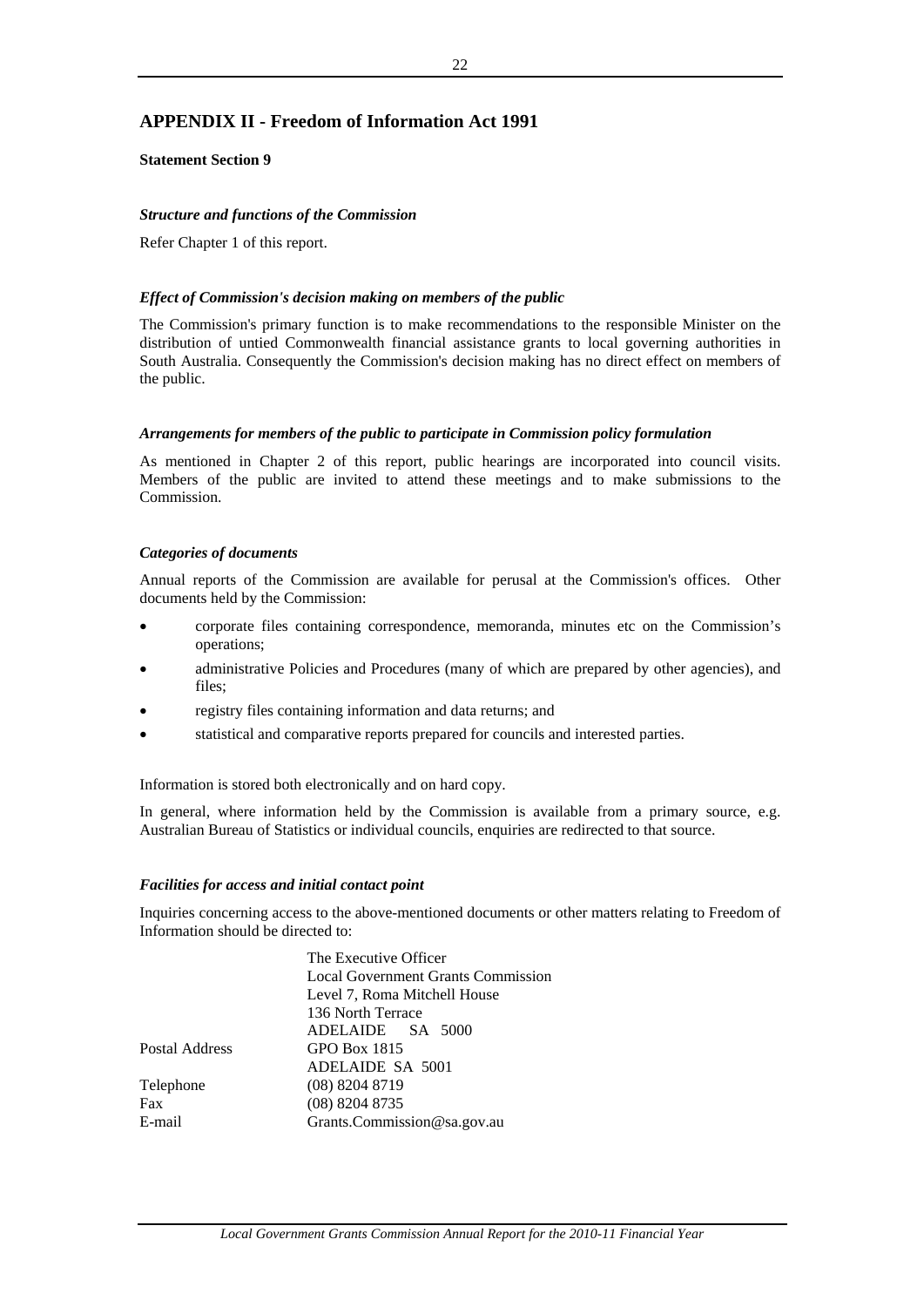## APPENDIX II - Freedom of Information Act 1991

**Statement Section 9**

***Structure and functions of the Commission***

Refer Chapter 1 of this report.

***Effect of Commission's decision making on members of the public***

The Commission's primary function is to make recommendations to the responsible Minister on the distribution of untied Commonwealth financial assistance grants to local governing authorities in South Australia. Consequently the Commission's decision making has no direct effect on members of the public.

***Arrangements for members of the public to participate in Commission policy formulation***

As mentioned in Chapter 2 of this report, public hearings are incorporated into council visits. Members of the public are invited to attend these meetings and to make submissions to the Commission.

***Categories of documents***

Annual reports of the Commission are available for perusal at the Commission's offices. Other documents held by the Commission:

- corporate files containing correspondence, memoranda, minutes etc on the Commission's operations;
- administrative Policies and Procedures (many of which are prepared by other agencies), and files;
- registry files containing information and data returns; and
- statistical and comparative reports prepared for councils and interested parties.

Information is stored both electronically and on hard copy.

In general, where information held by the Commission is available from a primary source, e.g. Australian Bureau of Statistics or individual councils, enquiries are redirected to that source.

***Facilities for access and initial contact point***

Inquiries concerning access to the above-mentioned documents or other matters relating to Freedom of Information should be directed to:

| | |
|---|---|
| | The Executive Officer |
| | Local Government Grants Commission |
| | Level 7, Roma Mitchell House |
| | 136 North Terrace |
| | ADELAIDE SA 5000 |
| Postal Address | GPO Box 1815 |
| | ADELAIDE SA 5001 |
| Telephone | (08) 8204 8719 |
| Fax | (08) 8204 8735 |
| E-mail | Grants.Commission@sa.gov.au |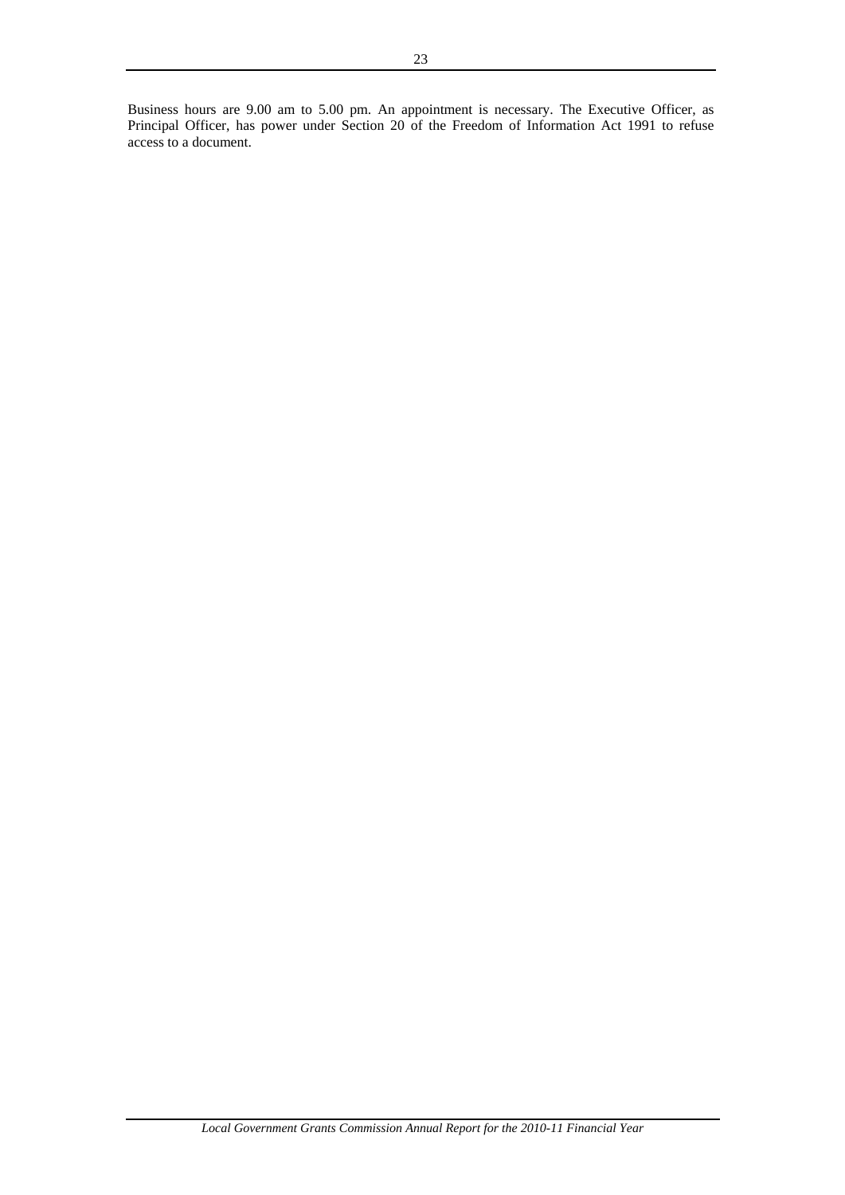Business hours are 9.00 am to 5.00 pm. An appointment is necessary. The Executive Officer, as Principal Officer, has power under Section 20 of the Freedom of Information Act 1991 to refuse access to a document.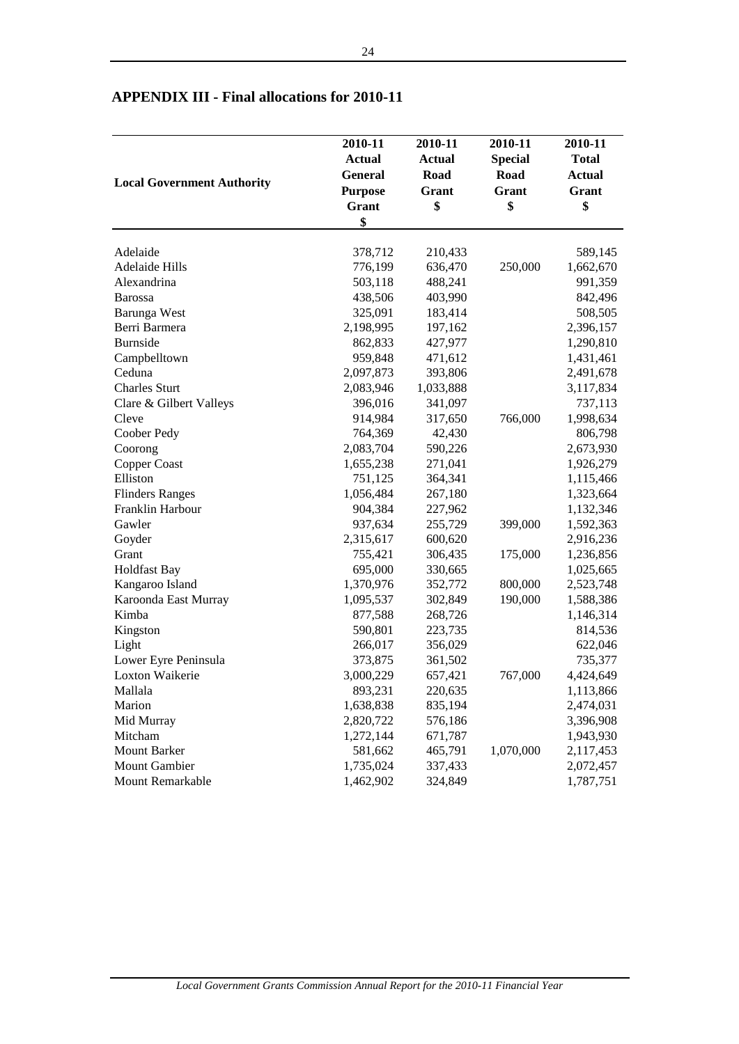## APPENDIX III - Final allocations for 2010-11

| Local Government Authority | 2010-11 Actual General Purpose Grant $ | 2010-11 Actual Road Grant $ | 2010-11 Special Road Grant $ | 2010-11 Total Actual Grant $ |
|---|---|---|---|---|
| Adelaide | 378,712 | 210,433 | | 589,145 |
| Adelaide Hills | 776,199 | 636,470 | 250,000 | 1,662,670 |
| Alexandrina | 503,118 | 488,241 | | 991,359 |
| Barossa | 438,506 | 403,990 | | 842,496 |
| Barunga West | 325,091 | 183,414 | | 508,505 |
| Berri Barmera | 2,198,995 | 197,162 | | 2,396,157 |
| Burnside | 862,833 | 427,977 | | 1,290,810 |
| Campbelltown | 959,848 | 471,612 | | 1,431,461 |
| Ceduna | 2,097,873 | 393,806 | | 2,491,678 |
| Charles Sturt | 2,083,946 | 1,033,888 | | 3,117,834 |
| Clare & Gilbert Valleys | 396,016 | 341,097 | | 737,113 |
| Cleve | 914,984 | 317,650 | 766,000 | 1,998,634 |
| Coober Pedy | 764,369 | 42,430 | | 806,798 |
| Coorong | 2,083,704 | 590,226 | | 2,673,930 |
| Copper Coast | 1,655,238 | 271,041 | | 1,926,279 |
| Elliston | 751,125 | 364,341 | | 1,115,466 |
| Flinders Ranges | 1,056,484 | 267,180 | | 1,323,664 |
| Franklin Harbour | 904,384 | 227,962 | | 1,132,346 |
| Gawler | 937,634 | 255,729 | 399,000 | 1,592,363 |
| Goyder | 2,315,617 | 600,620 | | 2,916,236 |
| Grant | 755,421 | 306,435 | 175,000 | 1,236,856 |
| Holdfast Bay | 695,000 | 330,665 | | 1,025,665 |
| Kangaroo Island | 1,370,976 | 352,772 | 800,000 | 2,523,748 |
| Karoonda East Murray | 1,095,537 | 302,849 | 190,000 | 1,588,386 |
| Kimba | 877,588 | 268,726 | | 1,146,314 |
| Kingston | 590,801 | 223,735 | | 814,536 |
| Light | 266,017 | 356,029 | | 622,046 |
| Lower Eyre Peninsula | 373,875 | 361,502 | | 735,377 |
| Loxton Waikerie | 3,000,229 | 657,421 | 767,000 | 4,424,649 |
| Mallala | 893,231 | 220,635 | | 1,113,866 |
| Marion | 1,638,838 | 835,194 | | 2,474,031 |
| Mid Murray | 2,820,722 | 576,186 | | 3,396,908 |
| Mitcham | 1,272,144 | 671,787 | | 1,943,930 |
| Mount Barker | 581,662 | 465,791 | 1,070,000 | 2,117,453 |
| Mount Gambier | 1,735,024 | 337,433 | | 2,072,457 |
| Mount Remarkable | 1,462,902 | 324,849 | | 1,787,751 |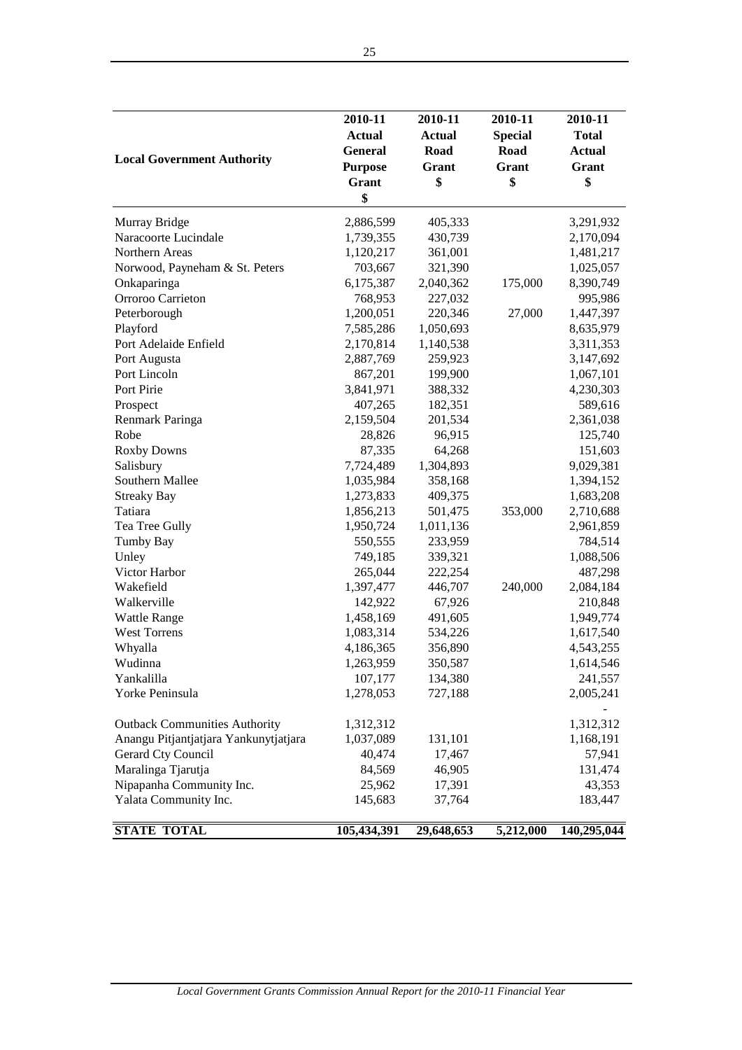| Local Government Authority | 2010-11 Actual General Purpose Grant $ | 2010-11 Actual Road Grant $ | 2010-11 Special Road Grant $ | 2010-11 Total Actual Grant $ |
|---|---|---|---|---|
| Murray Bridge | 2,886,599 | 405,333 | | 3,291,932 |
| Naracoorte Lucindale | 1,739,355 | 430,739 | | 2,170,094 |
| Northern Areas | 1,120,217 | 361,001 | | 1,481,217 |
| Norwood, Payneham & St. Peters | 703,667 | 321,390 | | 1,025,057 |
| Onkaparinga | 6,175,387 | 2,040,362 | 175,000 | 8,390,749 |
| Orroroo Carrieton | 768,953 | 227,032 | | 995,986 |
| Peterborough | 1,200,051 | 220,346 | 27,000 | 1,447,397 |
| Playford | 7,585,286 | 1,050,693 | | 8,635,979 |
| Port Adelaide Enfield | 2,170,814 | 1,140,538 | | 3,311,353 |
| Port Augusta | 2,887,769 | 259,923 | | 3,147,692 |
| Port Lincoln | 867,201 | 199,900 | | 1,067,101 |
| Port Pirie | 3,841,971 | 388,332 | | 4,230,303 |
| Prospect | 407,265 | 182,351 | | 589,616 |
| Renmark Paringa | 2,159,504 | 201,534 | | 2,361,038 |
| Robe | 28,826 | 96,915 | | 125,740 |
| Roxby Downs | 87,335 | 64,268 | | 151,603 |
| Salisbury | 7,724,489 | 1,304,893 | | 9,029,381 |
| Southern Mallee | 1,035,984 | 358,168 | | 1,394,152 |
| Streaky Bay | 1,273,833 | 409,375 | | 1,683,208 |
| Tatiara | 1,856,213 | 501,475 | 353,000 | 2,710,688 |
| Tea Tree Gully | 1,950,724 | 1,011,136 | | 2,961,859 |
| Tumby Bay | 550,555 | 233,959 | | 784,514 |
| Unley | 749,185 | 339,321 | | 1,088,506 |
| Victor Harbor | 265,044 | 222,254 | | 487,298 |
| Wakefield | 1,397,477 | 446,707 | 240,000 | 2,084,184 |
| Walkerville | 142,922 | 67,926 | | 210,848 |
| Wattle Range | 1,458,169 | 491,605 | | 1,949,774 |
| West Torrens | 1,083,314 | 534,226 | | 1,617,540 |
| Whyalla | 4,186,365 | 356,890 | | 4,543,255 |
| Wudinna | 1,263,959 | 350,587 | | 1,614,546 |
| Yankalilla | 107,177 | 134,380 | | 241,557 |
| Yorke Peninsula | 1,278,053 | 727,188 | | 2,005,241 |
| | | | | - |
| Outback Communities Authority | 1,312,312 | | | 1,312,312 |
| Anangu Pitjantjatjara Yankunytjatjara | 1,037,089 | 131,101 | | 1,168,191 |
| Gerard Cty Council | 40,474 | 17,467 | | 57,941 |
| Maralinga Tjarutja | 84,569 | 46,905 | | 131,474 |
| Nipapanha Community Inc. | 25,962 | 17,391 | | 43,353 |
| Yalata Community Inc. | 145,683 | 37,764 | | 183,447 |
| **STATE TOTAL** | **105,434,391** | **29,648,653** | **5,212,000** | **140,295,044** |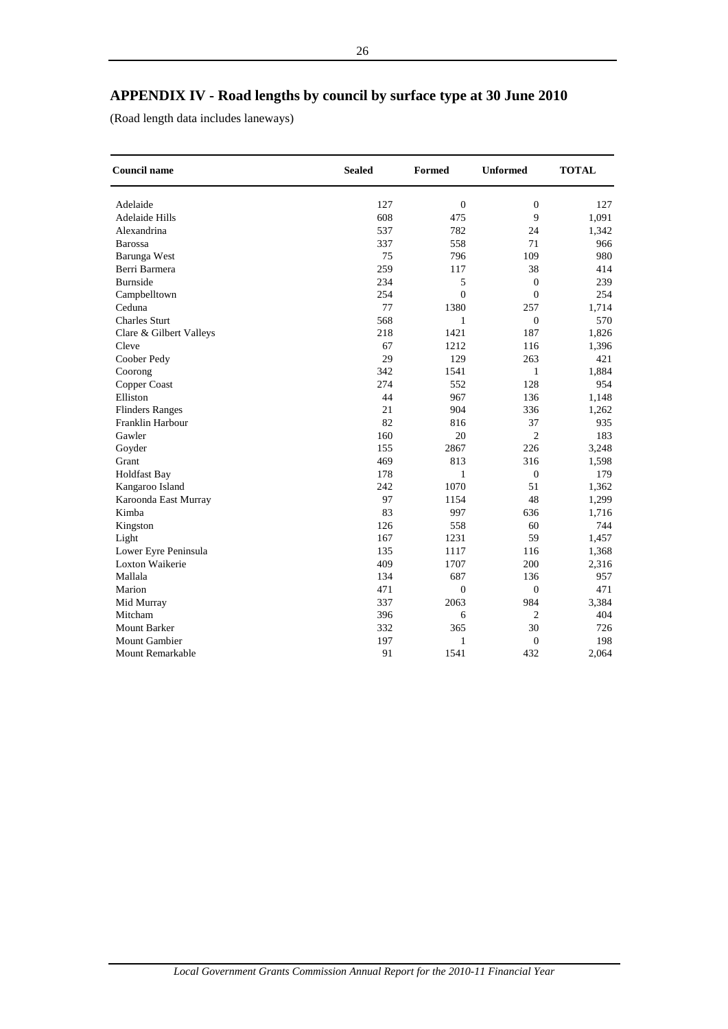# APPENDIX IV - Road lengths by council by surface type at 30 June 2010

(Road length data includes laneways)

| Council name | Sealed | Formed | Unformed | TOTAL |
|---|---|---|---|---|
| Adelaide | 127 | 0 | 0 | 127 |
| Adelaide Hills | 608 | 475 | 9 | 1,091 |
| Alexandrina | 537 | 782 | 24 | 1,342 |
| Barossa | 337 | 558 | 71 | 966 |
| Barunga West | 75 | 796 | 109 | 980 |
| Berri Barmera | 259 | 117 | 38 | 414 |
| Burnside | 234 | 5 | 0 | 239 |
| Campbelltown | 254 | 0 | 0 | 254 |
| Ceduna | 77 | 1380 | 257 | 1,714 |
| Charles Sturt | 568 | 1 | 0 | 570 |
| Clare & Gilbert Valleys | 218 | 1421 | 187 | 1,826 |
| Cleve | 67 | 1212 | 116 | 1,396 |
| Coober Pedy | 29 | 129 | 263 | 421 |
| Coorong | 342 | 1541 | 1 | 1,884 |
| Copper Coast | 274 | 552 | 128 | 954 |
| Elliston | 44 | 967 | 136 | 1,148 |
| Flinders Ranges | 21 | 904 | 336 | 1,262 |
| Franklin Harbour | 82 | 816 | 37 | 935 |
| Gawler | 160 | 20 | 2 | 183 |
| Goyder | 155 | 2867 | 226 | 3,248 |
| Grant | 469 | 813 | 316 | 1,598 |
| Holdfast Bay | 178 | 1 | 0 | 179 |
| Kangaroo Island | 242 | 1070 | 51 | 1,362 |
| Karoonda East Murray | 97 | 1154 | 48 | 1,299 |
| Kimba | 83 | 997 | 636 | 1,716 |
| Kingston | 126 | 558 | 60 | 744 |
| Light | 167 | 1231 | 59 | 1,457 |
| Lower Eyre Peninsula | 135 | 1117 | 116 | 1,368 |
| Loxton Waikerie | 409 | 1707 | 200 | 2,316 |
| Mallala | 134 | 687 | 136 | 957 |
| Marion | 471 | 0 | 0 | 471 |
| Mid Murray | 337 | 2063 | 984 | 3,384 |
| Mitcham | 396 | 6 | 2 | 404 |
| Mount Barker | 332 | 365 | 30 | 726 |
| Mount Gambier | 197 | 1 | 0 | 198 |
| Mount Remarkable | 91 | 1541 | 432 | 2,064 |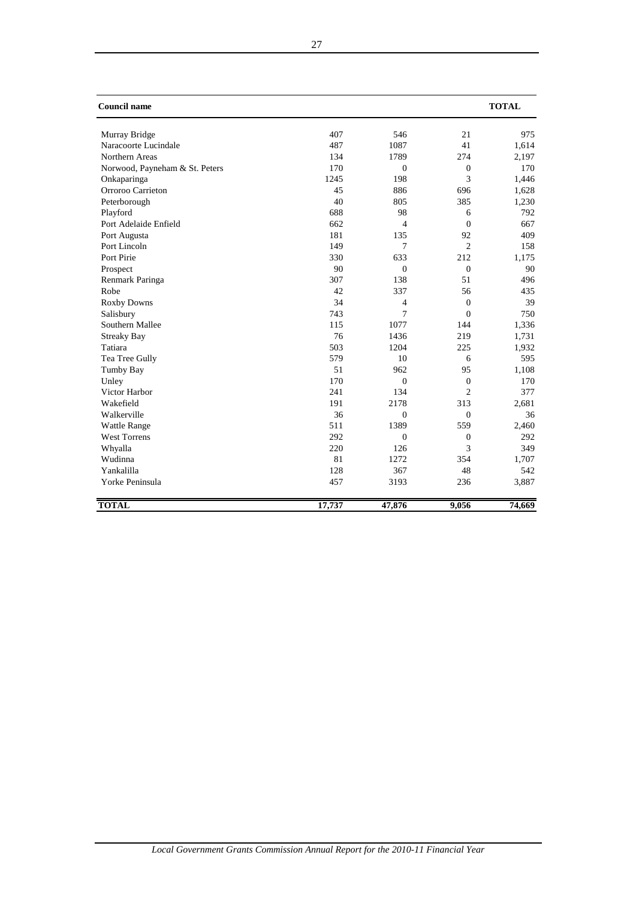| Council name | | | | TOTAL |
|---|---|---|---|---|
| Murray Bridge | 407 | 546 | 21 | 975 |
| Naracoorte Lucindale | 487 | 1087 | 41 | 1,614 |
| Northern Areas | 134 | 1789 | 274 | 2,197 |
| Norwood, Payneham & St. Peters | 170 | 0 | 0 | 170 |
| Onkaparinga | 1245 | 198 | 3 | 1,446 |
| Orroroo Carrieton | 45 | 886 | 696 | 1,628 |
| Peterborough | 40 | 805 | 385 | 1,230 |
| Playford | 688 | 98 | 6 | 792 |
| Port Adelaide Enfield | 662 | 4 | 0 | 667 |
| Port Augusta | 181 | 135 | 92 | 409 |
| Port Lincoln | 149 | 7 | 2 | 158 |
| Port Pirie | 330 | 633 | 212 | 1,175 |
| Prospect | 90 | 0 | 0 | 90 |
| Renmark Paringa | 307 | 138 | 51 | 496 |
| Robe | 42 | 337 | 56 | 435 |
| Roxby Downs | 34 | 4 | 0 | 39 |
| Salisbury | 743 | 7 | 0 | 750 |
| Southern Mallee | 115 | 1077 | 144 | 1,336 |
| Streaky Bay | 76 | 1436 | 219 | 1,731 |
| Tatiara | 503 | 1204 | 225 | 1,932 |
| Tea Tree Gully | 579 | 10 | 6 | 595 |
| Tumby Bay | 51 | 962 | 95 | 1,108 |
| Unley | 170 | 0 | 0 | 170 |
| Victor Harbor | 241 | 134 | 2 | 377 |
| Wakefield | 191 | 2178 | 313 | 2,681 |
| Walkerville | 36 | 0 | 0 | 36 |
| Wattle Range | 511 | 1389 | 559 | 2,460 |
| West Torrens | 292 | 0 | 0 | 292 |
| Whyalla | 220 | 126 | 3 | 349 |
| Wudinna | 81 | 1272 | 354 | 1,707 |
| Yankalilla | 128 | 367 | 48 | 542 |
| Yorke Peninsula | 457 | 3193 | 236 | 3,887 |
| **TOTAL** | **17,737** | **47,876** | **9,056** | **74,669** |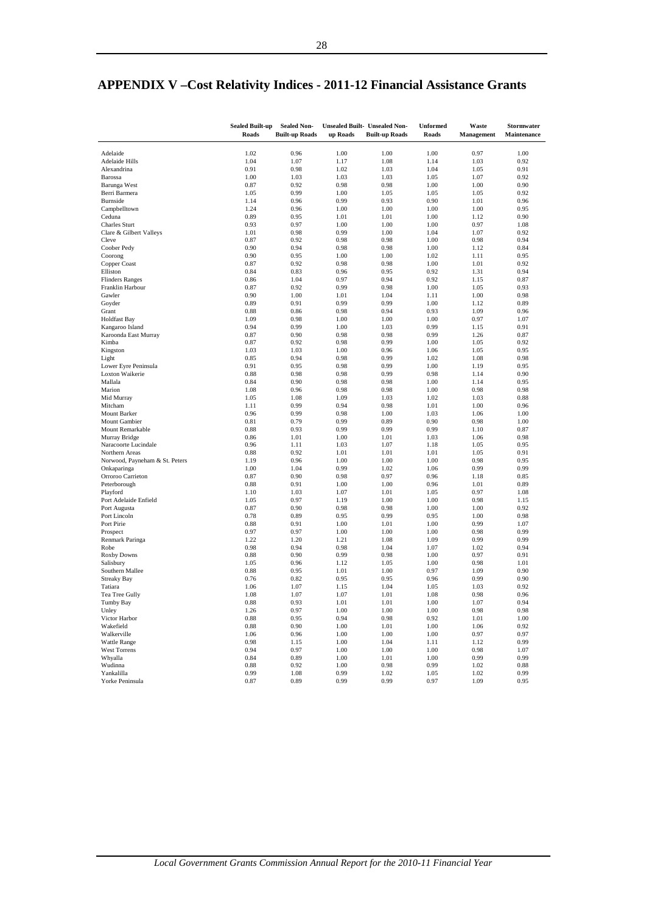# APPENDIX V –Cost Relativity Indices - 2011-12 Financial Assistance Grants

| | Sealed Built-up Roads | Sealed Non-Built-up Roads | Unsealed Built-up Roads | Unsealed Non-Built-up Roads | Unformed Roads | Waste Management | Stormwater Maintenance |
|---|---|---|---|---|---|---|---|
| Adelaide | 1.02 | 0.96 | 1.00 | 1.00 | 1.00 | 0.97 | 1.00 |
| Adelaide Hills | 1.04 | 1.07 | 1.17 | 1.08 | 1.14 | 1.03 | 0.92 |
| Alexandrina | 0.91 | 0.98 | 1.02 | 1.03 | 1.04 | 1.05 | 0.91 |
| Barossa | 1.00 | 1.03 | 1.03 | 1.03 | 1.05 | 1.07 | 0.92 |
| Barunga West | 0.87 | 0.92 | 0.98 | 0.98 | 1.00 | 1.00 | 0.90 |
| Berri Barmera | 1.05 | 0.99 | 1.00 | 1.05 | 1.05 | 1.05 | 0.92 |
| Burnside | 1.14 | 0.96 | 0.99 | 0.93 | 0.90 | 1.01 | 0.96 |
| Campbelltown | 1.24 | 0.96 | 1.00 | 1.00 | 1.00 | 1.00 | 0.95 |
| Ceduna | 0.89 | 0.95 | 1.01 | 1.01 | 1.00 | 1.12 | 0.90 |
| Charles Sturt | 0.93 | 0.97 | 1.00 | 1.00 | 1.00 | 0.97 | 1.08 |
| Clare & Gilbert Valleys | 1.01 | 0.98 | 0.99 | 1.00 | 1.04 | 1.07 | 0.92 |
| Cleve | 0.87 | 0.92 | 0.98 | 0.98 | 1.00 | 0.98 | 0.94 |
| Coober Pedy | 0.90 | 0.94 | 0.98 | 0.98 | 1.00 | 1.12 | 0.84 |
| Coorong | 0.90 | 0.95 | 1.00 | 1.00 | 1.02 | 1.11 | 0.95 |
| Copper Coast | 0.87 | 0.92 | 0.98 | 0.98 | 1.00 | 1.01 | 0.92 |
| Elliston | 0.84 | 0.83 | 0.96 | 0.95 | 0.92 | 1.31 | 0.94 |
| Flinders Ranges | 0.86 | 1.04 | 0.97 | 0.94 | 0.92 | 1.15 | 0.87 |
| Franklin Harbour | 0.87 | 0.92 | 0.99 | 0.98 | 1.00 | 1.05 | 0.93 |
| Gawler | 0.90 | 1.00 | 1.01 | 1.04 | 1.11 | 1.00 | 0.98 |
| Goyder | 0.89 | 0.91 | 0.99 | 0.99 | 1.00 | 1.12 | 0.89 |
| Grant | 0.88 | 0.86 | 0.98 | 0.94 | 0.93 | 1.09 | 0.96 |
| Holdfast Bay | 1.09 | 0.98 | 1.00 | 1.00 | 1.00 | 0.97 | 1.07 |
| Kangaroo Island | 0.94 | 0.99 | 1.00 | 1.03 | 0.99 | 1.15 | 0.91 |
| Karoonda East Murray | 0.87 | 0.90 | 0.98 | 0.98 | 0.99 | 1.26 | 0.87 |
| Kimba | 0.87 | 0.92 | 0.98 | 0.99 | 1.00 | 1.05 | 0.92 |
| Kingston | 1.03 | 1.03 | 1.00 | 0.96 | 1.06 | 1.05 | 0.95 |
| Light | 0.85 | 0.94 | 0.98 | 0.99 | 1.02 | 1.08 | 0.98 |
| Lower Eyre Peninsula | 0.91 | 0.95 | 0.98 | 0.99 | 1.00 | 1.19 | 0.95 |
| Loxton Waikerie | 0.88 | 0.98 | 0.98 | 0.99 | 0.98 | 1.14 | 0.90 |
| Mallala | 0.84 | 0.90 | 0.98 | 0.98 | 1.00 | 1.14 | 0.95 |
| Marion | 1.08 | 0.96 | 0.98 | 0.98 | 1.00 | 0.98 | 0.98 |
| Mid Murray | 1.05 | 1.08 | 1.09 | 1.03 | 1.02 | 1.03 | 0.88 |
| Mitcham | 1.11 | 0.99 | 0.94 | 0.98 | 1.01 | 1.00 | 0.96 |
| Mount Barker | 0.96 | 0.99 | 0.98 | 1.00 | 1.03 | 1.06 | 1.00 |
| Mount Gambier | 0.81 | 0.79 | 0.99 | 0.89 | 0.90 | 0.98 | 1.00 |
| Mount Remarkable | 0.88 | 0.93 | 0.99 | 0.99 | 0.99 | 1.10 | 0.87 |
| Murray Bridge | 0.86 | 1.01 | 1.00 | 1.01 | 1.03 | 1.06 | 0.98 |
| Naracoorte Lucindale | 0.96 | 1.11 | 1.03 | 1.07 | 1.18 | 1.05 | 0.95 |
| Northern Areas | 0.88 | 0.92 | 1.01 | 1.01 | 1.01 | 1.05 | 0.91 |
| Norwood, Payneham & St. Peters | 1.19 | 0.96 | 1.00 | 1.00 | 1.00 | 0.98 | 0.95 |
| Onkaparinga | 1.00 | 1.04 | 0.99 | 1.02 | 1.06 | 0.99 | 0.99 |
| Orroroo Carrieton | 0.87 | 0.90 | 0.98 | 0.97 | 0.96 | 1.18 | 0.85 |
| Peterborough | 0.88 | 0.91 | 1.00 | 1.00 | 0.96 | 1.01 | 0.89 |
| Playford | 1.10 | 1.03 | 1.07 | 1.01 | 1.05 | 0.97 | 1.08 |
| Port Adelaide Enfield | 1.05 | 0.97 | 1.19 | 1.00 | 1.00 | 0.98 | 1.15 |
| Port Augusta | 0.87 | 0.90 | 0.98 | 0.98 | 1.00 | 1.00 | 0.92 |
| Port Lincoln | 0.78 | 0.89 | 0.95 | 0.99 | 0.95 | 1.00 | 0.98 |
| Port Pirie | 0.88 | 0.91 | 1.00 | 1.01 | 1.00 | 0.99 | 1.07 |
| Prospect | 0.97 | 0.97 | 1.00 | 1.00 | 1.00 | 0.98 | 0.99 |
| Renmark Paringa | 1.22 | 1.20 | 1.21 | 1.08 | 1.09 | 0.99 | 0.99 |
| Robe | 0.98 | 0.94 | 0.98 | 1.04 | 1.07 | 1.02 | 0.94 |
| Roxby Downs | 0.88 | 0.90 | 0.99 | 0.98 | 1.00 | 0.97 | 0.91 |
| Salisbury | 1.05 | 0.96 | 1.12 | 1.05 | 1.00 | 0.98 | 1.01 |
| Southern Mallee | 0.88 | 0.95 | 1.01 | 1.00 | 0.97 | 1.09 | 0.90 |
| Streaky Bay | 0.76 | 0.82 | 0.95 | 0.95 | 0.96 | 0.99 | 0.90 |
| Tatiara | 1.06 | 1.07 | 1.15 | 1.04 | 1.05 | 1.03 | 0.92 |
| Tea Tree Gully | 1.08 | 1.07 | 1.07 | 1.01 | 1.08 | 0.98 | 0.96 |
| Tumby Bay | 0.88 | 0.93 | 1.01 | 1.01 | 1.00 | 1.07 | 0.94 |
| Unley | 1.26 | 0.97 | 1.00 | 1.00 | 1.00 | 0.98 | 0.98 |
| Victor Harbor | 0.88 | 0.95 | 0.94 | 0.98 | 0.92 | 1.01 | 1.00 |
| Wakefield | 0.88 | 0.90 | 1.00 | 1.01 | 1.00 | 1.06 | 0.92 |
| Walkerville | 1.06 | 0.96 | 1.00 | 1.00 | 1.00 | 0.97 | 0.97 |
| Wattle Range | 0.98 | 1.15 | 1.00 | 1.04 | 1.11 | 1.12 | 0.99 |
| West Torrens | 0.94 | 0.97 | 1.00 | 1.00 | 1.00 | 0.98 | 1.07 |
| Whyalla | 0.84 | 0.89 | 1.00 | 1.01 | 1.00 | 0.99 | 0.99 |
| Wudinna | 0.88 | 0.92 | 1.00 | 0.98 | 0.99 | 1.02 | 0.88 |
| Yankalilla | 0.99 | 1.08 | 0.99 | 1.02 | 1.05 | 1.02 | 0.99 |
| Yorke Peninsula | 0.87 | 0.89 | 0.99 | 0.99 | 0.97 | 1.09 | 0.95 |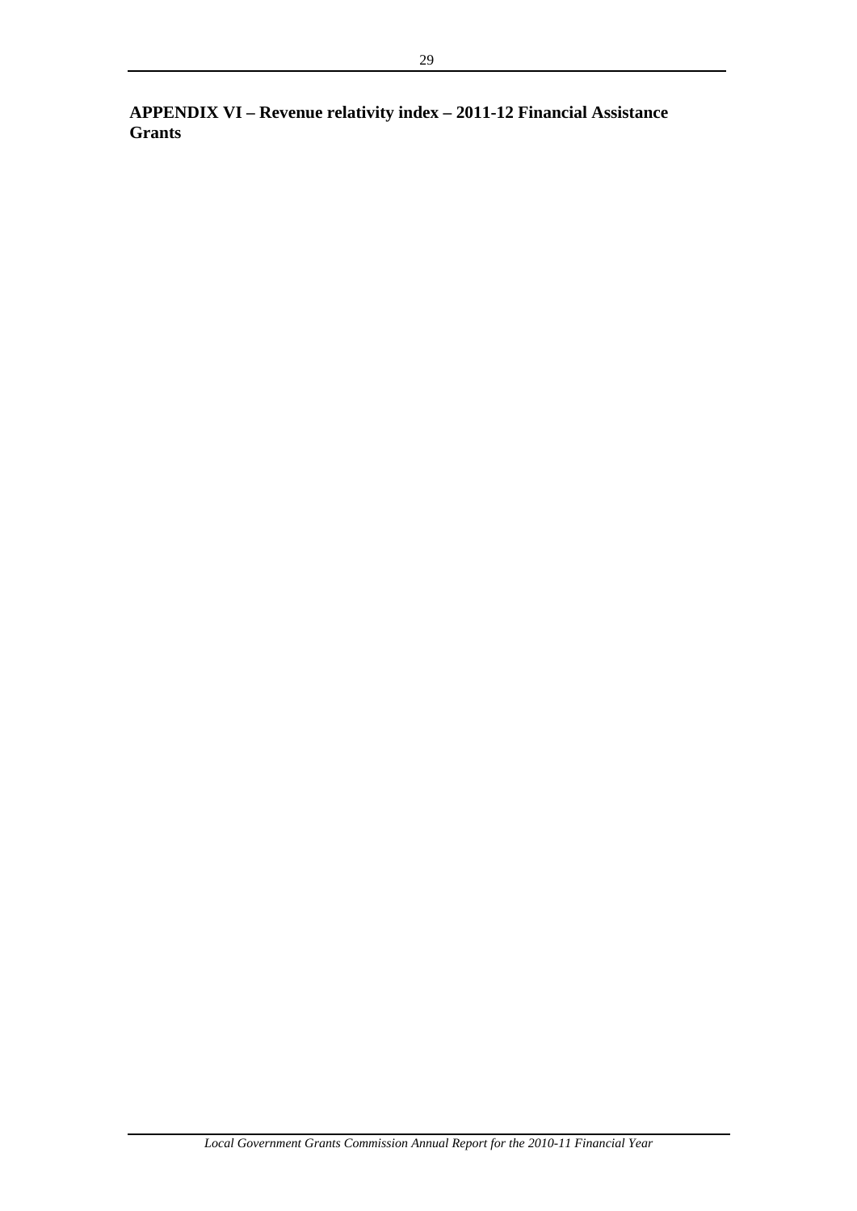**APPENDIX VI – Revenue relativity index – 2011-12 Financial Assistance Grants**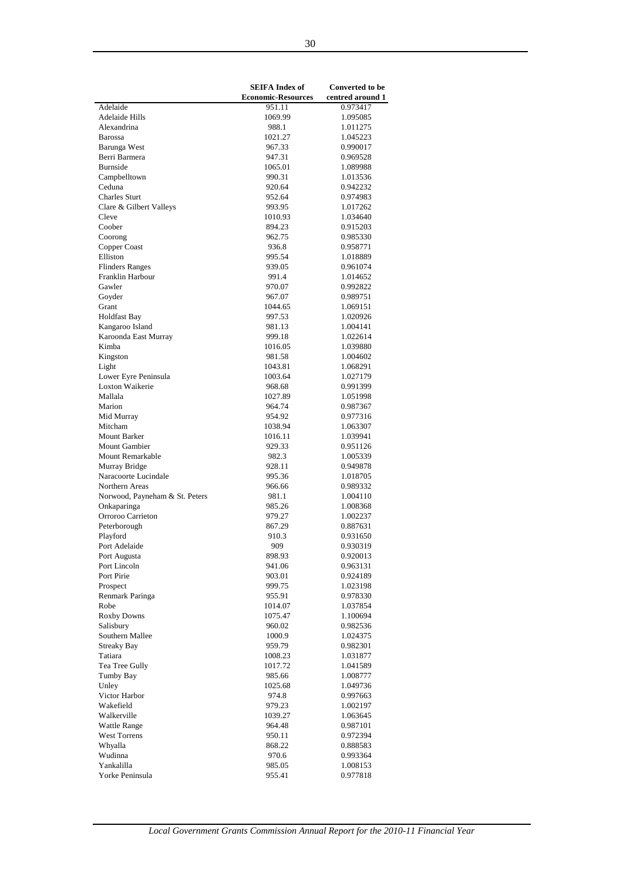| | SEIFA Index of Economic-Resources | Converted to be centred around 1 |
|---|---|---|
| Adelaide | 951.11 | 0.973417 |
| Adelaide Hills | 1069.99 | 1.095085 |
| Alexandrina | 988.1 | 1.011275 |
| Barossa | 1021.27 | 1.045223 |
| Barunga West | 967.33 | 0.990017 |
| Berri Barmera | 947.31 | 0.969528 |
| Burnside | 1065.01 | 1.089988 |
| Campbelltown | 990.31 | 1.013536 |
| Ceduna | 920.64 | 0.942232 |
| Charles Sturt | 952.64 | 0.974983 |
| Clare & Gilbert Valleys | 993.95 | 1.017262 |
| Cleve | 1010.93 | 1.034640 |
| Coober | 894.23 | 0.915203 |
| Coorong | 962.75 | 0.985330 |
| Copper Coast | 936.8 | 0.958771 |
| Elliston | 995.54 | 1.018889 |
| Flinders Ranges | 939.05 | 0.961074 |
| Franklin Harbour | 991.4 | 1.014652 |
| Gawler | 970.07 | 0.992822 |
| Goyder | 967.07 | 0.989751 |
| Grant | 1044.65 | 1.069151 |
| Holdfast Bay | 997.53 | 1.020926 |
| Kangaroo Island | 981.13 | 1.004141 |
| Karoonda East Murray | 999.18 | 1.022614 |
| Kimba | 1016.05 | 1.039880 |
| Kingston | 981.58 | 1.004602 |
| Light | 1043.81 | 1.068291 |
| Lower Eyre Peninsula | 1003.64 | 1.027179 |
| Loxton Waikerie | 968.68 | 0.991399 |
| Mallala | 1027.89 | 1.051998 |
| Marion | 964.74 | 0.987367 |
| Mid Murray | 954.92 | 0.977316 |
| Mitcham | 1038.94 | 1.063307 |
| Mount Barker | 1016.11 | 1.039941 |
| Mount Gambier | 929.33 | 0.951126 |
| Mount Remarkable | 982.3 | 1.005339 |
| Murray Bridge | 928.11 | 0.949878 |
| Naracoorte Lucindale | 995.36 | 1.018705 |
| Northern Areas | 966.66 | 0.989332 |
| Norwood, Payneham & St. Peters | 981.1 | 1.004110 |
| Onkaparinga | 985.26 | 1.008368 |
| Orroroo Carrieton | 979.27 | 1.002237 |
| Peterborough | 867.29 | 0.887631 |
| Playford | 910.3 | 0.931650 |
| Port Adelaide | 909 | 0.930319 |
| Port Augusta | 898.93 | 0.920013 |
| Port Lincoln | 941.06 | 0.963131 |
| Port Pirie | 903.01 | 0.924189 |
| Prospect | 999.75 | 1.023198 |
| Renmark Paringa | 955.91 | 0.978330 |
| Robe | 1014.07 | 1.037854 |
| Roxby Downs | 1075.47 | 1.100694 |
| Salisbury | 960.02 | 0.982536 |
| Southern Mallee | 1000.9 | 1.024375 |
| Streaky Bay | 959.79 | 0.982301 |
| Tatiara | 1008.23 | 1.031877 |
| Tea Tree Gully | 1017.72 | 1.041589 |
| Tumby Bay | 985.66 | 1.008777 |
| Unley | 1025.68 | 1.049736 |
| Victor Harbor | 974.8 | 0.997663 |
| Wakefield | 979.23 | 1.002197 |
| Walkerville | 1039.27 | 1.063645 |
| Wattle Range | 964.48 | 0.987101 |
| West Torrens | 950.11 | 0.972394 |
| Whyalla | 868.22 | 0.888583 |
| Wudinna | 970.6 | 0.993364 |
| Yankalilla | 985.05 | 1.008153 |
| Yorke Peninsula | 955.41 | 0.977818 |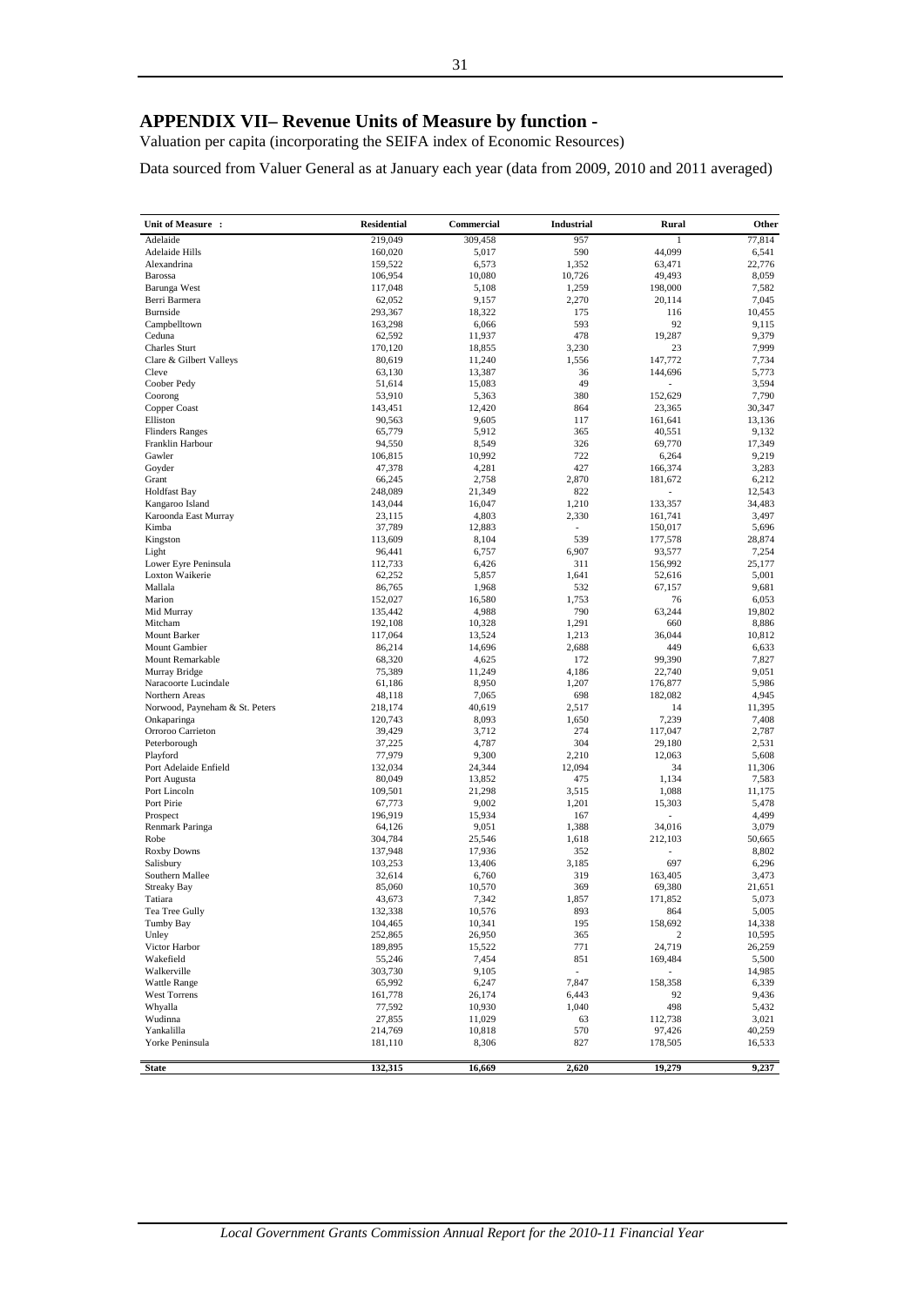# APPENDIX VII– Revenue Units of Measure by function -

Valuation per capita (incorporating the SEIFA index of Economic Resources)

Data sourced from Valuer General as at January each year (data from 2009, 2010 and 2011 averaged)

| Unit of Measure : | Residential | Commercial | Industrial | Rural | Other |
|---|---|---|---|---|---|
| Adelaide | 219,049 | 309,458 | 957 | 1 | 77,814 |
| Adelaide Hills | 160,020 | 5,017 | 590 | 44,099 | 6,541 |
| Alexandrina | 159,522 | 6,573 | 1,352 | 63,471 | 22,776 |
| Barossa | 106,954 | 10,080 | 10,726 | 49,493 | 8,059 |
| Barunga West | 117,048 | 5,108 | 1,259 | 198,000 | 7,582 |
| Berri Barmera | 62,052 | 9,157 | 2,270 | 20,114 | 7,045 |
| Burnside | 293,367 | 18,322 | 175 | 116 | 10,455 |
| Campbelltown | 163,298 | 6,066 | 593 | 92 | 9,115 |
| Ceduna | 62,592 | 11,937 | 478 | 19,287 | 9,379 |
| Charles Sturt | 170,120 | 18,855 | 3,230 | 23 | 7,999 |
| Clare & Gilbert Valleys | 80,619 | 11,240 | 1,556 | 147,772 | 7,734 |
| Cleve | 63,130 | 13,387 | 36 | 144,696 | 5,773 |
| Coober Pedy | 51,614 | 15,083 | 49 | - | 3,594 |
| Coorong | 53,910 | 5,363 | 380 | 152,629 | 7,790 |
| Copper Coast | 143,451 | 12,420 | 864 | 23,365 | 30,347 |
| Elliston | 90,563 | 9,605 | 117 | 161,641 | 13,136 |
| Flinders Ranges | 65,779 | 5,912 | 365 | 40,551 | 9,132 |
| Franklin Harbour | 94,550 | 8,549 | 326 | 69,770 | 17,349 |
| Gawler | 106,815 | 10,992 | 722 | 6,264 | 9,219 |
| Goyder | 47,378 | 4,281 | 427 | 166,374 | 3,283 |
| Grant | 66,245 | 2,758 | 2,870 | 181,672 | 6,212 |
| Holdfast Bay | 248,089 | 21,349 | 822 | - | 12,543 |
| Kangaroo Island | 143,044 | 16,047 | 1,210 | 133,357 | 34,483 |
| Karoonda East Murray | 23,115 | 4,803 | 2,330 | 161,741 | 3,497 |
| Kimba | 37,789 | 12,883 | - | 150,017 | 5,696 |
| Kingston | 113,609 | 8,104 | 539 | 177,578 | 28,874 |
| Light | 96,441 | 6,757 | 6,907 | 93,577 | 7,254 |
| Lower Eyre Peninsula | 112,733 | 6,426 | 311 | 156,992 | 25,177 |
| Loxton Waikerie | 62,252 | 5,857 | 1,641 | 52,616 | 5,001 |
| Mallala | 86,765 | 1,968 | 532 | 67,157 | 9,681 |
| Marion | 152,027 | 16,580 | 1,753 | 76 | 6,053 |
| Mid Murray | 135,442 | 4,988 | 790 | 63,244 | 19,802 |
| Mitcham | 192,108 | 10,328 | 1,291 | 660 | 8,886 |
| Mount Barker | 117,064 | 13,524 | 1,213 | 36,044 | 10,812 |
| Mount Gambier | 86,214 | 14,696 | 2,688 | 449 | 6,633 |
| Mount Remarkable | 68,320 | 4,625 | 172 | 99,390 | 7,827 |
| Murray Bridge | 75,389 | 11,249 | 4,186 | 22,740 | 9,051 |
| Naracoorte Lucindale | 61,186 | 8,950 | 1,207 | 176,877 | 5,986 |
| Northern Areas | 48,118 | 7,065 | 698 | 182,082 | 4,945 |
| Norwood, Payneham & St. Peters | 218,174 | 40,619 | 2,517 | 14 | 11,395 |
| Onkaparinga | 120,743 | 8,093 | 1,650 | 7,239 | 7,408 |
| Orroroo Carrieton | 39,429 | 3,712 | 274 | 117,047 | 2,787 |
| Peterborough | 37,225 | 4,787 | 304 | 29,180 | 2,531 |
| Playford | 77,979 | 9,300 | 2,210 | 12,063 | 5,608 |
| Port Adelaide Enfield | 132,034 | 24,344 | 12,094 | 34 | 11,306 |
| Port Augusta | 80,049 | 13,852 | 475 | 1,134 | 7,583 |
| Port Lincoln | 109,501 | 21,298 | 3,515 | 1,088 | 11,175 |
| Port Pirie | 67,773 | 9,002 | 1,201 | 15,303 | 5,478 |
| Prospect | 196,919 | 15,934 | 167 | - | 4,499 |
| Renmark Paringa | 64,126 | 9,051 | 1,388 | 34,016 | 3,079 |
| Robe | 304,784 | 25,546 | 1,618 | 212,103 | 50,665 |
| Roxby Downs | 137,948 | 17,936 | 352 | - | 8,802 |
| Salisbury | 103,253 | 13,406 | 3,185 | 697 | 6,296 |
| Southern Mallee | 32,614 | 6,760 | 319 | 163,405 | 3,473 |
| Streaky Bay | 85,060 | 10,570 | 369 | 69,380 | 21,651 |
| Tatiara | 43,673 | 7,342 | 1,857 | 171,852 | 5,073 |
| Tea Tree Gully | 132,338 | 10,576 | 893 | 864 | 5,005 |
| Tumby Bay | 104,465 | 10,341 | 195 | 158,692 | 14,338 |
| Unley | 252,865 | 26,950 | 365 | 2 | 10,595 |
| Victor Harbor | 189,895 | 15,522 | 771 | 24,719 | 26,259 |
| Wakefield | 55,246 | 7,454 | 851 | 169,484 | 5,500 |
| Walkerville | 303,730 | 9,105 | - | - | 14,985 |
| Wattle Range | 65,992 | 6,247 | 7,847 | 158,358 | 6,339 |
| West Torrens | 161,778 | 26,174 | 6,443 | 92 | 9,436 |
| Whyalla | 77,592 | 10,930 | 1,040 | 498 | 5,432 |
| Wudinna | 27,855 | 11,029 | 63 | 112,738 | 3,021 |
| Yankalilla | 214,769 | 10,818 | 570 | 97,426 | 40,259 |
| Yorke Peninsula | 181,110 | 8,306 | 827 | 178,505 | 16,533 |
| **State** | **132,315** | **16,669** | **2,620** | **19,279** | **9,237** |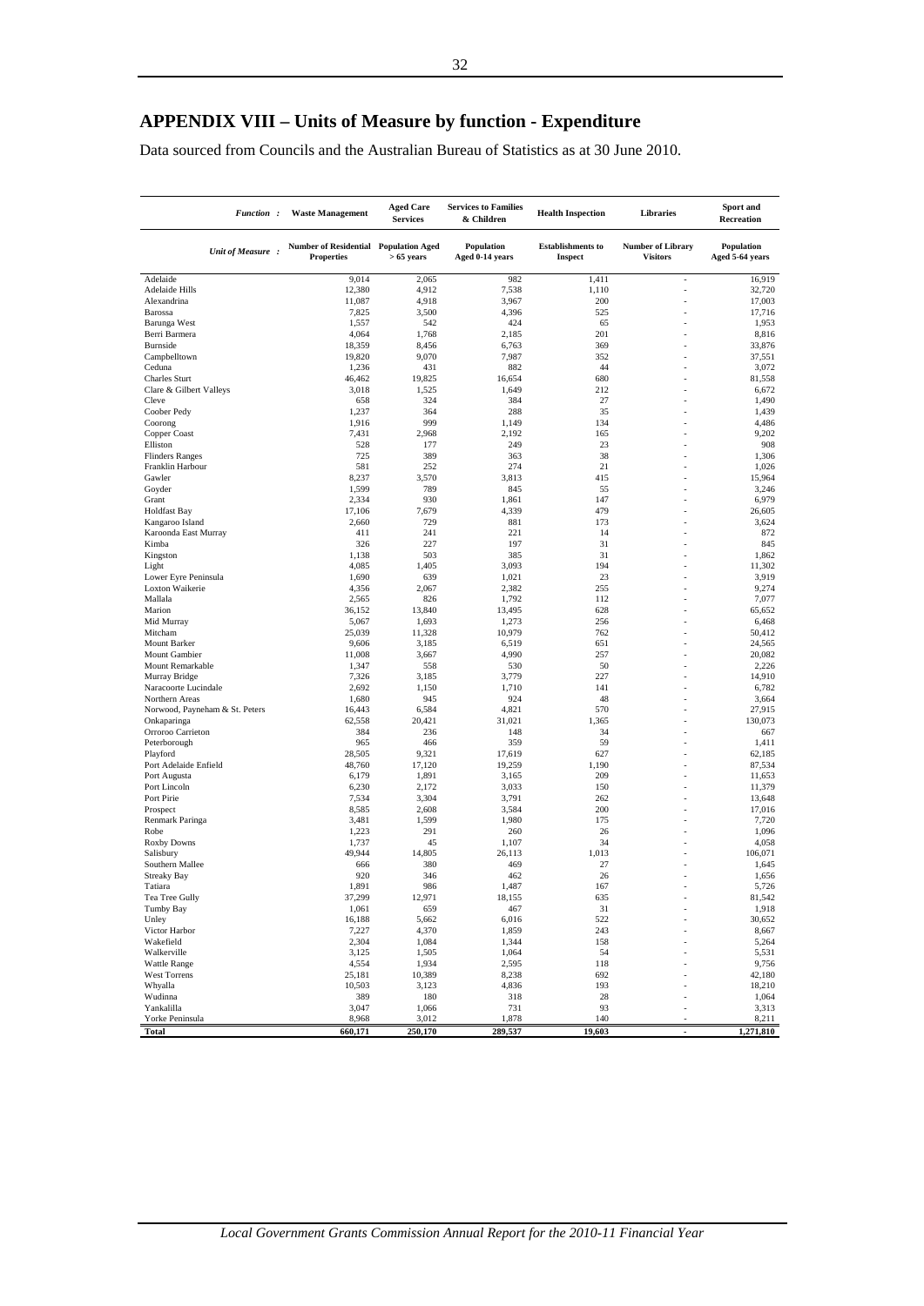# APPENDIX VIII – Units of Measure by function - Expenditure

Data sourced from Councils and the Australian Bureau of Statistics as at 30 June 2010.

| *Function :* | Waste Management | Aged Care Services | Services to Families & Children | Health Inspection | Libraries | Sport and Recreation |
|---|---|---|---|---|---|---|
| *Unit of Measure :* | Number of Residential Properties | Population Aged > 65 years | Population Aged 0-14 years | Establishments to Inspect | Number of Library Visitors | Population Aged 5-64 years |
| Adelaide | 9,014 | 2,065 | 982 | 1,411 | - | 16,919 |
| Adelaide Hills | 12,380 | 4,912 | 7,538 | 1,110 | - | 32,720 |
| Alexandrina | 11,087 | 4,918 | 3,967 | 200 | - | 17,003 |
| Barossa | 7,825 | 3,500 | 4,396 | 525 | - | 17,716 |
| Barunga West | 1,557 | 542 | 424 | 65 | - | 1,953 |
| Berri Barmera | 4,064 | 1,768 | 2,185 | 201 | - | 8,816 |
| Burnside | 18,359 | 8,456 | 6,763 | 369 | - | 33,876 |
| Campbelltown | 19,820 | 9,070 | 7,987 | 352 | - | 37,551 |
| Ceduna | 1,236 | 431 | 882 | 44 | - | 3,072 |
| Charles Sturt | 46,462 | 19,825 | 16,654 | 680 | - | 81,558 |
| Clare & Gilbert Valleys | 3,018 | 1,525 | 1,649 | 212 | - | 6,672 |
| Cleve | 658 | 324 | 384 | 27 | - | 1,490 |
| Coober Pedy | 1,237 | 364 | 288 | 35 | - | 1,439 |
| Coorong | 1,916 | 999 | 1,149 | 134 | - | 4,486 |
| Copper Coast | 7,431 | 2,968 | 2,192 | 165 | - | 9,202 |
| Elliston | 528 | 177 | 249 | 23 | - | 908 |
| Flinders Ranges | 725 | 389 | 363 | 38 | - | 1,306 |
| Franklin Harbour | 581 | 252 | 274 | 21 | - | 1,026 |
| Gawler | 8,237 | 3,570 | 3,813 | 415 | - | 15,964 |
| Goyder | 1,599 | 789 | 845 | 55 | - | 3,246 |
| Grant | 2,334 | 930 | 1,861 | 147 | - | 6,979 |
| Holdfast Bay | 17,106 | 7,679 | 4,339 | 479 | - | 26,605 |
| Kangaroo Island | 2,660 | 729 | 881 | 173 | - | 3,624 |
| Karoonda East Murray | 411 | 241 | 221 | 14 | - | 872 |
| Kimba | 326 | 227 | 197 | 31 | - | 845 |
| Kingston | 1,138 | 503 | 385 | 31 | - | 1,862 |
| Light | 4,085 | 1,405 | 3,093 | 194 | - | 11,302 |
| Lower Eyre Peninsula | 1,690 | 639 | 1,021 | 23 | - | 3,919 |
| Loxton Waikerie | 4,356 | 2,067 | 2,382 | 255 | - | 9,274 |
| Mallala | 2,565 | 826 | 1,792 | 112 | - | 7,077 |
| Marion | 36,152 | 13,840 | 13,495 | 628 | - | 65,652 |
| Mid Murray | 5,067 | 1,693 | 1,273 | 256 | - | 6,468 |
| Mitcham | 25,039 | 11,328 | 10,979 | 762 | - | 50,412 |
| Mount Barker | 9,606 | 3,185 | 6,519 | 651 | - | 24,565 |
| Mount Gambier | 11,008 | 3,667 | 4,990 | 257 | - | 20,082 |
| Mount Remarkable | 1,347 | 558 | 530 | 50 | - | 2,226 |
| Murray Bridge | 7,326 | 3,185 | 3,779 | 227 | - | 14,910 |
| Naracoorte Lucindale | 2,692 | 1,150 | 1,710 | 141 | - | 6,782 |
| Northern Areas | 1,680 | 945 | 924 | 48 | - | 3,664 |
| Norwood, Payneham & St. Peters | 16,443 | 6,584 | 4,821 | 570 | - | 27,915 |
| Onkaparinga | 62,558 | 20,421 | 31,021 | 1,365 | - | 130,073 |
| Orroroo Carrieton | 384 | 236 | 148 | 34 | - | 667 |
| Peterborough | 965 | 466 | 359 | 59 | - | 1,411 |
| Playford | 28,505 | 9,321 | 17,619 | 627 | - | 62,185 |
| Port Adelaide Enfield | 48,760 | 17,120 | 19,259 | 1,190 | - | 87,534 |
| Port Augusta | 6,179 | 1,891 | 3,165 | 209 | - | 11,653 |
| Port Lincoln | 6,230 | 2,172 | 3,033 | 150 | - | 11,379 |
| Port Pirie | 7,534 | 3,304 | 3,791 | 262 | - | 13,648 |
| Prospect | 8,585 | 2,608 | 3,584 | 200 | - | 17,016 |
| Renmark Paringa | 3,481 | 1,599 | 1,980 | 175 | - | 7,720 |
| Robe | 1,223 | 291 | 260 | 26 | - | 1,096 |
| Roxby Downs | 1,737 | 45 | 1,107 | 34 | - | 4,058 |
| Salisbury | 49,944 | 14,805 | 26,113 | 1,013 | - | 106,071 |
| Southern Mallee | 666 | 380 | 469 | 27 | - | 1,645 |
| Streaky Bay | 920 | 346 | 462 | 26 | - | 1,656 |
| Tatiara | 1,891 | 986 | 1,487 | 167 | - | 5,726 |
| Tea Tree Gully | 37,299 | 12,971 | 18,155 | 635 | - | 81,542 |
| Tumby Bay | 1,061 | 659 | 467 | 31 | - | 1,918 |
| Unley | 16,188 | 5,662 | 6,016 | 522 | - | 30,652 |
| Victor Harbor | 7,227 | 4,370 | 1,859 | 243 | - | 8,667 |
| Wakefield | 2,304 | 1,084 | 1,344 | 158 | - | 5,264 |
| Walkerville | 3,125 | 1,505 | 1,064 | 54 | - | 5,531 |
| Wattle Range | 4,554 | 1,934 | 2,595 | 118 | - | 9,756 |
| West Torrens | 25,181 | 10,389 | 8,238 | 692 | - | 42,180 |
| Whyalla | 10,503 | 3,123 | 4,836 | 193 | - | 18,210 |
| Wudinna | 389 | 180 | 318 | 28 | - | 1,064 |
| Yankalilla | 3,047 | 1,066 | 731 | 93 | - | 3,313 |
| Yorke Peninsula | 8,968 | 3,012 | 1,878 | 140 | - | 8,211 |
| **Total** | **660,171** | **250,170** | **289,537** | **19,603** | **-** | **1,271,810** |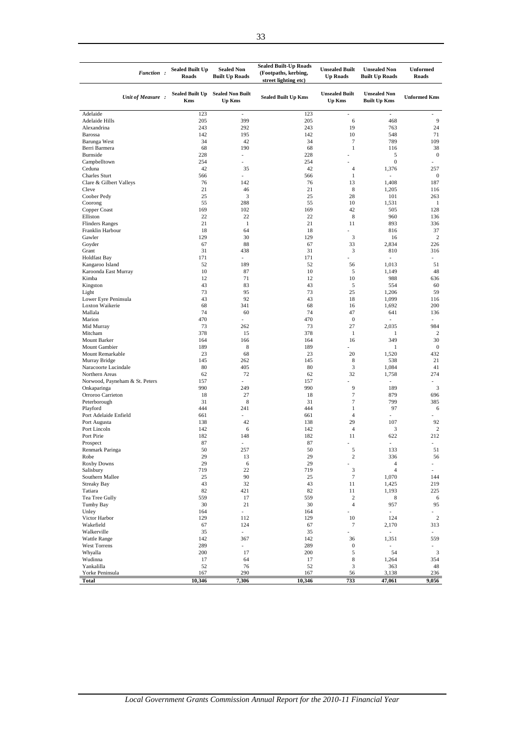| Function : | Sealed Built Up Roads | Sealed Non Built Up Roads | Sealed Built-Up Roads (Footpaths, kerbing, street lighting etc) | Unsealed Built Up Roads | Unsealed Non Built Up Roads | Unformed Roads |
|---|---|---|---|---|---|---|
| **Unit of Measure :** | **Sealed Built Up Kms** | **Sealed Non Built Up Kms** | **Sealed Built Up Kms** | **Unsealed Built Up Kms** | **Unsealed Non Built Up Kms** | **Unformed Kms** |
| Adelaide | 123 | - | 123 | - | - | - |
| Adelaide Hills | 205 | 399 | 205 | 6 | 468 | 9 |
| Alexandrina | 243 | 292 | 243 | 19 | 763 | 24 |
| Barossa | 142 | 195 | 142 | 10 | 548 | 71 |
| Barunga West | 34 | 42 | 34 | 7 | 789 | 109 |
| Berri Barmera | 68 | 190 | 68 | 1 | 116 | 38 |
| Burnside | 228 | - | 228 | - | 5 | 0 |
| Campbelltown | 254 | - | 254 | - | 0 | - |
| Ceduna | 42 | 35 | 42 | 4 | 1,376 | 257 |
| Charles Sturt | 566 | - | 566 | 1 | - | 0 |
| Clare & Gilbert Valleys | 76 | 142 | 76 | 13 | 1,408 | 187 |
| Cleve | 21 | 46 | 21 | 8 | 1,205 | 116 |
| Coober Pedy | 25 | 3 | 25 | 28 | 101 | 263 |
| Coorong | 55 | 288 | 55 | 10 | 1,531 | 1 |
| Copper Coast | 169 | 102 | 169 | 42 | 505 | 128 |
| Elliston | 22 | 22 | 22 | 8 | 960 | 136 |
| Flinders Ranges | 21 | 1 | 21 | 11 | 893 | 336 |
| Franklin Harbour | 18 | 64 | 18 | - | 816 | 37 |
| Gawler | 129 | 30 | 129 | 3 | 16 | 2 |
| Goyder | 67 | 88 | 67 | 33 | 2,834 | 226 |
| Grant | 31 | 438 | 31 | 3 | 810 | 316 |
| Holdfast Bay | 171 | - | 171 | - | - | - |
| Kangaroo Island | 52 | 189 | 52 | 56 | 1,013 | 51 |
| Karoonda East Murray | 10 | 87 | 10 | 5 | 1,149 | 48 |
| Kimba | 12 | 71 | 12 | 10 | 988 | 636 |
| Kingston | 43 | 83 | 43 | 5 | 554 | 60 |
| Light | 73 | 95 | 73 | 25 | 1,206 | 59 |
| Lower Eyre Peninsula | 43 | 92 | 43 | 18 | 1,099 | 116 |
| Loxton Waikerie | 68 | 341 | 68 | 16 | 1,692 | 200 |
| Mallala | 74 | 60 | 74 | 47 | 641 | 136 |
| Marion | 470 | - | 470 | 0 | - | - |
| Mid Murray | 73 | 262 | 73 | 27 | 2,035 | 984 |
| Mitcham | 378 | 15 | 378 | 1 | 1 | 2 |
| Mount Barker | 164 | 166 | 164 | 16 | 349 | 30 |
| Mount Gambier | 189 | 8 | 189 | - | 1 | 0 |
| Mount Remarkable | 23 | 68 | 23 | 20 | 1,520 | 432 |
| Murray Bridge | 145 | 262 | 145 | 8 | 538 | 21 |
| Naracoorte Lucindale | 80 | 405 | 80 | 3 | 1,084 | 41 |
| Northern Areas | 62 | 72 | 62 | 32 | 1,758 | 274 |
| Norwood, Payneham & St. Peters | 157 | - | 157 | - | - | - |
| Onkaparinga | 990 | 249 | 990 | 9 | 189 | 3 |
| Orroroo Carrieton | 18 | 27 | 18 | 7 | 879 | 696 |
| Peterborough | 31 | 8 | 31 | 7 | 799 | 385 |
| Playford | 444 | 241 | 444 | 1 | 97 | 6 |
| Port Adelaide Enfield | 661 | - | 661 | 4 | - | - |
| Port Augusta | 138 | 42 | 138 | 29 | 107 | 92 |
| Port Lincoln | 142 | 6 | 142 | 4 | 3 | 2 |
| Port Pirie | 182 | 148 | 182 | 11 | 622 | 212 |
| Prospect | 87 | - | 87 | - | - | - |
| Renmark Paringa | 50 | 257 | 50 | 5 | 133 | 51 |
| Robe | 29 | 13 | 29 | 2 | 336 | 56 |
| Roxby Downs | 29 | 6 | 29 | - | 4 | - |
| Salisbury | 719 | 22 | 719 | 3 | 4 | - |
| Southern Mallee | 25 | 90 | 25 | 7 | 1,070 | 144 |
| Streaky Bay | 43 | 32 | 43 | 11 | 1,425 | 219 |
| Tatiara | 82 | 421 | 82 | 11 | 1,193 | 225 |
| Tea Tree Gully | 559 | 17 | 559 | 2 | 8 | 6 |
| Tumby Bay | 30 | 21 | 30 | 4 | 957 | 95 |
| Unley | 164 | - | 164 | - | - | - |
| Victor Harbor | 129 | 112 | 129 | 10 | 124 | 2 |
| Wakefield | 67 | 124 | 67 | 7 | 2,170 | 313 |
| Walkerville | 35 | - | 35 | - | - | - |
| Wattle Range | 142 | 367 | 142 | 36 | 1,351 | 559 |
| West Torrens | 289 | - | 289 | 0 | - | - |
| Whyalla | 200 | 17 | 200 | 5 | 54 | 3 |
| Wudinna | 17 | 64 | 17 | 8 | 1,264 | 354 |
| Yankalilla | 52 | 76 | 52 | 3 | 363 | 48 |
| Yorke Peninsula | 167 | 290 | 167 | 56 | 3,138 | 236 |
| **Total** | **10,346** | **7,306** | **10,346** | **733** | **47,061** | **9,056** |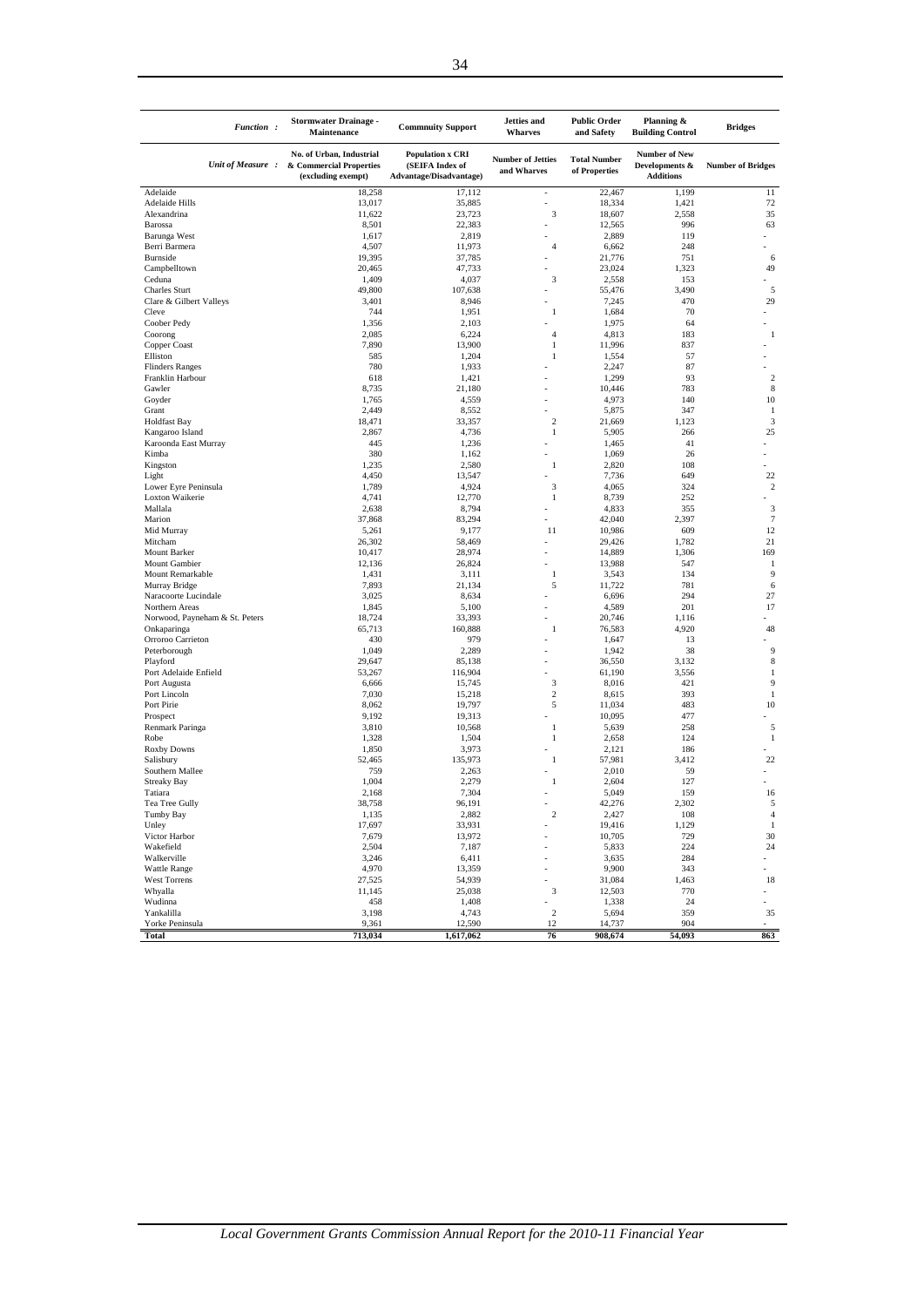| Function : | Stormwater Drainage - Maintenance | Commnuity Support | Jetties and Wharves | Public Order and Safety | Planning & Building Control | Bridges |
|---|---|---|---|---|---|---|
| Unit of Measure : | No. of Urban, Industrial & Commercial Properties (excluding exempt) | Population x CRI (SEIFA Index of Advantage/Disadvantage) | Number of Jetties and Wharves | Total Number of Properties | Number of New Developments & Additions | Number of Bridges |
| Adelaide | 18,258 | 17,112 | - | 22,467 | 1,199 | 11 |
| Adelaide Hills | 13,017 | 35,885 | - | 18,334 | 1,421 | 72 |
| Alexandrina | 11,622 | 23,723 | 3 | 18,607 | 2,558 | 35 |
| Barossa | 8,501 | 22,383 | - | 12,565 | 996 | 63 |
| Barunga West | 1,617 | 2,819 | - | 2,889 | 119 | - |
| Berri Barmera | 4,507 | 11,973 | 4 | 6,662 | 248 | - |
| Burnside | 19,395 | 37,785 | - | 21,776 | 751 | 6 |
| Campbelltown | 20,465 | 47,733 | - | 23,024 | 1,323 | 49 |
| Ceduna | 1,409 | 4,037 | 3 | 2,558 | 153 | - |
| Charles Sturt | 49,800 | 107,638 | - | 55,476 | 3,490 | 5 |
| Clare & Gilbert Valleys | 3,401 | 8,946 | - | 7,245 | 470 | 29 |
| Cleve | 744 | 1,951 | 1 | 1,684 | 70 | - |
| Coober Pedy | 1,356 | 2,103 | - | 1,975 | 64 | - |
| Coorong | 2,085 | 6,224 | 4 | 4,813 | 183 | 1 |
| Copper Coast | 7,890 | 13,900 | 1 | 11,996 | 837 | - |
| Elliston | 585 | 1,204 | 1 | 1,554 | 57 | - |
| Flinders Ranges | 780 | 1,933 | - | 2,247 | 87 | - |
| Franklin Harbour | 618 | 1,421 | - | 1,299 | 93 | 2 |
| Gawler | 8,735 | 21,180 | - | 10,446 | 783 | 8 |
| Goyder | 1,765 | 4,559 | - | 4,973 | 140 | 10 |
| Grant | 2,449 | 8,552 | - | 5,875 | 347 | 1 |
| Holdfast Bay | 18,471 | 33,357 | 2 | 21,669 | 1,123 | 3 |
| Kangaroo Island | 2,867 | 4,736 | 1 | 5,905 | 266 | 25 |
| Karoonda East Murray | 445 | 1,236 | - | 1,465 | 41 | - |
| Kimba | 380 | 1,162 | - | 1,069 | 26 | - |
| Kingston | 1,235 | 2,580 | 1 | 2,820 | 108 | - |
| Light | 4,450 | 13,547 | - | 7,736 | 649 | 22 |
| Lower Eyre Peninsula | 1,789 | 4,924 | 3 | 4,065 | 324 | 2 |
| Loxton Waikerie | 4,741 | 12,770 | 1 | 8,739 | 252 | - |
| Mallala | 2,638 | 8,794 | - | 4,833 | 355 | 3 |
| Marion | 37,868 | 83,294 | - | 42,040 | 2,397 | 7 |
| Mid Murray | 5,261 | 9,177 | 11 | 10,986 | 609 | 12 |
| Mitcham | 26,302 | 58,469 | - | 29,426 | 1,782 | 21 |
| Mount Barker | 10,417 | 28,974 | - | 14,889 | 1,306 | 169 |
| Mount Gambier | 12,136 | 26,824 | - | 13,988 | 547 | 1 |
| Mount Remarkable | 1,431 | 3,111 | 1 | 3,543 | 134 | 9 |
| Murray Bridge | 7,893 | 21,134 | 5 | 11,722 | 781 | 6 |
| Naracoorte Lucindale | 3,025 | 8,634 | - | 6,696 | 294 | 27 |
| Northern Areas | 1,845 | 5,100 | - | 4,589 | 201 | 17 |
| Norwood, Payneham & St. Peters | 18,724 | 33,393 | - | 20,746 | 1,116 | - |
| Onkaparinga | 65,713 | 160,888 | 1 | 76,583 | 4,920 | 48 |
| Orroroo Carrieton | 430 | 979 | - | 1,647 | 13 | - |
| Peterborough | 1,049 | 2,289 | - | 1,942 | 38 | 9 |
| Playford | 29,647 | 85,138 | - | 36,550 | 3,132 | 8 |
| Port Adelaide Enfield | 53,267 | 116,904 | - | 61,190 | 3,556 | 1 |
| Port Augusta | 6,666 | 15,745 | 3 | 8,016 | 421 | 9 |
| Port Lincoln | 7,030 | 15,218 | 2 | 8,615 | 393 | 1 |
| Port Pirie | 8,062 | 19,797 | 5 | 11,034 | 483 | 10 |
| Prospect | 9,192 | 19,313 | - | 10,095 | 477 | - |
| Renmark Paringa | 3,810 | 10,568 | 1 | 5,639 | 258 | 5 |
| Robe | 1,328 | 1,504 | 1 | 2,658 | 124 | 1 |
| Roxby Downs | 1,850 | 3,973 | - | 2,121 | 186 | - |
| Salisbury | 52,465 | 135,973 | 1 | 57,981 | 3,412 | 22 |
| Southern Mallee | 759 | 2,263 | - | 2,010 | 59 | - |
| Streaky Bay | 1,004 | 2,279 | 1 | 2,604 | 127 | - |
| Tatiara | 2,168 | 7,304 | - | 5,049 | 159 | 16 |
| Tea Tree Gully | 38,758 | 96,191 | - | 42,276 | 2,302 | 5 |
| Tumby Bay | 1,135 | 2,882 | 2 | 2,427 | 108 | 4 |
| Unley | 17,697 | 33,931 | - | 19,416 | 1,129 | 1 |
| Victor Harbor | 7,679 | 13,972 | - | 10,705 | 729 | 30 |
| Wakefield | 2,504 | 7,187 | - | 5,833 | 224 | 24 |
| Walkerville | 3,246 | 6,411 | - | 3,635 | 284 | - |
| Wattle Range | 4,970 | 13,359 | - | 9,900 | 343 | - |
| West Torrens | 27,525 | 54,939 | - | 31,084 | 1,463 | 18 |
| Whyalla | 11,145 | 25,038 | 3 | 12,503 | 770 | - |
| Wudinna | 458 | 1,408 | - | 1,338 | 24 | - |
| Yankalilla | 3,198 | 4,743 | 2 | 5,694 | 359 | 35 |
| Yorke Peninsula | 9,361 | 12,590 | 12 | 14,737 | 904 | - |
| **Total** | **713,034** | **1,617,062** | **76** | **908,674** | **54,093** | **863** |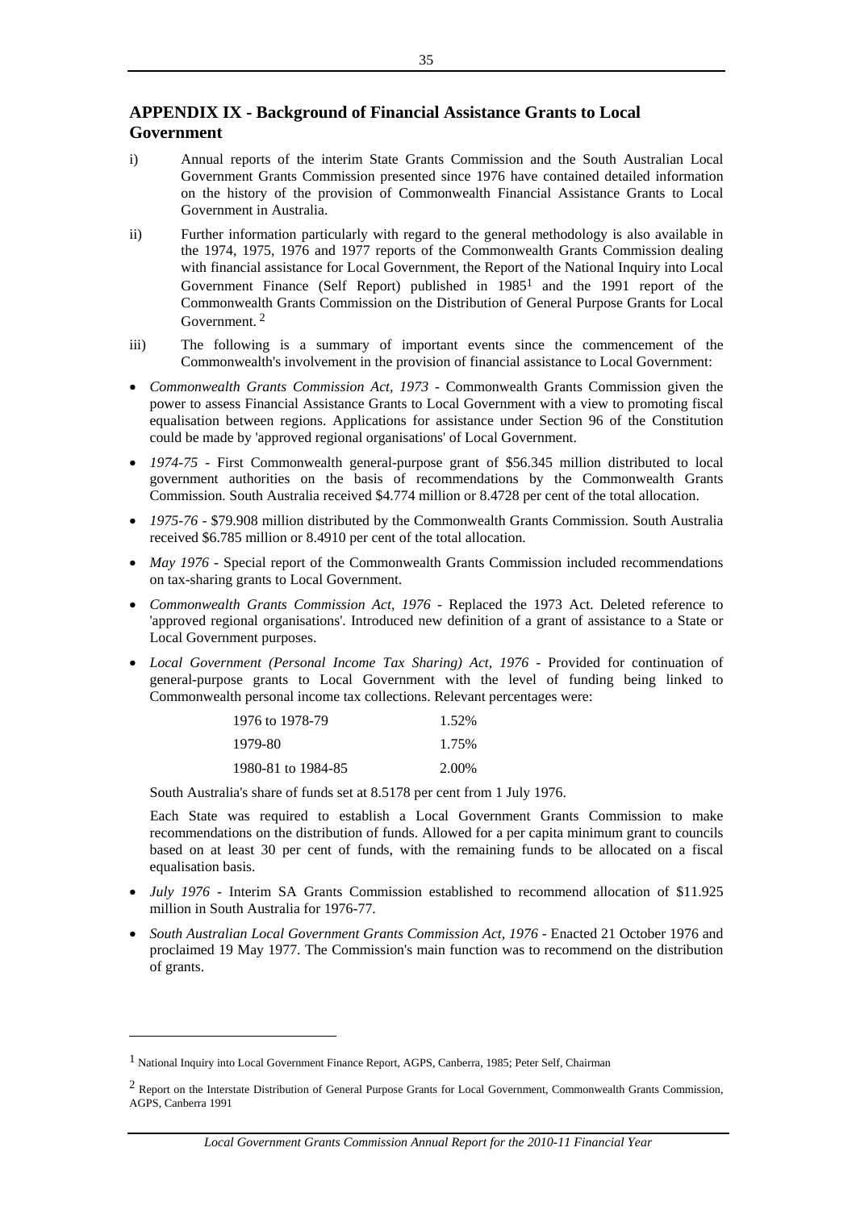## APPENDIX IX - Background of Financial Assistance Grants to Local Government

i) Annual reports of the interim State Grants Commission and the South Australian Local Government Grants Commission presented since 1976 have contained detailed information on the history of the provision of Commonwealth Financial Assistance Grants to Local Government in Australia.

ii) Further information particularly with regard to the general methodology is also available in the 1974, 1975, 1976 and 1977 reports of the Commonwealth Grants Commission dealing with financial assistance for Local Government, the Report of the National Inquiry into Local Government Finance (Self Report) published in 1985[1] and the 1991 report of the Commonwealth Grants Commission on the Distribution of General Purpose Grants for Local Government.[2]

iii) The following is a summary of important events since the commencement of the Commonwealth's involvement in the provision of financial assistance to Local Government:

- *Commonwealth Grants Commission Act, 1973* - Commonwealth Grants Commission given the power to assess Financial Assistance Grants to Local Government with a view to promoting fiscal equalisation between regions. Applications for assistance under Section 96 of the Constitution could be made by 'approved regional organisations' of Local Government.
- *1974-75* - First Commonwealth general-purpose grant of $56.345 million distributed to local government authorities on the basis of recommendations by the Commonwealth Grants Commission. South Australia received $4.774 million or 8.4728 per cent of the total allocation.
- *1975-76* - $79.908 million distributed by the Commonwealth Grants Commission. South Australia received $6.785 million or 8.4910 per cent of the total allocation.
- *May 1976* - Special report of the Commonwealth Grants Commission included recommendations on tax-sharing grants to Local Government.
- *Commonwealth Grants Commission Act, 1976* - Replaced the 1973 Act. Deleted reference to 'approved regional organisations'. Introduced new definition of a grant of assistance to a State or Local Government purposes.
- *Local Government (Personal Income Tax Sharing) Act, 1976* - Provided for continuation of general-purpose grants to Local Government with the level of funding being linked to Commonwealth personal income tax collections. Relevant percentages were:

| | |
|---|---|
| 1976 to 1978-79 | 1.52% |
| 1979-80 | 1.75% |
| 1980-81 to 1984-85 | 2.00% |

  South Australia's share of funds set at 8.5178 per cent from 1 July 1976.

  Each State was required to establish a Local Government Grants Commission to make recommendations on the distribution of funds. Allowed for a per capita minimum grant to councils based on at least 30 per cent of funds, with the remaining funds to be allocated on a fiscal equalisation basis.

- *July 1976* - Interim SA Grants Commission established to recommend allocation of $11.925 million in South Australia for 1976-77.
- *South Australian Local Government Grants Commission Act, 1976* - Enacted 21 October 1976 and proclaimed 19 May 1977. The Commission's main function was to recommend on the distribution of grants.

[1] National Inquiry into Local Government Finance Report, AGPS, Canberra, 1985; Peter Self, Chairman

[2] Report on the Interstate Distribution of General Purpose Grants for Local Government, Commonwealth Grants Commission, AGPS, Canberra 1991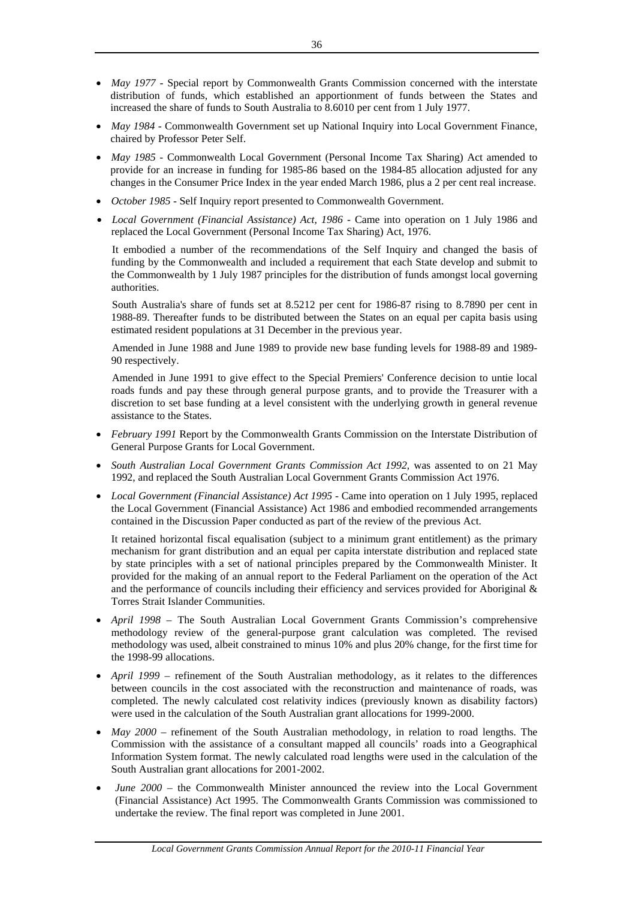- *May 1977* - Special report by Commonwealth Grants Commission concerned with the interstate distribution of funds, which established an apportionment of funds between the States and increased the share of funds to South Australia to 8.6010 per cent from 1 July 1977.

- *May 1984* - Commonwealth Government set up National Inquiry into Local Government Finance, chaired by Professor Peter Self.

- *May 1985* - Commonwealth Local Government (Personal Income Tax Sharing) Act amended to provide for an increase in funding for 1985-86 based on the 1984-85 allocation adjusted for any changes in the Consumer Price Index in the year ended March 1986, plus a 2 per cent real increase.

- *October 1985* - Self Inquiry report presented to Commonwealth Government.

- *Local Government (Financial Assistance) Act, 1986* - Came into operation on 1 July 1986 and replaced the Local Government (Personal Income Tax Sharing) Act, 1976.

  It embodied a number of the recommendations of the Self Inquiry and changed the basis of funding by the Commonwealth and included a requirement that each State develop and submit to the Commonwealth by 1 July 1987 principles for the distribution of funds amongst local governing authorities.

  South Australia's share of funds set at 8.5212 per cent for 1986-87 rising to 8.7890 per cent in 1988-89. Thereafter funds to be distributed between the States on an equal per capita basis using estimated resident populations at 31 December in the previous year.

  Amended in June 1988 and June 1989 to provide new base funding levels for 1988-89 and 1989-90 respectively.

  Amended in June 1991 to give effect to the Special Premiers' Conference decision to untie local roads funds and pay these through general purpose grants, and to provide the Treasurer with a discretion to set base funding at a level consistent with the underlying growth in general revenue assistance to the States.

- *February 1991* Report by the Commonwealth Grants Commission on the Interstate Distribution of General Purpose Grants for Local Government.

- *South Australian Local Government Grants Commission Act 1992*, was assented to on 21 May 1992, and replaced the South Australian Local Government Grants Commission Act 1976.

- *Local Government (Financial Assistance) Act 1995* - Came into operation on 1 July 1995, replaced the Local Government (Financial Assistance) Act 1986 and embodied recommended arrangements contained in the Discussion Paper conducted as part of the review of the previous Act.

  It retained horizontal fiscal equalisation (subject to a minimum grant entitlement) as the primary mechanism for grant distribution and an equal per capita interstate distribution and replaced state by state principles with a set of national principles prepared by the Commonwealth Minister. It provided for the making of an annual report to the Federal Parliament on the operation of the Act and the performance of councils including their efficiency and services provided for Aboriginal & Torres Strait Islander Communities.

- *April 1998* – The South Australian Local Government Grants Commission's comprehensive methodology review of the general-purpose grant calculation was completed. The revised methodology was used, albeit constrained to minus 10% and plus 20% change, for the first time for the 1998-99 allocations.

- *April 1999* – refinement of the South Australian methodology, as it relates to the differences between councils in the cost associated with the reconstruction and maintenance of roads, was completed. The newly calculated cost relativity indices (previously known as disability factors) were used in the calculation of the South Australian grant allocations for 1999-2000.

- *May 2000* – refinement of the South Australian methodology, in relation to road lengths. The Commission with the assistance of a consultant mapped all councils' roads into a Geographical Information System format. The newly calculated road lengths were used in the calculation of the South Australian grant allocations for 2001-2002.

- *June 2000* – the Commonwealth Minister announced the review into the Local Government (Financial Assistance) Act 1995. The Commonwealth Grants Commission was commissioned to undertake the review. The final report was completed in June 2001.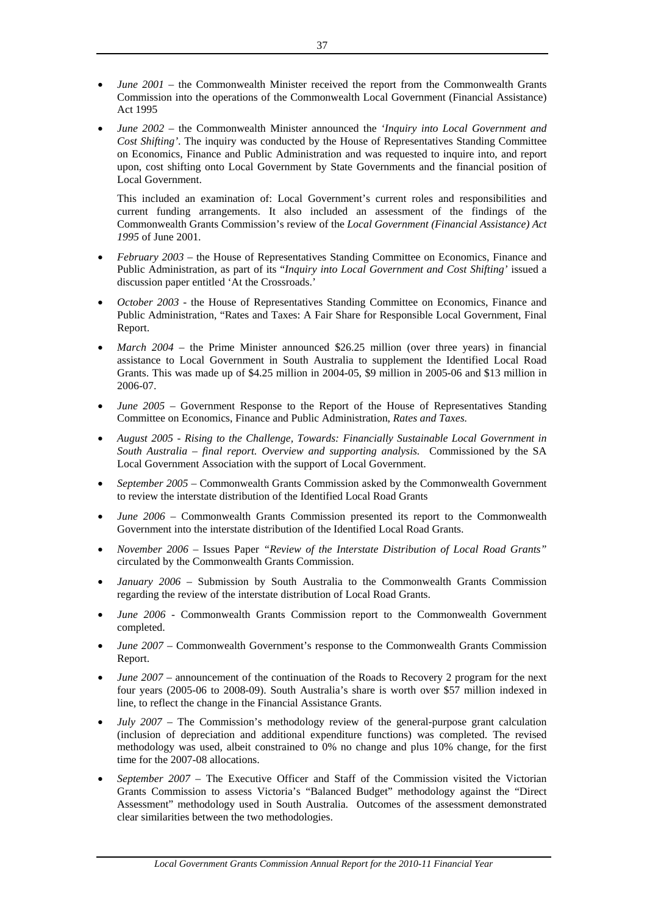- *June 2001* – the Commonwealth Minister received the report from the Commonwealth Grants Commission into the operations of the Commonwealth Local Government (Financial Assistance) Act 1995

- *June 2002* – the Commonwealth Minister announced the *'Inquiry into Local Government and Cost Shifting'*. The inquiry was conducted by the House of Representatives Standing Committee on Economics, Finance and Public Administration and was requested to inquire into, and report upon, cost shifting onto Local Government by State Governments and the financial position of Local Government.

  This included an examination of: Local Government's current roles and responsibilities and current funding arrangements. It also included an assessment of the findings of the Commonwealth Grants Commission's review of the *Local Government (Financial Assistance) Act 1995* of June 2001.

- *February 2003* – the House of Representatives Standing Committee on Economics, Finance and Public Administration, as part of its "*Inquiry into Local Government and Cost Shifting'* issued a discussion paper entitled 'At the Crossroads.'

- *October 2003* - the House of Representatives Standing Committee on Economics, Finance and Public Administration, "Rates and Taxes: A Fair Share for Responsible Local Government, Final Report.

- *March 2004* – the Prime Minister announced $26.25 million (over three years) in financial assistance to Local Government in South Australia to supplement the Identified Local Road Grants. This was made up of $4.25 million in 2004-05, $9 million in 2005-06 and $13 million in 2006-07.

- *June 2005* – Government Response to the Report of the House of Representatives Standing Committee on Economics, Finance and Public Administration, *Rates and Taxes.*

- *August 2005 - Rising to the Challenge, Towards: Financially Sustainable Local Government in South Australia – final report. Overview and supporting analysis.* Commissioned by the SA Local Government Association with the support of Local Government.

- *September 2005* – Commonwealth Grants Commission asked by the Commonwealth Government to review the interstate distribution of the Identified Local Road Grants

- *June 2006* – Commonwealth Grants Commission presented its report to the Commonwealth Government into the interstate distribution of the Identified Local Road Grants.

- *November 2006* – Issues Paper *"Review of the Interstate Distribution of Local Road Grants"* circulated by the Commonwealth Grants Commission.

- *January 2006* – Submission by South Australia to the Commonwealth Grants Commission regarding the review of the interstate distribution of Local Road Grants.

- *June 2006* - Commonwealth Grants Commission report to the Commonwealth Government completed.

- *June 2007* – Commonwealth Government's response to the Commonwealth Grants Commission Report.

- *June 2007* – announcement of the continuation of the Roads to Recovery 2 program for the next four years (2005-06 to 2008-09). South Australia's share is worth over $57 million indexed in line, to reflect the change in the Financial Assistance Grants.

- *July 2007* – The Commission's methodology review of the general-purpose grant calculation (inclusion of depreciation and additional expenditure functions) was completed. The revised methodology was used, albeit constrained to 0% no change and plus 10% change, for the first time for the 2007-08 allocations.

- *September 2007* – The Executive Officer and Staff of the Commission visited the Victorian Grants Commission to assess Victoria's "Balanced Budget" methodology against the "Direct Assessment" methodology used in South Australia. Outcomes of the assessment demonstrated clear similarities between the two methodologies.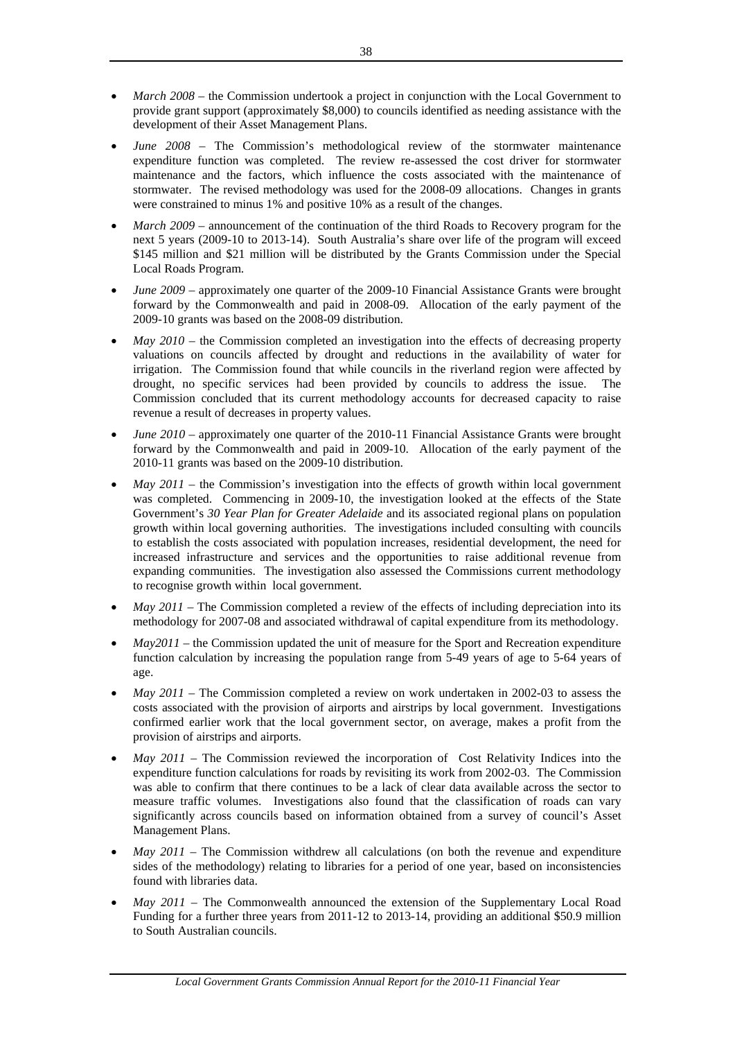- *March 2008* – the Commission undertook a project in conjunction with the Local Government to provide grant support (approximately $8,000) to councils identified as needing assistance with the development of their Asset Management Plans.

- *June 2008* – The Commission's methodological review of the stormwater maintenance expenditure function was completed. The review re-assessed the cost driver for stormwater maintenance and the factors, which influence the costs associated with the maintenance of stormwater. The revised methodology was used for the 2008-09 allocations. Changes in grants were constrained to minus 1% and positive 10% as a result of the changes.

- *March 2009* – announcement of the continuation of the third Roads to Recovery program for the next 5 years (2009-10 to 2013-14). South Australia's share over life of the program will exceed $145 million and $21 million will be distributed by the Grants Commission under the Special Local Roads Program.

- *June 2009* – approximately one quarter of the 2009-10 Financial Assistance Grants were brought forward by the Commonwealth and paid in 2008-09. Allocation of the early payment of the 2009-10 grants was based on the 2008-09 distribution.

- *May 2010* – the Commission completed an investigation into the effects of decreasing property valuations on councils affected by drought and reductions in the availability of water for irrigation. The Commission found that while councils in the riverland region were affected by drought, no specific services had been provided by councils to address the issue. The Commission concluded that its current methodology accounts for decreased capacity to raise revenue a result of decreases in property values.

- *June 2010* – approximately one quarter of the 2010-11 Financial Assistance Grants were brought forward by the Commonwealth and paid in 2009-10. Allocation of the early payment of the 2010-11 grants was based on the 2009-10 distribution.

- *May 2011* – the Commission's investigation into the effects of growth within local government was completed. Commencing in 2009-10, the investigation looked at the effects of the State Government's *30 Year Plan for Greater Adelaide* and its associated regional plans on population growth within local governing authorities. The investigations included consulting with councils to establish the costs associated with population increases, residential development, the need for increased infrastructure and services and the opportunities to raise additional revenue from expanding communities. The investigation also assessed the Commissions current methodology to recognise growth within local government.

- *May 2011* – The Commission completed a review of the effects of including depreciation into its methodology for 2007-08 and associated withdrawal of capital expenditure from its methodology.

- *May2011* – the Commission updated the unit of measure for the Sport and Recreation expenditure function calculation by increasing the population range from 5-49 years of age to 5-64 years of age.

- *May 2011* – The Commission completed a review on work undertaken in 2002-03 to assess the costs associated with the provision of airports and airstrips by local government. Investigations confirmed earlier work that the local government sector, on average, makes a profit from the provision of airstrips and airports.

- *May 2011* – The Commission reviewed the incorporation of Cost Relativity Indices into the expenditure function calculations for roads by revisiting its work from 2002-03. The Commission was able to confirm that there continues to be a lack of clear data available across the sector to measure traffic volumes. Investigations also found that the classification of roads can vary significantly across councils based on information obtained from a survey of council's Asset Management Plans.

- *May 2011* – The Commission withdrew all calculations (on both the revenue and expenditure sides of the methodology) relating to libraries for a period of one year, based on inconsistencies found with libraries data.

- *May 2011* – The Commonwealth announced the extension of the Supplementary Local Road Funding for a further three years from 2011-12 to 2013-14, providing an additional $50.9 million to South Australian councils.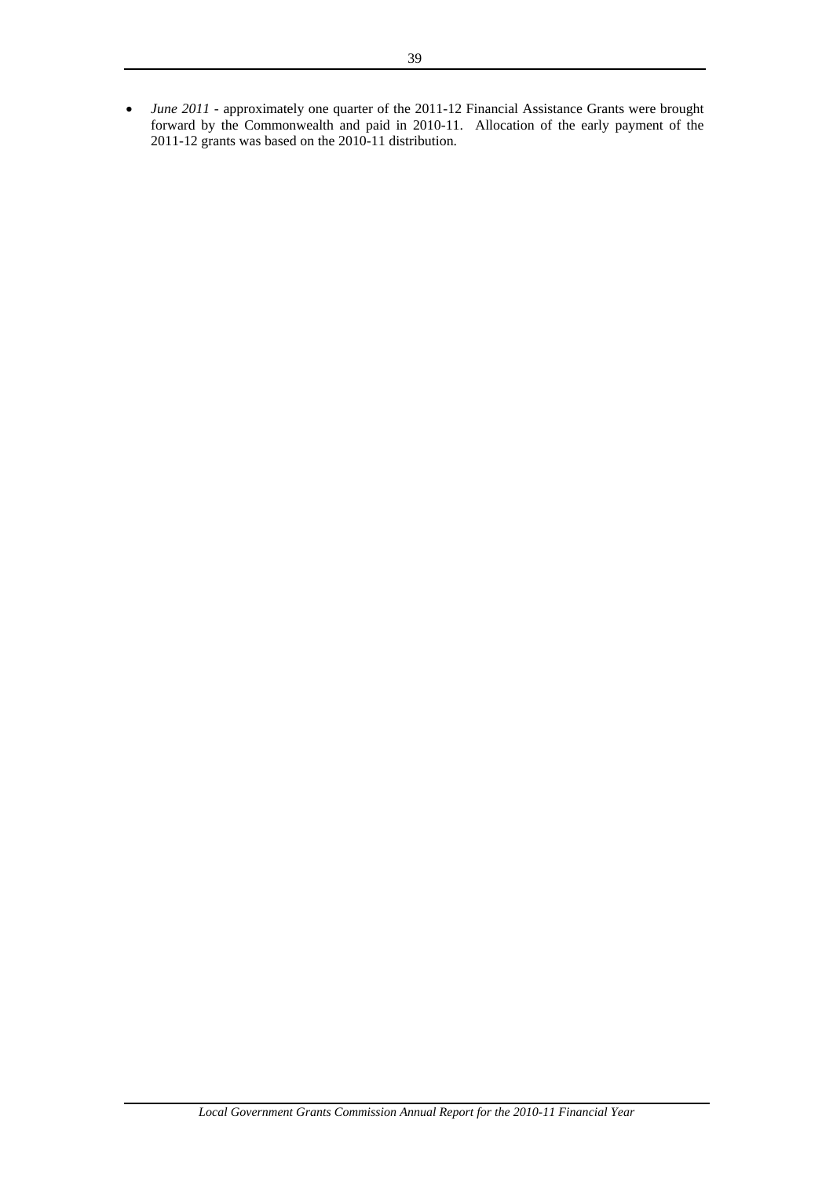- *June 2011* - approximately one quarter of the 2011-12 Financial Assistance Grants were brought forward by the Commonwealth and paid in 2010-11. Allocation of the early payment of the 2011-12 grants was based on the 2010-11 distribution.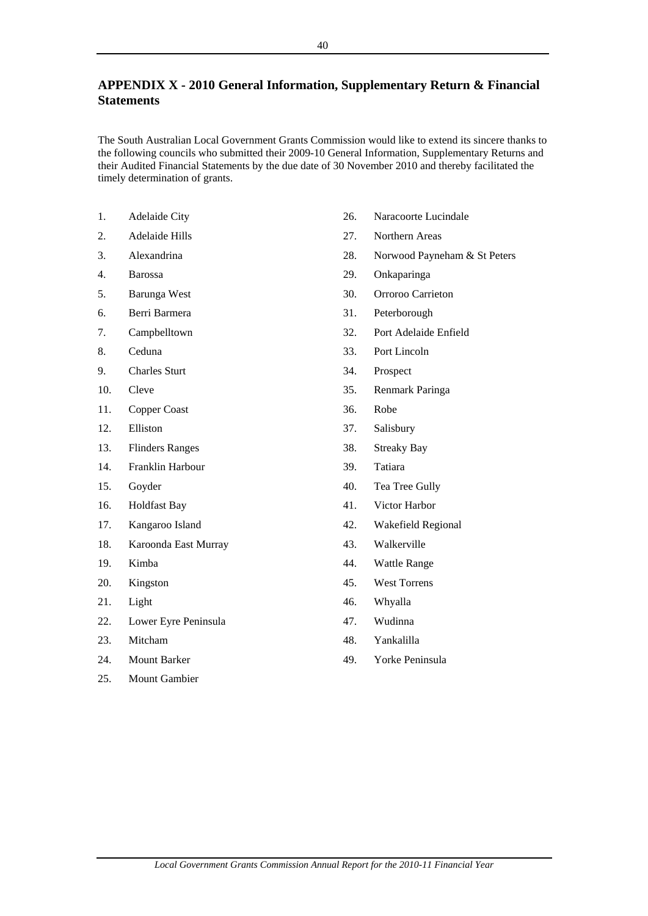## APPENDIX X - 2010 General Information, Supplementary Return & Financial Statements

The South Australian Local Government Grants Commission would like to extend its sincere thanks to the following councils who submitted their 2009-10 General Information, Supplementary Returns and their Audited Financial Statements by the due date of 30 November 2010 and thereby facilitated the timely determination of grants.

1. Adelaide City
2. Adelaide Hills
3. Alexandrina
4. Barossa
5. Barunga West
6. Berri Barmera
7. Campbelltown
8. Ceduna
9. Charles Sturt
10. Cleve
11. Copper Coast
12. Elliston
13. Flinders Ranges
14. Franklin Harbour
15. Goyder
16. Holdfast Bay
17. Kangaroo Island
18. Karoonda East Murray
19. Kimba
20. Kingston
21. Light
22. Lower Eyre Peninsula
23. Mitcham
24. Mount Barker
25. Mount Gambier
26. Naracoorte Lucindale
27. Northern Areas
28. Norwood Payneham & St Peters
29. Onkaparinga
30. Orroroo Carrieton
31. Peterborough
32. Port Adelaide Enfield
33. Port Lincoln
34. Prospect
35. Renmark Paringa
36. Robe
37. Salisbury
38. Streaky Bay
39. Tatiara
40. Tea Tree Gully
41. Victor Harbor
42. Wakefield Regional
43. Walkerville
44. Wattle Range
45. West Torrens
46. Whyalla
47. Wudinna
48. Yankalilla
49. Yorke Peninsula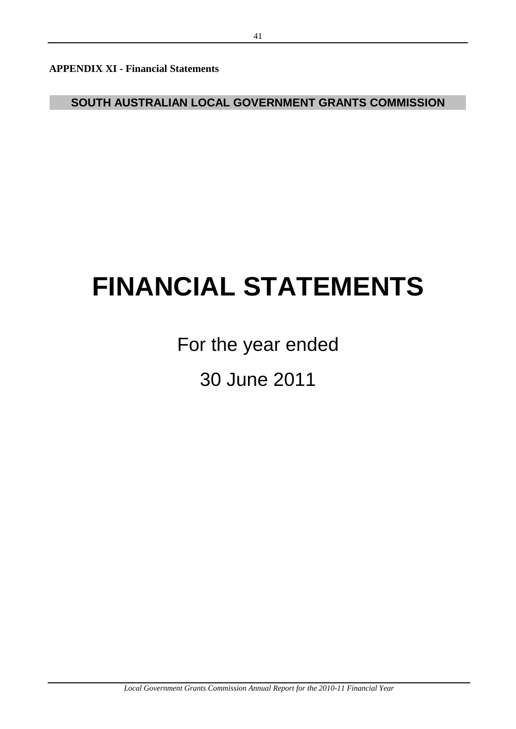**APPENDIX XI - Financial Statements**

**SOUTH AUSTRALIAN LOCAL GOVERNMENT GRANTS COMMISSION**

# FINANCIAL STATEMENTS

For the year ended

30 June 2011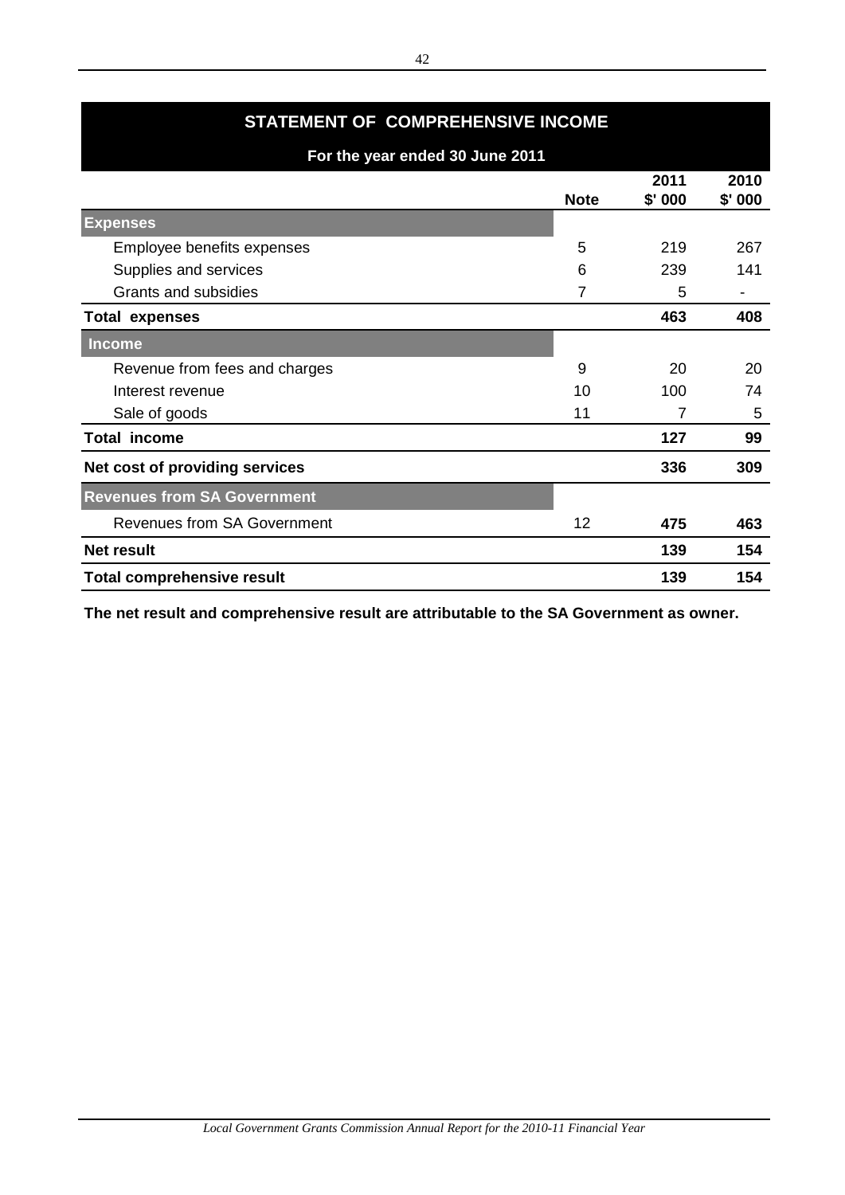# STATEMENT OF COMPREHENSIVE INCOME

## For the year ended 30 June 2011

| | Note | 2011 $' 000 | 2010 $' 000 |
|---|---|---|---|
| **Expenses** | | | |
| Employee benefits expenses | 5 | 219 | 267 |
| Supplies and services | 6 | 239 | 141 |
| Grants and subsidies | 7 | 5 | - |
| **Total expenses** | | **463** | **408** |
| **Income** | | | |
| Revenue from fees and charges | 9 | 20 | 20 |
| Interest revenue | 10 | 100 | 74 |
| Sale of goods | 11 | 7 | 5 |
| **Total income** | | **127** | **99** |
| **Net cost of providing services** | | **336** | **309** |
| **Revenues from SA Government** | | | |
| Revenues from SA Government | 12 | **475** | **463** |
| **Net result** | | **139** | **154** |
| **Total comprehensive result** | | **139** | **154** |

**The net result and comprehensive result are attributable to the SA Government as owner.**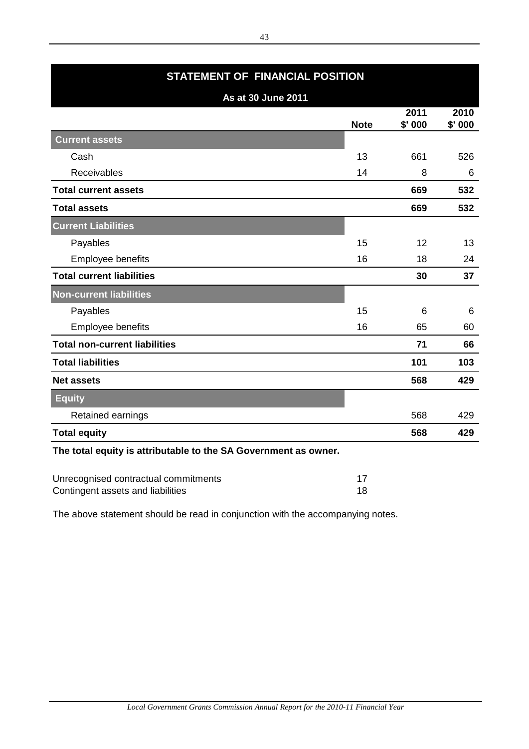# STATEMENT OF FINANCIAL POSITION

**As at 30 June 2011**

| | Note | 2011 $' 000 | 2010 $' 000 |
|---|---|---|---|
| **Current assets** | | | |
| Cash | 13 | 661 | 526 |
| Receivables | 14 | 8 | 6 |
| **Total current assets** | | **669** | **532** |
| **Total assets** | | **669** | **532** |
| **Current Liabilities** | | | |
| Payables | 15 | 12 | 13 |
| Employee benefits | 16 | 18 | 24 |
| **Total current liabilities** | | **30** | **37** |
| **Non-current liabilities** | | | |
| Payables | 15 | 6 | 6 |
| Employee benefits | 16 | 65 | 60 |
| **Total non-current liabilities** | | **71** | **66** |
| **Total liabilities** | | **101** | **103** |
| **Net assets** | | **568** | **429** |
| **Equity** | | | |
| Retained earnings | | 568 | 429 |
| **Total equity** | | **568** | **429** |

**The total equity is attributable to the SA Government as owner.**

| | |
|---|---|
| Unrecognised contractual commitments | 17 |
| Contingent assets and liabilities | 18 |

The above statement should be read in conjunction with the accompanying notes.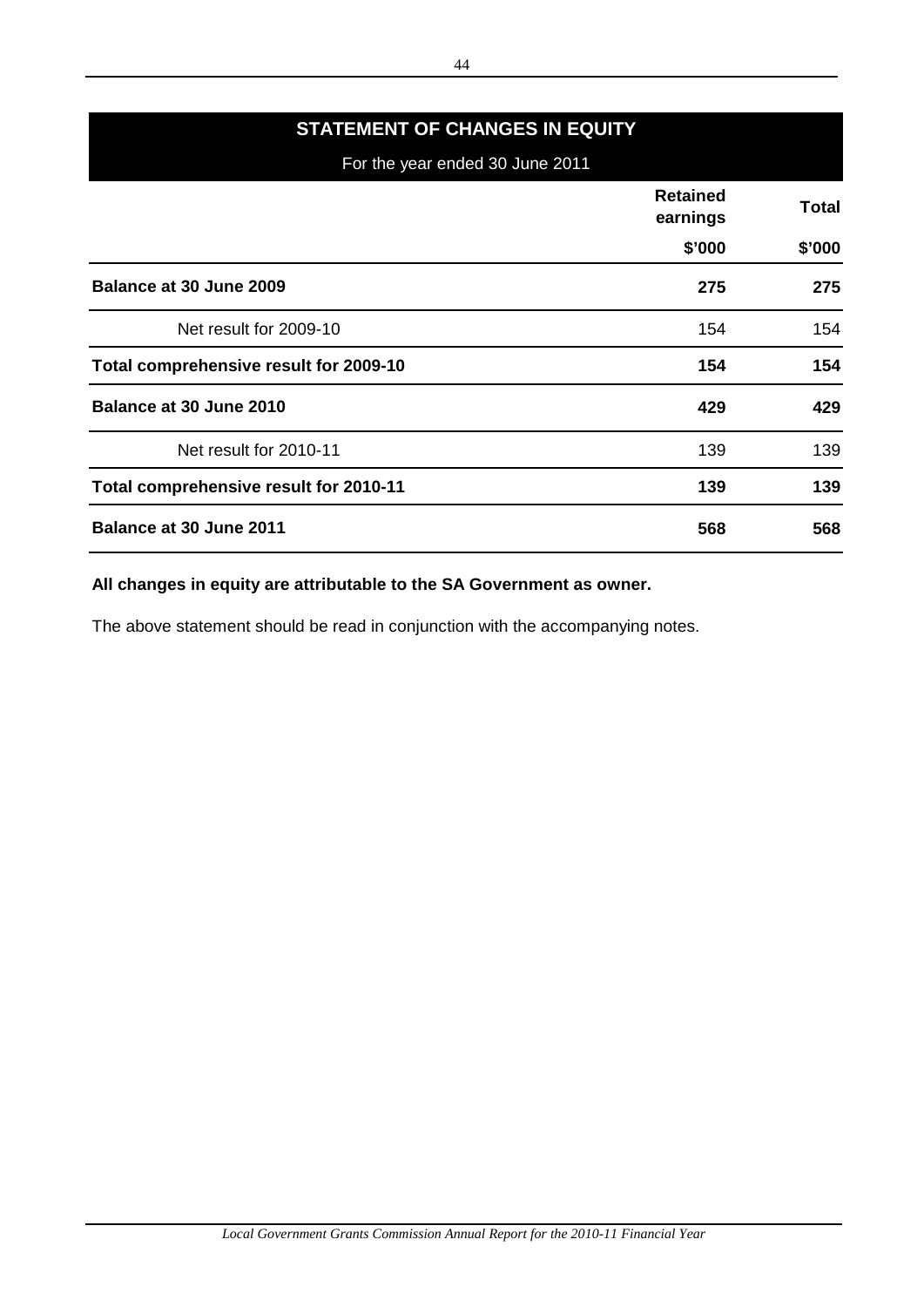## STATEMENT OF CHANGES IN EQUITY

For the year ended 30 June 2011

| | Retained earnings | Total |
|---|---|---|
| | $'000 | $'000 |
| **Balance at 30 June 2009** | **275** | **275** |
| Net result for 2009-10 | 154 | 154 |
| **Total comprehensive result for 2009-10** | **154** | **154** |
| **Balance at 30 June 2010** | **429** | **429** |
| Net result for 2010-11 | 139 | 139 |
| **Total comprehensive result for 2010-11** | **139** | **139** |
| **Balance at 30 June 2011** | **568** | **568** |

**All changes in equity are attributable to the SA Government as owner.**

The above statement should be read in conjunction with the accompanying notes.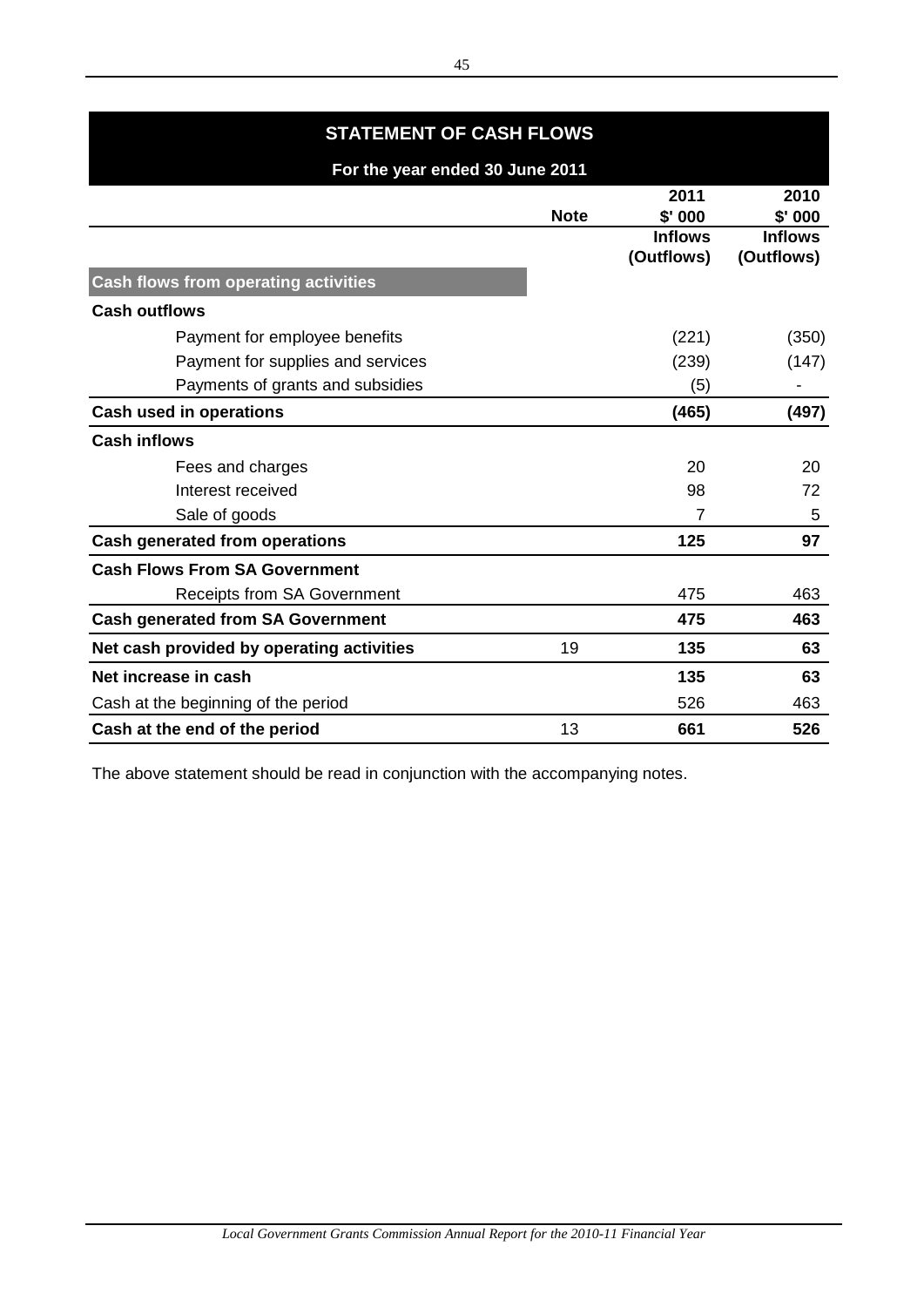# STATEMENT OF CASH FLOWS

## For the year ended 30 June 2011

| | Note | 2011 $' 000 Inflows (Outflows) | 2010 $' 000 Inflows (Outflows) |
|---|---|---|---|
| **Cash flows from operating activities** | | | |
| **Cash outflows** | | | |
| Payment for employee benefits | | (221) | (350) |
| Payment for supplies and services | | (239) | (147) |
| Payments of grants and subsidies | | (5) | - |
| **Cash used in operations** | | **(465)** | **(497)** |
| **Cash inflows** | | | |
| Fees and charges | | 20 | 20 |
| Interest received | | 98 | 72 |
| Sale of goods | | 7 | 5 |
| **Cash generated from operations** | | **125** | **97** |
| **Cash Flows From SA Government** | | | |
| Receipts from SA Government | | 475 | 463 |
| **Cash generated from SA Government** | | **475** | **463** |
| **Net cash provided by operating activities** | 19 | **135** | **63** |
| **Net increase in cash** | | **135** | **63** |
| Cash at the beginning of the period | | 526 | 463 |
| **Cash at the end of the period** | 13 | **661** | **526** |

The above statement should be read in conjunction with the accompanying notes.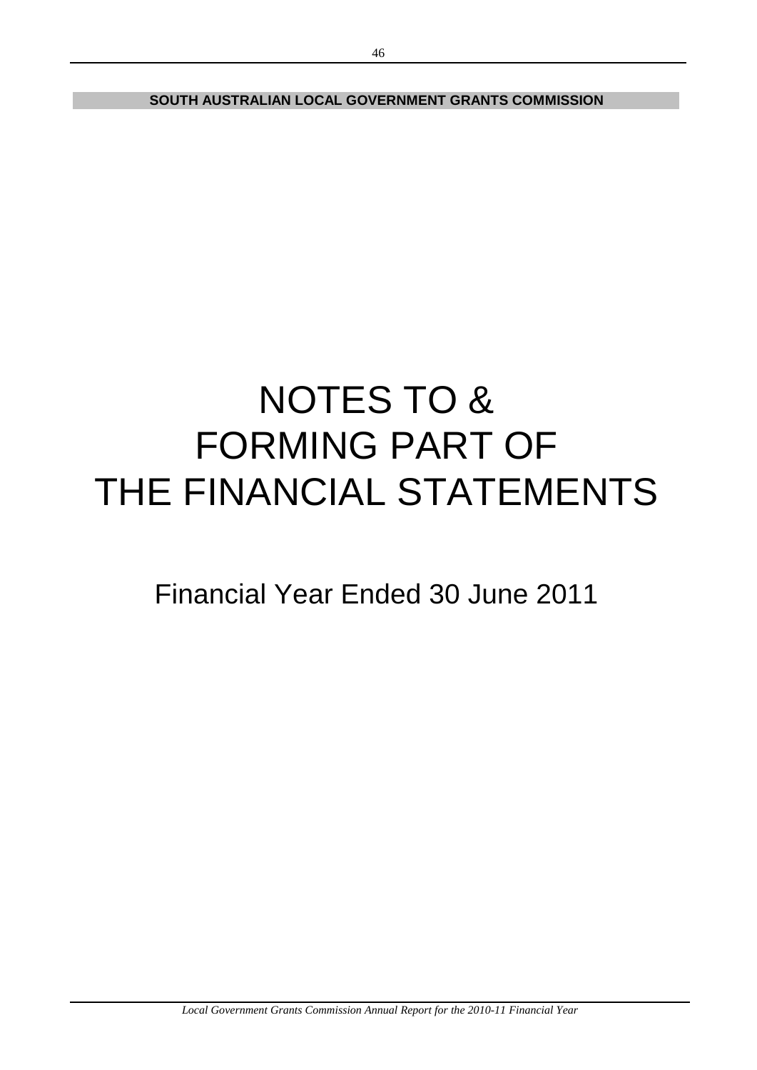# NOTES TO & FORMING PART OF THE FINANCIAL STATEMENTS

Financial Year Ended 30 June 2011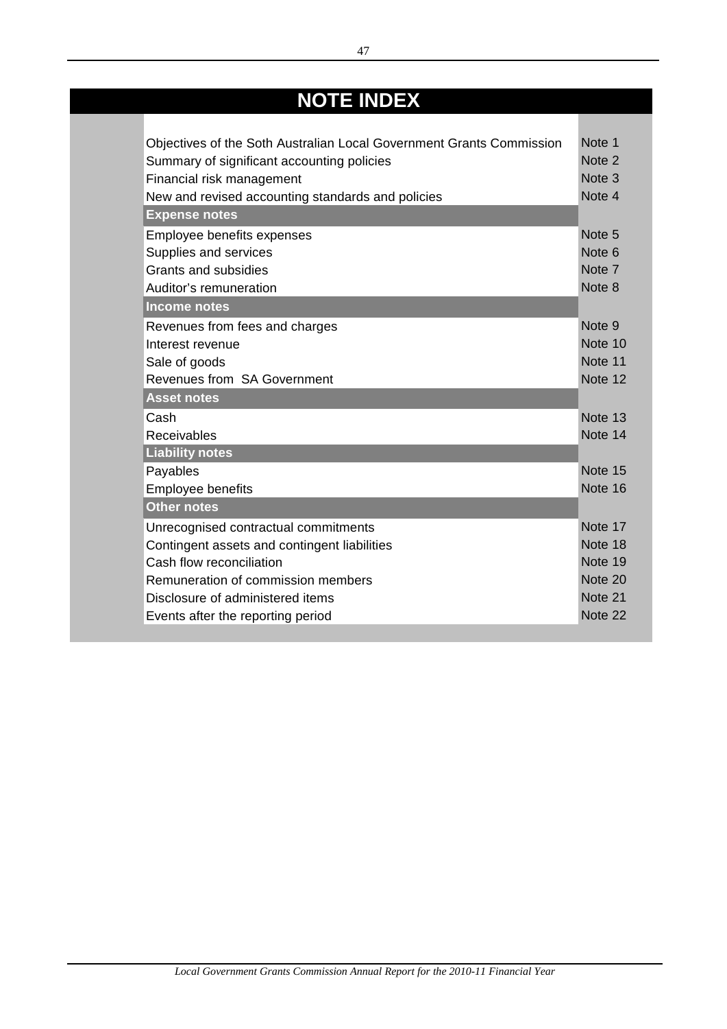# NOTE INDEX

| | |
|---|---|
| Objectives of the Soth Australian Local Government Grants Commission | Note 1 |
| Summary of significant accounting policies | Note 2 |
| Financial risk management | Note 3 |
| New and revised accounting standards and policies | Note 4 |
| **Expense notes** | |
| Employee benefits expenses | Note 5 |
| Supplies and services | Note 6 |
| Grants and subsidies | Note 7 |
| Auditor's remuneration | Note 8 |
| **Income notes** | |
| Revenues from fees and charges | Note 9 |
| Interest revenue | Note 10 |
| Sale of goods | Note 11 |
| Revenues from SA Government | Note 12 |
| **Asset notes** | |
| Cash | Note 13 |
| Receivables | Note 14 |
| **Liability notes** | |
| Payables | Note 15 |
| Employee benefits | Note 16 |
| **Other notes** | |
| Unrecognised contractual commitments | Note 17 |
| Contingent assets and contingent liabilities | Note 18 |
| Cash flow reconciliation | Note 19 |
| Remuneration of commission members | Note 20 |
| Disclosure of administered items | Note 21 |
| Events after the reporting period | Note 22 |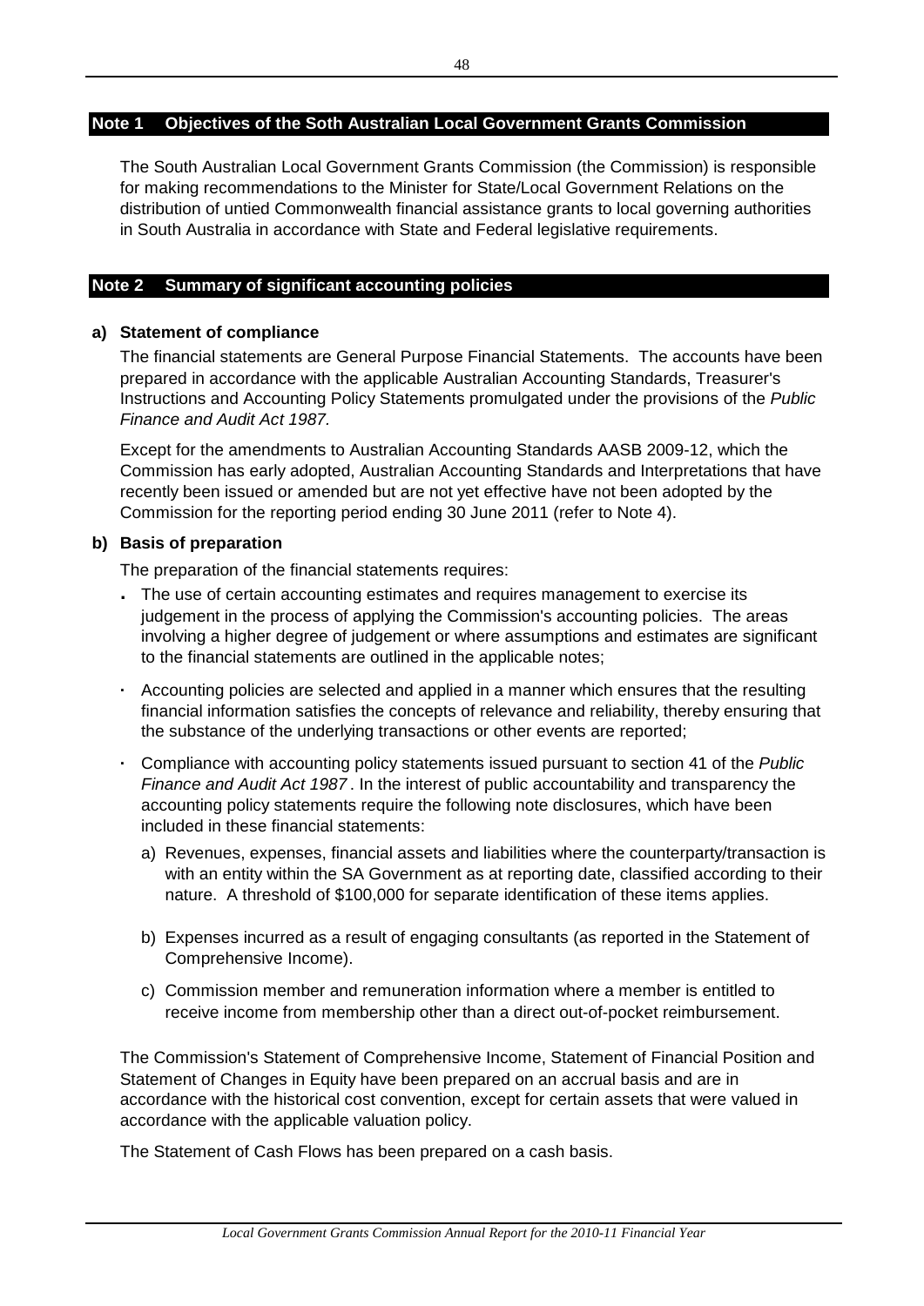## Note 1 Objectives of the Soth Australian Local Government Grants Commission

The South Australian Local Government Grants Commission (the Commission) is responsible for making recommendations to the Minister for State/Local Government Relations on the distribution of untied Commonwealth financial assistance grants to local governing authorities in South Australia in accordance with State and Federal legislative requirements.

## Note 2 Summary of significant accounting policies

**a) Statement of compliance**

The financial statements are General Purpose Financial Statements. The accounts have been prepared in accordance with the applicable Australian Accounting Standards, Treasurer's Instructions and Accounting Policy Statements promulgated under the provisions of the *Public Finance and Audit Act 1987.*

Except for the amendments to Australian Accounting Standards AASB 2009-12, which the Commission has early adopted, Australian Accounting Standards and Interpretations that have recently been issued or amended but are not yet effective have not been adopted by the Commission for the reporting period ending 30 June 2011 (refer to Note 4).

**b) Basis of preparation**

The preparation of the financial statements requires:

- The use of certain accounting estimates and requires management to exercise its judgement in the process of applying the Commission's accounting policies. The areas involving a higher degree of judgement or where assumptions and estimates are significant to the financial statements are outlined in the applicable notes;
- Accounting policies are selected and applied in a manner which ensures that the resulting financial information satisfies the concepts of relevance and reliability, thereby ensuring that the substance of the underlying transactions or other events are reported;
- Compliance with accounting policy statements issued pursuant to section 41 of the *Public Finance and Audit Act 1987* . In the interest of public accountability and transparency the accounting policy statements require the following note disclosures, which have been included in these financial statements:
  a) Revenues, expenses, financial assets and liabilities where the counterparty/transaction is with an entity within the SA Government as at reporting date, classified according to their nature. A threshold of $100,000 for separate identification of these items applies.
  b) Expenses incurred as a result of engaging consultants (as reported in the Statement of Comprehensive Income).
  c) Commission member and remuneration information where a member is entitled to receive income from membership other than a direct out-of-pocket reimbursement.

The Commission's Statement of Comprehensive Income, Statement of Financial Position and Statement of Changes in Equity have been prepared on an accrual basis and are in accordance with the historical cost convention, except for certain assets that were valued in accordance with the applicable valuation policy.

The Statement of Cash Flows has been prepared on a cash basis.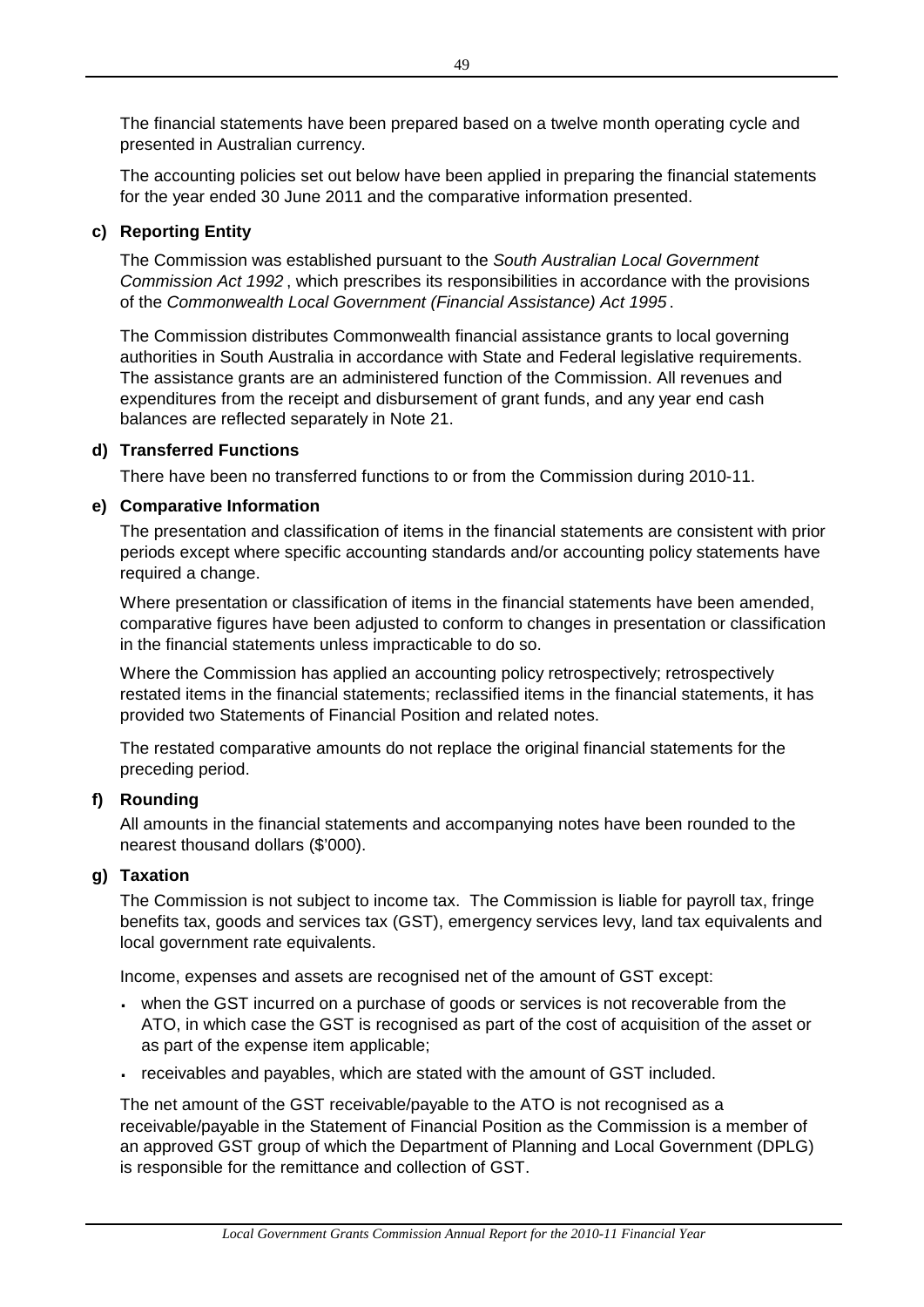The financial statements have been prepared based on a twelve month operating cycle and presented in Australian currency.

The accounting policies set out below have been applied in preparing the financial statements for the year ended 30 June 2011 and the comparative information presented.

**c) Reporting Entity**

The Commission was established pursuant to the *South Australian Local Government Commission Act 1992*, which prescribes its responsibilities in accordance with the provisions of the *Commonwealth Local Government (Financial Assistance) Act 1995*.

The Commission distributes Commonwealth financial assistance grants to local governing authorities in South Australia in accordance with State and Federal legislative requirements. The assistance grants are an administered function of the Commission. All revenues and expenditures from the receipt and disbursement of grant funds, and any year end cash balances are reflected separately in Note 21.

**d) Transferred Functions**

There have been no transferred functions to or from the Commission during 2010-11.

**e) Comparative Information**

The presentation and classification of items in the financial statements are consistent with prior periods except where specific accounting standards and/or accounting policy statements have required a change.

Where presentation or classification of items in the financial statements have been amended, comparative figures have been adjusted to conform to changes in presentation or classification in the financial statements unless impracticable to do so.

Where the Commission has applied an accounting policy retrospectively; retrospectively restated items in the financial statements; reclassified items in the financial statements, it has provided two Statements of Financial Position and related notes.

The restated comparative amounts do not replace the original financial statements for the preceding period.

**f) Rounding**

All amounts in the financial statements and accompanying notes have been rounded to the nearest thousand dollars ($'000).

**g) Taxation**

The Commission is not subject to income tax. The Commission is liable for payroll tax, fringe benefits tax, goods and services tax (GST), emergency services levy, land tax equivalents and local government rate equivalents.

Income, expenses and assets are recognised net of the amount of GST except:

- when the GST incurred on a purchase of goods or services is not recoverable from the ATO, in which case the GST is recognised as part of the cost of acquisition of the asset or as part of the expense item applicable;
- receivables and payables, which are stated with the amount of GST included.

The net amount of the GST receivable/payable to the ATO is not recognised as a receivable/payable in the Statement of Financial Position as the Commission is a member of an approved GST group of which the Department of Planning and Local Government (DPLG) is responsible for the remittance and collection of GST.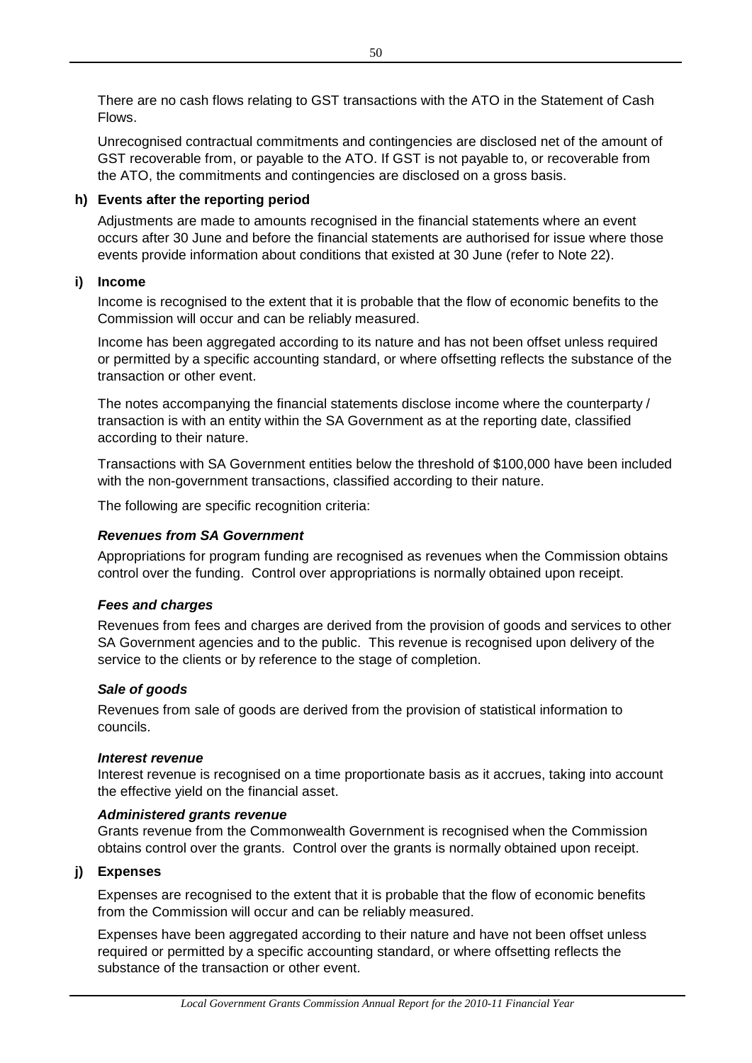There are no cash flows relating to GST transactions with the ATO in the Statement of Cash Flows.

Unrecognised contractual commitments and contingencies are disclosed net of the amount of GST recoverable from, or payable to the ATO. If GST is not payable to, or recoverable from the ATO, the commitments and contingencies are disclosed on a gross basis.

**h) Events after the reporting period**

Adjustments are made to amounts recognised in the financial statements where an event occurs after 30 June and before the financial statements are authorised for issue where those events provide information about conditions that existed at 30 June (refer to Note 22).

**i) Income**

Income is recognised to the extent that it is probable that the flow of economic benefits to the Commission will occur and can be reliably measured.

Income has been aggregated according to its nature and has not been offset unless required or permitted by a specific accounting standard, or where offsetting reflects the substance of the transaction or other event.

The notes accompanying the financial statements disclose income where the counterparty / transaction is with an entity within the SA Government as at the reporting date, classified according to their nature.

Transactions with SA Government entities below the threshold of $100,000 have been included with the non-government transactions, classified according to their nature.

The following are specific recognition criteria:

***Revenues from SA Government***

Appropriations for program funding are recognised as revenues when the Commission obtains control over the funding. Control over appropriations is normally obtained upon receipt.

***Fees and charges***

Revenues from fees and charges are derived from the provision of goods and services to other SA Government agencies and to the public. This revenue is recognised upon delivery of the service to the clients or by reference to the stage of completion.

***Sale of goods***

Revenues from sale of goods are derived from the provision of statistical information to councils.

***Interest revenue***

Interest revenue is recognised on a time proportionate basis as it accrues, taking into account the effective yield on the financial asset.

***Administered grants revenue***

Grants revenue from the Commonwealth Government is recognised when the Commission obtains control over the grants. Control over the grants is normally obtained upon receipt.

**j) Expenses**

Expenses are recognised to the extent that it is probable that the flow of economic benefits from the Commission will occur and can be reliably measured.

Expenses have been aggregated according to their nature and have not been offset unless required or permitted by a specific accounting standard, or where offsetting reflects the substance of the transaction or other event.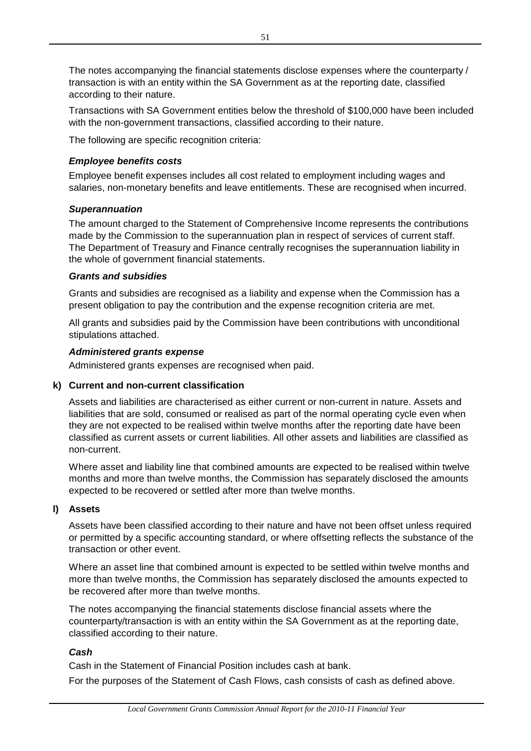The notes accompanying the financial statements disclose expenses where the counterparty / transaction is with an entity within the SA Government as at the reporting date, classified according to their nature.

Transactions with SA Government entities below the threshold of $100,000 have been included with the non-government transactions, classified according to their nature.

The following are specific recognition criteria:

***Employee benefits costs***

Employee benefit expenses includes all cost related to employment including wages and salaries, non-monetary benefits and leave entitlements. These are recognised when incurred.

***Superannuation***

The amount charged to the Statement of Comprehensive Income represents the contributions made by the Commission to the superannuation plan in respect of services of current staff. The Department of Treasury and Finance centrally recognises the superannuation liability in the whole of government financial statements.

***Grants and subsidies***

Grants and subsidies are recognised as a liability and expense when the Commission has a present obligation to pay the contribution and the expense recognition criteria are met.

All grants and subsidies paid by the Commission have been contributions with unconditional stipulations attached.

***Administered grants expense***

Administered grants expenses are recognised when paid.

**k) Current and non-current classification**

Assets and liabilities are characterised as either current or non-current in nature. Assets and liabilities that are sold, consumed or realised as part of the normal operating cycle even when they are not expected to be realised within twelve months after the reporting date have been classified as current assets or current liabilities. All other assets and liabilities are classified as non-current.

Where asset and liability line that combined amounts are expected to be realised within twelve months and more than twelve months, the Commission has separately disclosed the amounts expected to be recovered or settled after more than twelve months.

**l) Assets**

Assets have been classified according to their nature and have not been offset unless required or permitted by a specific accounting standard, or where offsetting reflects the substance of the transaction or other event.

Where an asset line that combined amount is expected to be settled within twelve months and more than twelve months, the Commission has separately disclosed the amounts expected to be recovered after more than twelve months.

The notes accompanying the financial statements disclose financial assets where the counterparty/transaction is with an entity within the SA Government as at the reporting date, classified according to their nature.

***Cash***

Cash in the Statement of Financial Position includes cash at bank.

For the purposes of the Statement of Cash Flows, cash consists of cash as defined above.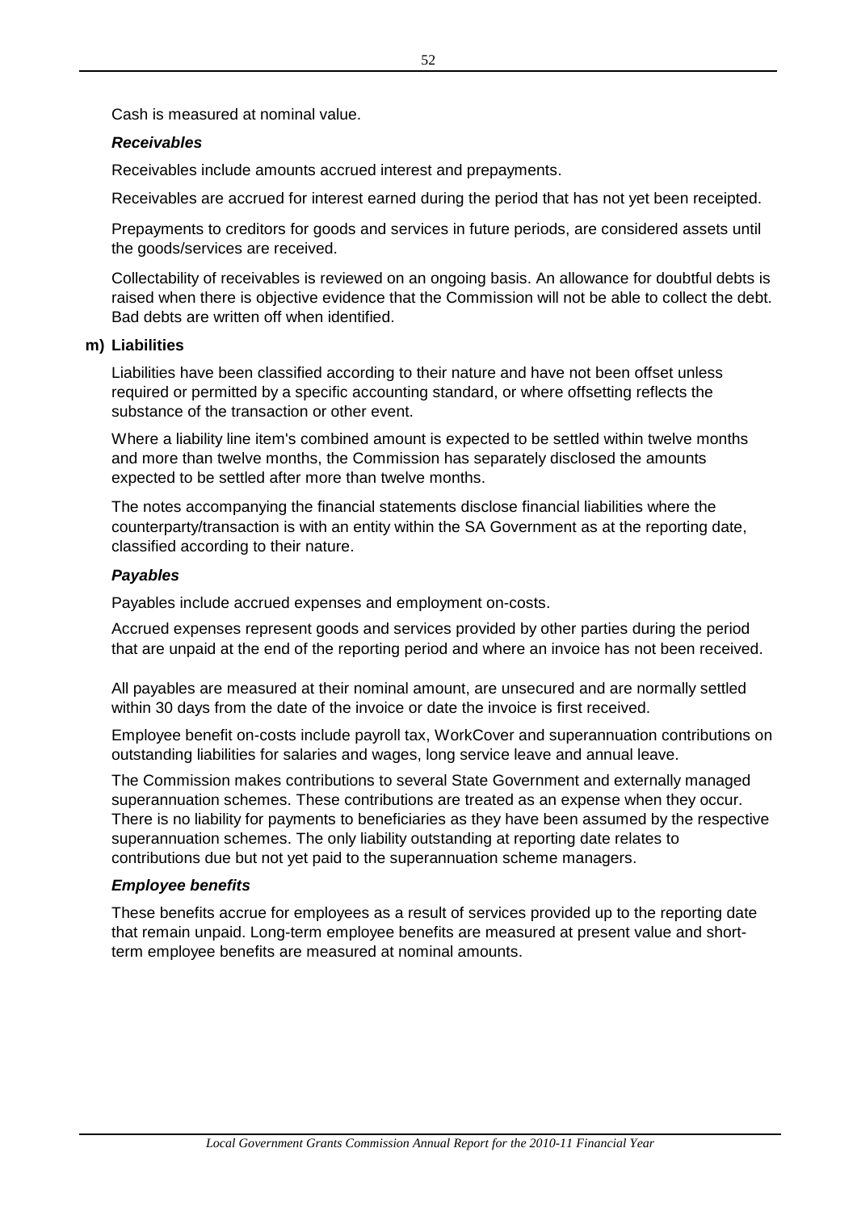Cash is measured at nominal value.

***Receivables***

Receivables include amounts accrued interest and prepayments.

Receivables are accrued for interest earned during the period that has not yet been receipted.

Prepayments to creditors for goods and services in future periods, are considered assets until the goods/services are received.

Collectability of receivables is reviewed on an ongoing basis. An allowance for doubtful debts is raised when there is objective evidence that the Commission will not be able to collect the debt. Bad debts are written off when identified.

**m) Liabilities**

Liabilities have been classified according to their nature and have not been offset unless required or permitted by a specific accounting standard, or where offsetting reflects the substance of the transaction or other event.

Where a liability line item's combined amount is expected to be settled within twelve months and more than twelve months, the Commission has separately disclosed the amounts expected to be settled after more than twelve months.

The notes accompanying the financial statements disclose financial liabilities where the counterparty/transaction is with an entity within the SA Government as at the reporting date, classified according to their nature.

***Payables***

Payables include accrued expenses and employment on-costs.

Accrued expenses represent goods and services provided by other parties during the period that are unpaid at the end of the reporting period and where an invoice has not been received.

All payables are measured at their nominal amount, are unsecured and are normally settled within 30 days from the date of the invoice or date the invoice is first received.

Employee benefit on-costs include payroll tax, WorkCover and superannuation contributions on outstanding liabilities for salaries and wages, long service leave and annual leave.

The Commission makes contributions to several State Government and externally managed superannuation schemes. These contributions are treated as an expense when they occur. There is no liability for payments to beneficiaries as they have been assumed by the respective superannuation schemes. The only liability outstanding at reporting date relates to contributions due but not yet paid to the superannuation scheme managers.

***Employee benefits***

These benefits accrue for employees as a result of services provided up to the reporting date that remain unpaid. Long-term employee benefits are measured at present value and short-term employee benefits are measured at nominal amounts.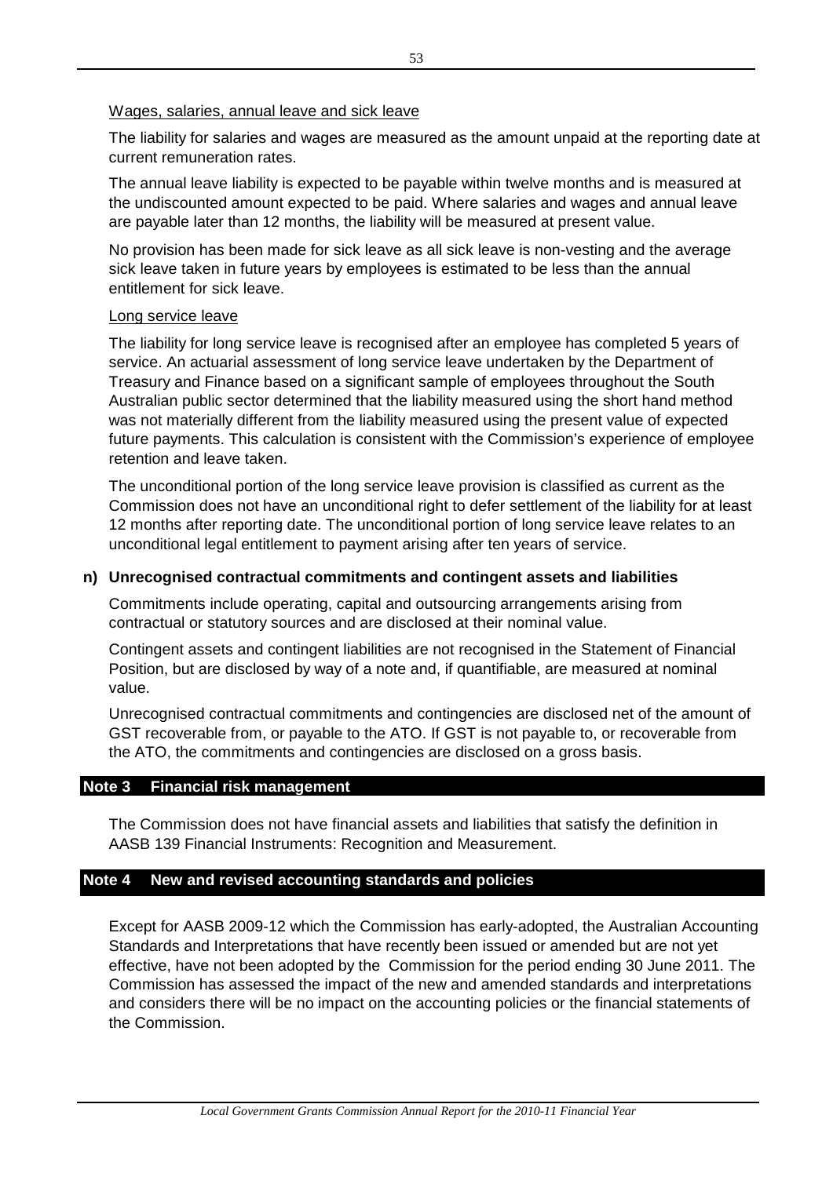Wages, salaries, annual leave and sick leave

The liability for salaries and wages are measured as the amount unpaid at the reporting date at current remuneration rates.

The annual leave liability is expected to be payable within twelve months and is measured at the undiscounted amount expected to be paid. Where salaries and wages and annual leave are payable later than 12 months, the liability will be measured at present value.

No provision has been made for sick leave as all sick leave is non-vesting and the average sick leave taken in future years by employees is estimated to be less than the annual entitlement for sick leave.

Long service leave

The liability for long service leave is recognised after an employee has completed 5 years of service. An actuarial assessment of long service leave undertaken by the Department of Treasury and Finance based on a significant sample of employees throughout the South Australian public sector determined that the liability measured using the short hand method was not materially different from the liability measured using the present value of expected future payments. This calculation is consistent with the Commission's experience of employee retention and leave taken.

The unconditional portion of the long service leave provision is classified as current as the Commission does not have an unconditional right to defer settlement of the liability for at least 12 months after reporting date. The unconditional portion of long service leave relates to an unconditional legal entitlement to payment arising after ten years of service.

**n) Unrecognised contractual commitments and contingent assets and liabilities**

Commitments include operating, capital and outsourcing arrangements arising from contractual or statutory sources and are disclosed at their nominal value.

Contingent assets and contingent liabilities are not recognised in the Statement of Financial Position, but are disclosed by way of a note and, if quantifiable, are measured at nominal value.

Unrecognised contractual commitments and contingencies are disclosed net of the amount of GST recoverable from, or payable to the ATO. If GST is not payable to, or recoverable from the ATO, the commitments and contingencies are disclosed on a gross basis.

## Note 3 Financial risk management

The Commission does not have financial assets and liabilities that satisfy the definition in AASB 139 Financial Instruments: Recognition and Measurement.

## Note 4 New and revised accounting standards and policies

Except for AASB 2009-12 which the Commission has early-adopted, the Australian Accounting Standards and Interpretations that have recently been issued or amended but are not yet effective, have not been adopted by the Commission for the period ending 30 June 2011. The Commission has assessed the impact of the new and amended standards and interpretations and considers there will be no impact on the accounting policies or the financial statements of the Commission.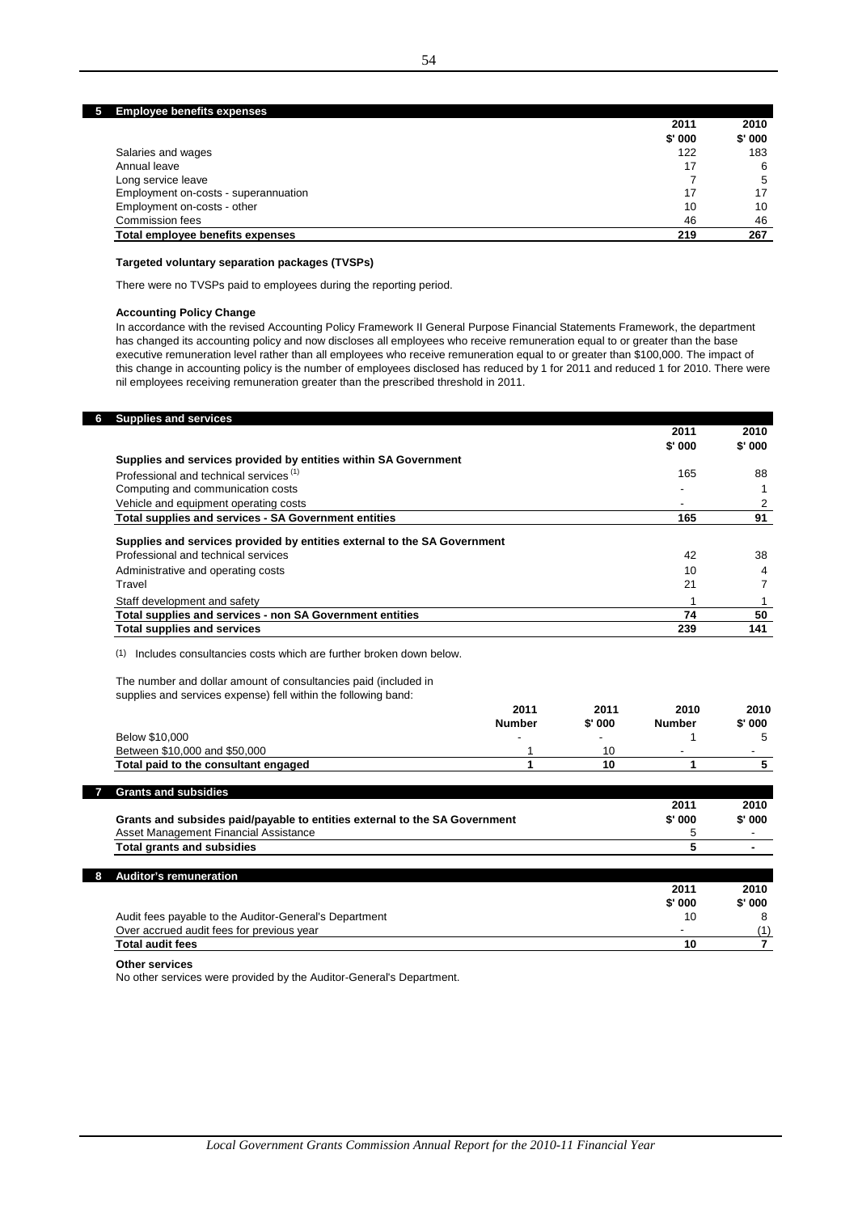## 5 Employee benefits expenses

| | 2011 | 2010 |
|---|---|---|
| | $' 000 | $' 000 |
| Salaries and wages | 122 | 183 |
| Annual leave | 17 | 6 |
| Long service leave | 7 | 5 |
| Employment on-costs - superannuation | 17 | 17 |
| Employment on-costs - other | 10 | 10 |
| Commission fees | 46 | 46 |
| **Total employee benefits expenses** | **219** | **267** |

**Targeted voluntary separation packages (TVSPs)**

There were no TVSPs paid to employees during the reporting period.

**Accounting Policy Change**

In accordance with the revised Accounting Policy Framework II General Purpose Financial Statements Framework, the department has changed its accounting policy and now discloses all employees who receive remuneration equal to or greater than the base executive remuneration level rather than all employees who receive remuneration equal to or greater than $100,000. The impact of this change in accounting policy is the number of employees disclosed has reduced by 1 for 2011 and reduced 1 for 2010. There were nil employees receiving remuneration greater than the prescribed threshold in 2011.

## 6 Supplies and services

| | 2011 | 2010 |
|---|---|---|
| | $' 000 | $' 000 |
| **Supplies and services provided by entities within SA Government** | | |
| Professional and technical services [(1)] | 165 | 88 |
| Computing and communication costs | - | 1 |
| Vehicle and equipment operating costs | - | 2 |
| **Total supplies and services - SA Government entities** | **165** | **91** |
| **Supplies and services provided by entities external to the SA Government** | | |
| Professional and technical services | 42 | 38 |
| Administrative and operating costs | 10 | 4 |
| Travel | 21 | 7 |
| Staff development and safety | 1 | 1 |
| **Total supplies and services - non SA Government entities** | **74** | **50** |
| **Total supplies and services** | **239** | **141** |

(1) Includes consultancies costs which are further broken down below.

The number and dollar amount of consultancies paid (included in supplies and services expense) fell within the following band:

| | 2011 | 2011 | 2010 | 2010 |
|---|---|---|---|---|
| | Number | $' 000 | Number | $' 000 |
| Below $10,000 | - | - | 1 | 5 |
| Between $10,000 and $50,000 | 1 | 10 | - | - |
| **Total paid to the consultant engaged** | **1** | **10** | **1** | **5** |

## 7 Grants and subsidies

| | 2011 | 2010 |
|---|---|---|
| **Grants and subsides paid/payable to entities external to the SA Government** | **$' 000** | **$' 000** |
| Asset Management Financial Assistance | 5 | - |
| **Total grants and subsidies** | **5** | **-** |

## 8 Auditor's remuneration

| | 2011 | 2010 |
|---|---|---|
| | $' 000 | $' 000 |
| Audit fees payable to the Auditor-General's Department | 10 | 8 |
| Over accrued audit fees for previous year | - | (1) |
| **Total audit fees** | **10** | **7** |

**Other services**

No other services were provided by the Auditor-General's Department.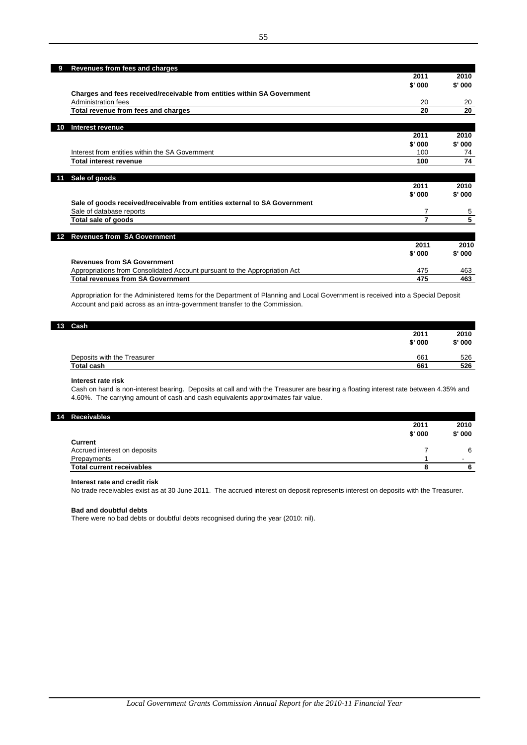## 9 Revenues from fees and charges

| | 2011 $'000 | 2010 $'000 |
|---|---|---|
| **Charges and fees received/receivable from entities within SA Government** | | |
| Administration fees | 20 | 20 |
| **Total revenue from fees and charges** | **20** | **20** |

## 10 Interest revenue

| | 2011 $'000 | 2010 $'000 |
|---|---|---|
| Interest from entities within the SA Government | 100 | 74 |
| **Total interest revenue** | **100** | **74** |

## 11 Sale of goods

| | 2011 $'000 | 2010 $'000 |
|---|---|---|
| **Sale of goods received/receivable from entities external to SA Government** | | |
| Sale of database reports | 7 | 5 |
| **Total sale of goods** | **7** | **5** |

## 12 Revenues from SA Government

| | 2011 $'000 | 2010 $'000 |
|---|---|---|
| **Revenues from SA Government** | | |
| Appropriations from Consolidated Account pursuant to the Appropriation Act | 475 | 463 |
| **Total revenues from SA Government** | **475** | **463** |

Appropriation for the Administered Items for the Department of Planning and Local Government is received into a Special Deposit Account and paid across as an intra-government transfer to the Commission.

## 13 Cash

| | 2011 $'000 | 2010 $'000 |
|---|---|---|
| Deposits with the Treasurer | 661 | 526 |
| **Total cash** | **661** | **526** |

**Interest rate risk**

Cash on hand is non-interest bearing. Deposits at call and with the Treasurer are bearing a floating interest rate between 4.35% and 4.60%. The carrying amount of cash and cash equivalents approximates fair value.

## 14 Receivables

| | 2011 $'000 | 2010 $'000 |
|---|---|---|
| **Current** | | |
| Accrued interest on deposits | 7 | 6 |
| Prepayments | 1 | - |
| **Total current receivables** | **8** | **6** |

**Interest rate and credit risk**

No trade receivables exist as at 30 June 2011. The accrued interest on deposit represents interest on deposits with the Treasurer.

**Bad and doubtful debts**

There were no bad debts or doubtful debts recognised during the year (2010: nil).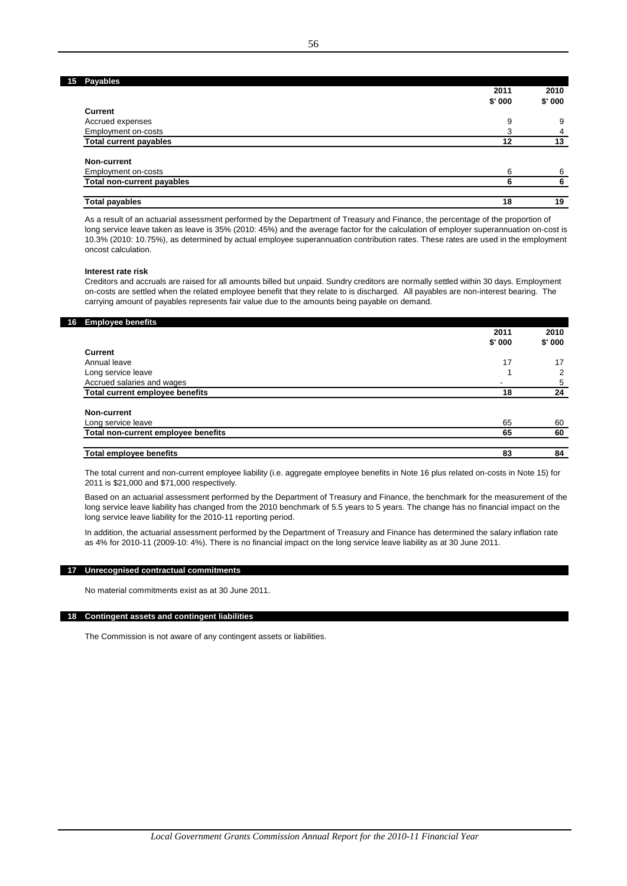## 15 Payables

| | 2011 $' 000 | 2010 $' 000 |
|---|---|---|
| **Current** | | |
| Accrued expenses | 9 | 9 |
| Employment on-costs | 3 | 4 |
| **Total current payables** | **12** | **13** |
| **Non-current** | | |
| Employment on-costs | 6 | 6 |
| **Total non-current payables** | **6** | **6** |
| **Total payables** | **18** | **19** |

As a result of an actuarial assessment performed by the Department of Treasury and Finance, the percentage of the proportion of long service leave taken as leave is 35% (2010: 45%) and the average factor for the calculation of employer superannuation on-cost is 10.3% (2010: 10.75%), as determined by actual employee superannuation contribution rates. These rates are used in the employment oncost calculation.

**Interest rate risk**

Creditors and accruals are raised for all amounts billed but unpaid. Sundry creditors are normally settled within 30 days. Employment on-costs are settled when the related employee benefit that they relate to is discharged. All payables are non-interest bearing. The carrying amount of payables represents fair value due to the amounts being payable on demand.

## 16 Employee benefits

| | 2011 $' 000 | 2010 $' 000 |
|---|---|---|
| **Current** | | |
| Annual leave | 17 | 17 |
| Long service leave | 1 | 2 |
| Accrued salaries and wages | - | 5 |
| **Total current employee benefits** | **18** | **24** |
| **Non-current** | | |
| Long service leave | 65 | 60 |
| **Total non-current employee benefits** | **65** | **60** |
| **Total employee benefits** | **83** | **84** |

The total current and non-current employee liability (i.e. aggregate employee benefits in Note 16 plus related on-costs in Note 15) for 2011 is $21,000 and $71,000 respectively.

Based on an actuarial assessment performed by the Department of Treasury and Finance, the benchmark for the measurement of the long service leave liability has changed from the 2010 benchmark of 5.5 years to 5 years. The change has no financial impact on the long service leave liability for the 2010-11 reporting period.

In addition, the actuarial assessment performed by the Department of Treasury and Finance has determined the salary inflation rate as 4% for 2010-11 (2009-10: 4%). There is no financial impact on the long service leave liability as at 30 June 2011.

## 17 Unrecognised contractual commitments

No material commitments exist as at 30 June 2011.

## 18 Contingent assets and contingent liabilities

The Commission is not aware of any contingent assets or liabilities.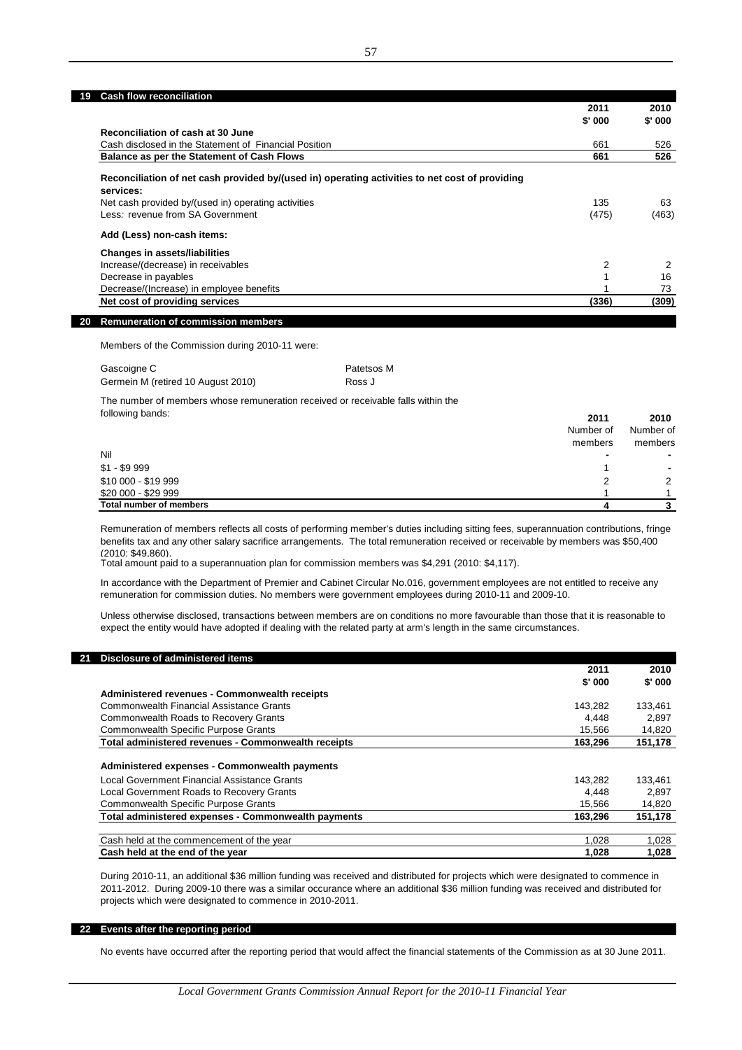## 19 Cash flow reconciliation

| | 2011 $' 000 | 2010 $' 000 |
|---|---|---|
| **Reconciliation of cash at 30 June** | | |
| Cash disclosed in the Statement of Financial Position | 661 | 526 |
| **Balance as per the Statement of Cash Flows** | **661** | **526** |
| | | |
| **Reconciliation of net cash provided by/(used in) operating activities to net cost of providing services:** | | |
| Net cash provided by/(used in) operating activities | 135 | 63 |
| Less*:* revenue from SA Government | (475) | (463) |
| | | |
| **Add (Less) non-cash items:** | | |
| | | |
| **Changes in assets/liabilities** | | |
| Increase/(decrease) in receivables | 2 | 2 |
| Decrease in payables | 1 | 16 |
| Decrease/(Increase) in employee benefits | 1 | 73 |
| **Net cost of providing services** | **(336)** | **(309)** |

## 20 Remuneration of commission members

Members of the Commission during 2010-11 were:

Gascoigne C
Germein M (retired 10 August 2010)
Patetsos M
Ross J

The number of members whose remuneration received or receivable falls within the following bands:

| | 2011 Number of members | 2010 Number of members |
|---|---|---|
| Nil | - | - |
| $1 - $9 999 | 1 | - |
| $10 000 - $19 999 | 2 | 2 |
| $20 000 - $29 999 | 1 | 1 |
| **Total number of members** | **4** | **3** |

Remuneration of members reflects all costs of performing member's duties including sitting fees, superannuation contributions, fringe benefits tax and any other salary sacrifice arrangements. The total remuneration received or receivable by members was $50,400 (2010: $49,860).
Total amount paid to a superannuation plan for commission members was $4,291 (2010: $4,117).

In accordance with the Department of Premier and Cabinet Circular No.016, government employees are not entitled to receive any remuneration for commission duties. No members were government employees during 2010-11 and 2009-10.

Unless otherwise disclosed, transactions between members are on conditions no more favourable than those that it is reasonable to expect the entity would have adopted if dealing with the related party at arm's length in the same circumstances.

## 21 Disclosure of administered items

| | 2011 $' 000 | 2010 $' 000 |
|---|---|---|
| **Administered revenues - Commonwealth receipts** | | |
| Commonwealth Financial Assistance Grants | 143,282 | 133,461 |
| Commonwealth Roads to Recovery Grants | 4,448 | 2,897 |
| Commonwealth Specific Purpose Grants | 15,566 | 14,820 |
| **Total administered revenues - Commonwealth receipts** | **163,296** | **151,178** |
| | | |
| **Administered expenses - Commonwealth payments** | | |
| Local Government Financial Assistance Grants | 143,282 | 133,461 |
| Local Government Roads to Recovery Grants | 4,448 | 2,897 |
| Commonwealth Specific Purpose Grants | 15,566 | 14,820 |
| **Total administered expenses - Commonwealth payments** | **163,296** | **151,178** |
| | | |
| Cash held at the commencement of the year | 1,028 | 1,028 |
| **Cash held at the end of the year** | **1,028** | **1,028** |

During 2010-11, an additional $36 million funding was received and distributed for projects which were designated to commence in 2011-2012. During 2009-10 there was a similar occurance where an additional $36 million funding was received and distributed for projects which were designated to commence in 2010-2011.

## 22 Events after the reporting period

No events have occurred after the reporting period that would affect the financial statements of the Commission as at 30 June 2011.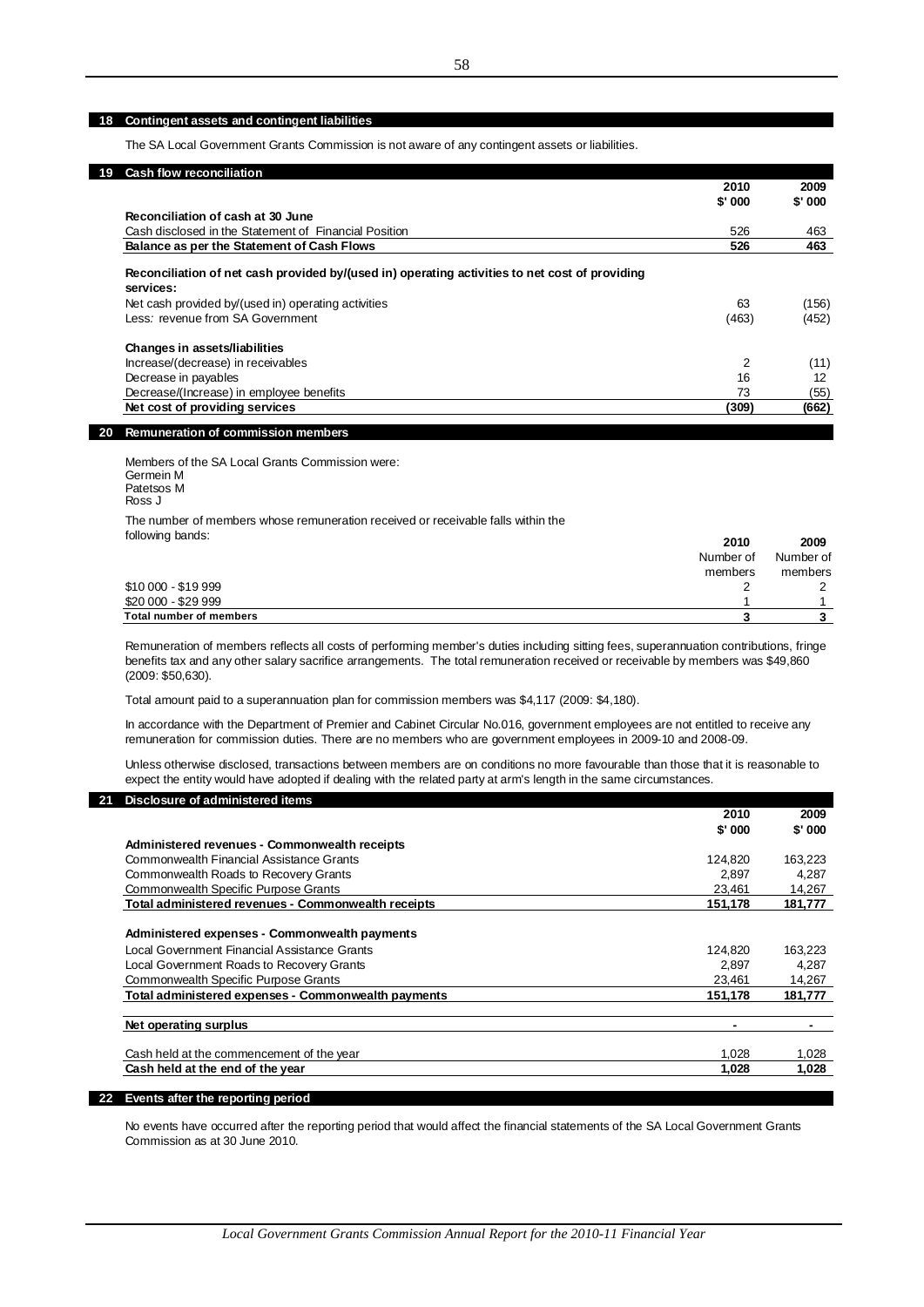## 18 Contingent assets and contingent liabilities

The SA Local Government Grants Commission is not aware of any contingent assets or liabilities.

## 19 Cash flow reconciliation

| | 2010 $' 000 | 2009 $' 000 |
|---|---|---|
| **Reconciliation of cash at 30 June** | | |
| Cash disclosed in the Statement of Financial Position | 526 | 463 |
| **Balance as per the Statement of Cash Flows** | **526** | **463** |
| | | |
| **Reconciliation of net cash provided by/(used in) operating activities to net cost of providing services:** | | |
| Net cash provided by/(used in) operating activities | 63 | (156) |
| Less: revenue from SA Government | (463) | (452) |
| | | |
| **Changes in assets/liabilities** | | |
| Increase/(decrease) in receivables | 2 | (11) |
| Decrease in payables | 16 | 12 |
| Decrease/(Increase) in employee benefits | 73 | (55) |
| **Net cost of providing services** | **(309)** | **(662)** |

## 20 Remuneration of commission members

Members of the SA Local Grants Commission were:
Germein M
Patetsos M
Ross J

The number of members whose remuneration received or receivable falls within the following bands:

| | 2010 Number of members | 2009 Number of members |
|---|---|---|
| $10 000 - $19 999 | 2 | 2 |
| $20 000 - $29 999 | 1 | 1 |
| **Total number of members** | **3** | **3** |

Remuneration of members reflects all costs of performing member's duties including sitting fees, superannuation contributions, fringe benefits tax and any other salary sacrifice arrangements. The total remuneration received or receivable by members was $49,860 (2009: $50,630).

Total amount paid to a superannuation plan for commission members was $4,117 (2009: $4,180).

In accordance with the Department of Premier and Cabinet Circular No.016, government employees are not entitled to receive any remuneration for commission duties. There are no members who are government employees in 2009-10 and 2008-09.

Unless otherwise disclosed, transactions between members are on conditions no more favourable than those that it is reasonable to expect the entity would have adopted if dealing with the related party at arm's length in the same circumstances.

## 21 Disclosure of administered items

| | 2010 $' 000 | 2009 $' 000 |
|---|---|---|
| **Administered revenues - Commonwealth receipts** | | |
| Commonwealth Financial Assistance Grants | 124,820 | 163,223 |
| Commonwealth Roads to Recovery Grants | 2,897 | 4,287 |
| Commonwealth Specific Purpose Grants | 23,461 | 14,267 |
| **Total administered revenues - Commonwealth receipts** | **151,178** | **181,777** |
| | | |
| **Administered expenses - Commonwealth payments** | | |
| Local Government Financial Assistance Grants | 124,820 | 163,223 |
| Local Government Roads to Recovery Grants | 2,897 | 4,287 |
| Commonwealth Specific Purpose Grants | 23,461 | 14,267 |
| **Total administered expenses - Commonwealth payments** | **151,178** | **181,777** |
| | | |
| **Net operating surplus** | **-** | **-** |
| | | |
| Cash held at the commencement of the year | 1,028 | 1,028 |
| **Cash held at the end of the year** | **1,028** | **1,028** |

## 22 Events after the reporting period

No events have occurred after the reporting period that would affect the financial statements of the SA Local Government Grants Commission as at 30 June 2010.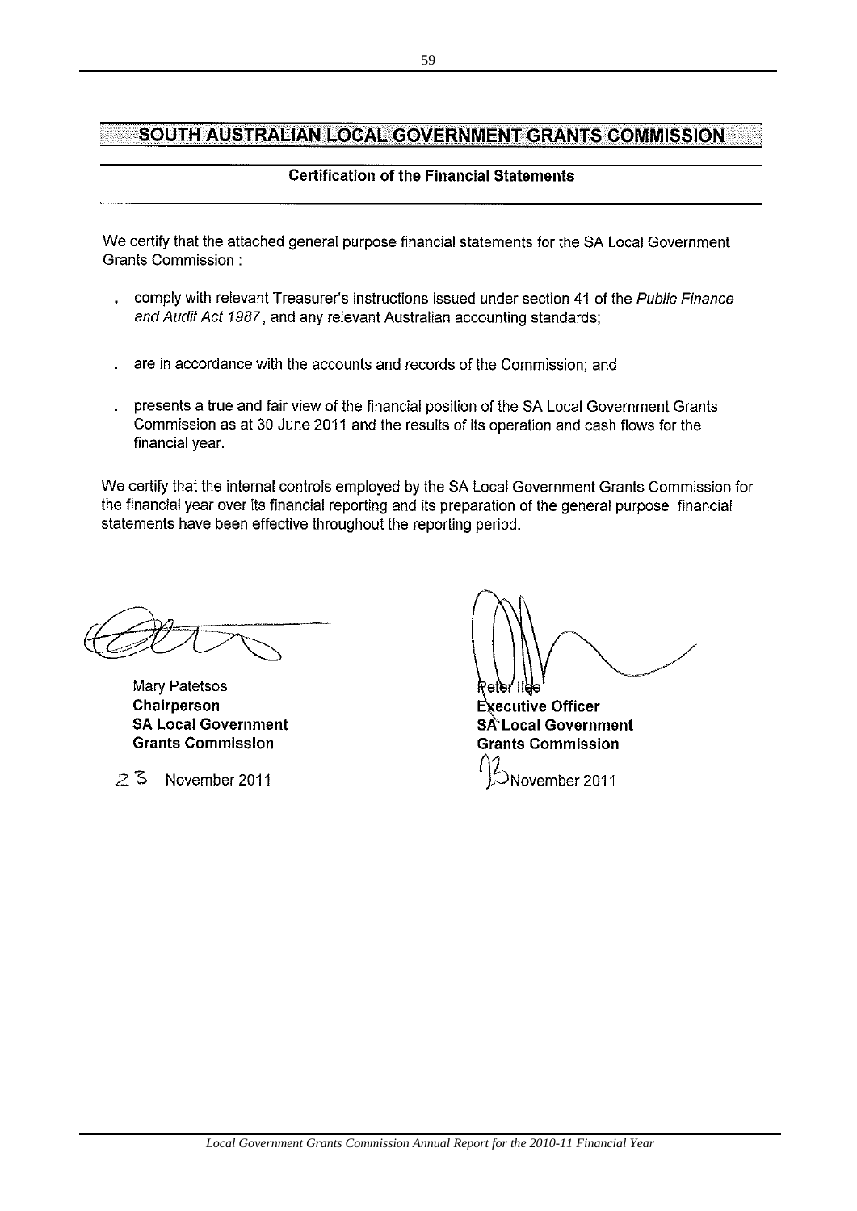# SOUTH AUSTRALIAN LOCAL GOVERNMENT GRANTS COMMISSION

## Certification of the Financial Statements

We certify that the attached general purpose financial statements for the SA Local Government Grants Commission :

- comply with relevant Treasurer's instructions issued under section 41 of the *Public Finance and Audit Act 1987*, and any relevant Australian accounting standards;
- are in accordance with the accounts and records of the Commission; and
- presents a true and fair view of the financial position of the SA Local Government Grants Commission as at 30 June 2011 and the results of its operation and cash flows for the financial year.

We certify that the internal controls employed by the SA Local Government Grants Commission for the financial year over its financial reporting and its preparation of the general purpose financial statements have been effective throughout the reporting period.

Mary Patetsos
**Chairperson**
**SA Local Government**
**Grants Commission**

23 November 2011

Peter Ilee
**Executive Officer**
**SA Local Government**
**Grants Commission**

23 November 2011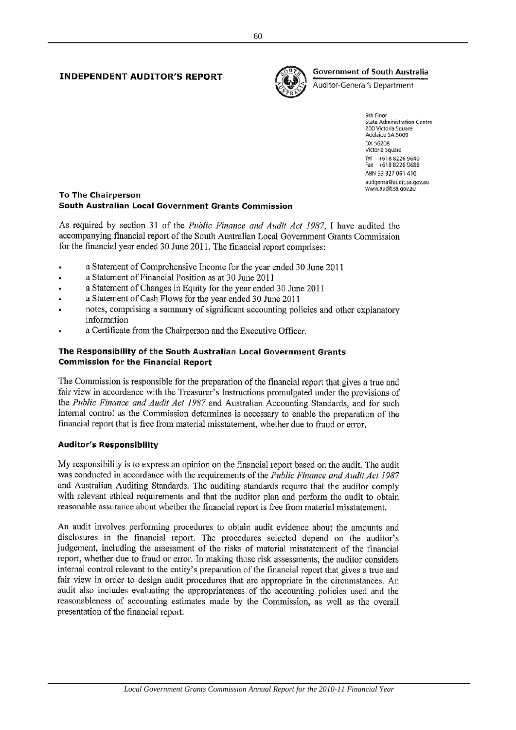# INDEPENDENT AUDITOR'S REPORT

**Government of South Australia**
Auditor-General's Department

9th Floor
State Administration Centre
200 Victoria Square
Adelaide SA 5000
DX 56208
Victoria Square
Tel +618 8226 9640
Fax +618 8226 9688
ABN 53 327 061 410
audgensa@audit.sa.gov.au
www.audit.sa.gov.au

**To The Chairperson**
**South Australian Local Government Grants Commission**

As required by section 31 of the *Public Finance and Audit Act 1987*, I have audited the accompanying financial report of the South Australian Local Government Grants Commission for the financial year ended 30 June 2011. The financial report comprises:

- a Statement of Comprehensive Income for the year ended 30 June 2011
- a Statement of Financial Position as at 30 June 2011
- a Statement of Changes in Equity for the year ended 30 June 2011
- a Statement of Cash Flows for the year ended 30 June 2011
- notes, comprising a summary of significant accounting policies and other explanatory information
- a Certificate from the Chairperson and the Executive Officer.

### The Responsibility of the South Australian Local Government Grants Commission for the Financial Report

The Commission is responsible for the preparation of the financial report that gives a true and fair view in accordance with the Treasurer's Instructions promulgated under the provisions of the *Public Finance and Audit Act 1987* and Australian Accounting Standards, and for such internal control as the Commission determines is necessary to enable the preparation of the financial report that is free from material misstatement, whether due to fraud or error.

### Auditor's Responsibility

My responsibility is to express an opinion on the financial report based on the audit. The audit was conducted in accordance with the requirements of the *Public Finance and Audit Act 1987* and Australian Auditing Standards. The auditing standards require that the auditor comply with relevant ethical requirements and that the auditor plan and perform the audit to obtain reasonable assurance about whether the financial report is free from material misstatement.

An audit involves performing procedures to obtain audit evidence about the amounts and disclosures in the financial report. The procedures selected depend on the auditor's judgement, including the assessment of the risks of material misstatement of the financial report, whether due to fraud or error. In making those risk assessments, the auditor considers internal control relevant to the entity's preparation of the financial report that gives a true and fair view in order to design audit procedures that are appropriate in the circumstances. An audit also includes evaluating the appropriateness of the accounting policies used and the reasonableness of accounting estimates made by the Commission, as well as the overall presentation of the financial report.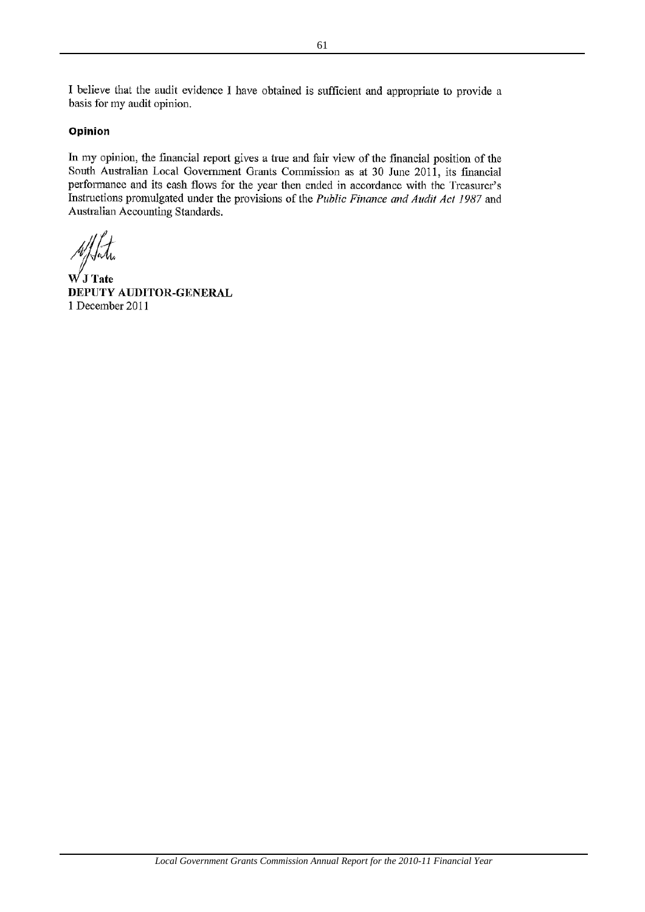I believe that the audit evidence I have obtained is sufficient and appropriate to provide a basis for my audit opinion.

**Opinion**

In my opinion, the financial report gives a true and fair view of the financial position of the South Australian Local Government Grants Commission as at 30 June 2011, its financial performance and its cash flows for the year then ended in accordance with the Treasurer's Instructions promulgated under the provisions of the *Public Finance and Audit Act 1987* and Australian Accounting Standards.

**W J Tate**
**DEPUTY AUDITOR-GENERAL**
1 December 2011